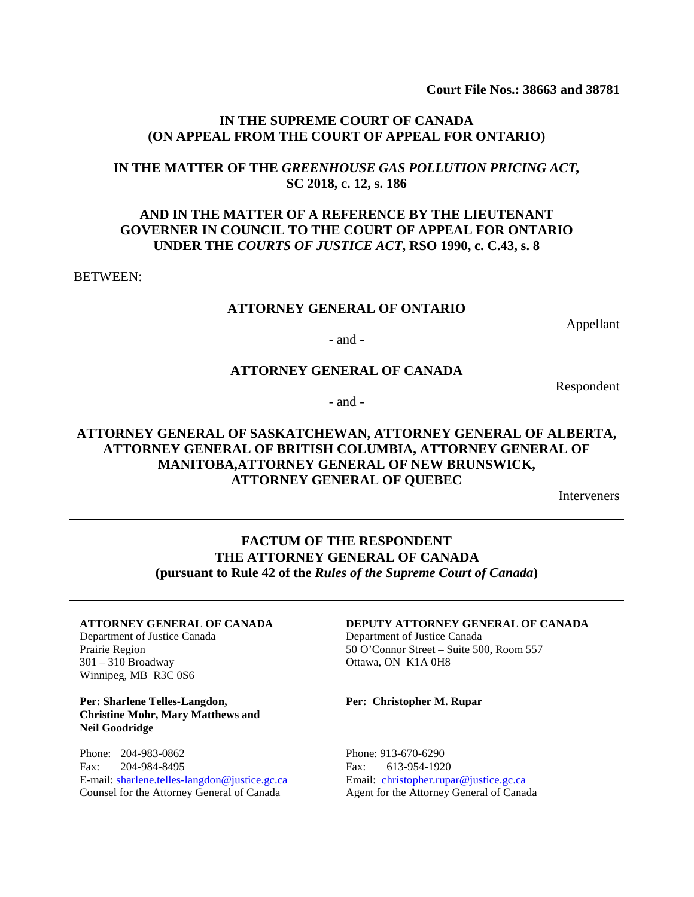**Court File Nos.: 38663 and 38781**

**IN THE SUPREME COURT OF CANADA**
**(ON APPEAL FROM THE COURT OF APPEAL FOR ONTARIO)**

**IN THE MATTER OF THE *GREENHOUSE GAS POLLUTION PRICING ACT*, SC 2018, c. 12, s. 186**

**AND IN THE MATTER OF A REFERENCE BY THE LIEUTENANT GOVERNER IN COUNCIL TO THE COURT OF APPEAL FOR ONTARIO UNDER THE *COURTS OF JUSTICE ACT*, RSO 1990, c. C.43, s. 8**

BETWEEN:

**ATTORNEY GENERAL OF ONTARIO**

Appellant

- and -

**ATTORNEY GENERAL OF CANADA**

Respondent

- and -

**ATTORNEY GENERAL OF SASKATCHEWAN, ATTORNEY GENERAL OF ALBERTA, ATTORNEY GENERAL OF BRITISH COLUMBIA, ATTORNEY GENERAL OF MANITOBA,ATTORNEY GENERAL OF NEW BRUNSWICK, ATTORNEY GENERAL OF QUEBEC**

Interveners

---

**FACTUM OF THE RESPONDENT**
**THE ATTORNEY GENERAL OF CANADA**
**(pursuant to Rule 42 of the *Rules of the Supreme Court of Canada*)**

---

**ATTORNEY GENERAL OF CANADA**
Department of Justice Canada
Prairie Region
301 – 310 Broadway
Winnipeg, MB R3C 0S6

**Per: Sharlene Telles-Langdon, Christine Mohr, Mary Matthews and Neil Goodridge**

Phone: 204-983-0862
Fax: 204-984-8495
E-mail: sharlene.telles-langdon@justice.gc.ca
Counsel for the Attorney General of Canada

**DEPUTY ATTORNEY GENERAL OF CANADA**
Department of Justice Canada
50 O'Connor Street – Suite 500, Room 557
Ottawa, ON K1A 0H8

**Per: Christopher M. Rupar**

Phone: 913-670-6290
Fax: 613-954-1920
Email: christopher.rupar@justice.gc.ca
Agent for the Attorney General of Canada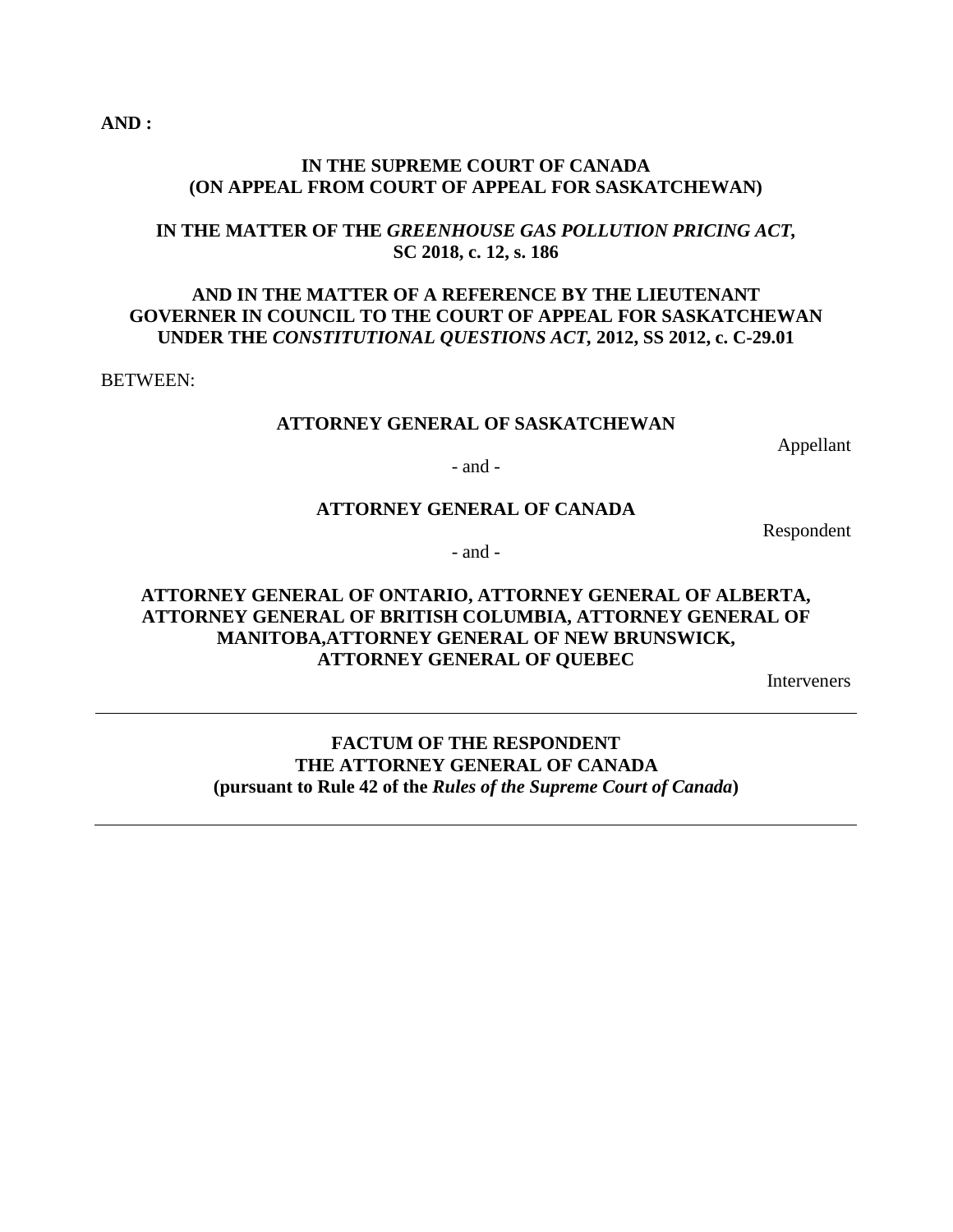**AND :**

**IN THE SUPREME COURT OF CANADA**
**(ON APPEAL FROM COURT OF APPEAL FOR SASKATCHEWAN)**

**IN THE MATTER OF THE *GREENHOUSE GAS POLLUTION PRICING ACT*, SC 2018, c. 12, s. 186**

**AND IN THE MATTER OF A REFERENCE BY THE LIEUTENANT GOVERNER IN COUNCIL TO THE COURT OF APPEAL FOR SASKATCHEWAN UNDER THE *CONSTITUTIONAL QUESTIONS ACT*, 2012, SS 2012, c. C-29.01**

BETWEEN:

**ATTORNEY GENERAL OF SASKATCHEWAN**

Appellant

- and -

**ATTORNEY GENERAL OF CANADA**

Respondent

- and -

**ATTORNEY GENERAL OF ONTARIO, ATTORNEY GENERAL OF ALBERTA, ATTORNEY GENERAL OF BRITISH COLUMBIA, ATTORNEY GENERAL OF MANITOBA,ATTORNEY GENERAL OF NEW BRUNSWICK, ATTORNEY GENERAL OF QUEBEC**

Interveners

---

**FACTUM OF THE RESPONDENT**
**THE ATTORNEY GENERAL OF CANADA**
**(pursuant to Rule 42 of the *Rules of the Supreme Court of Canada*)**

---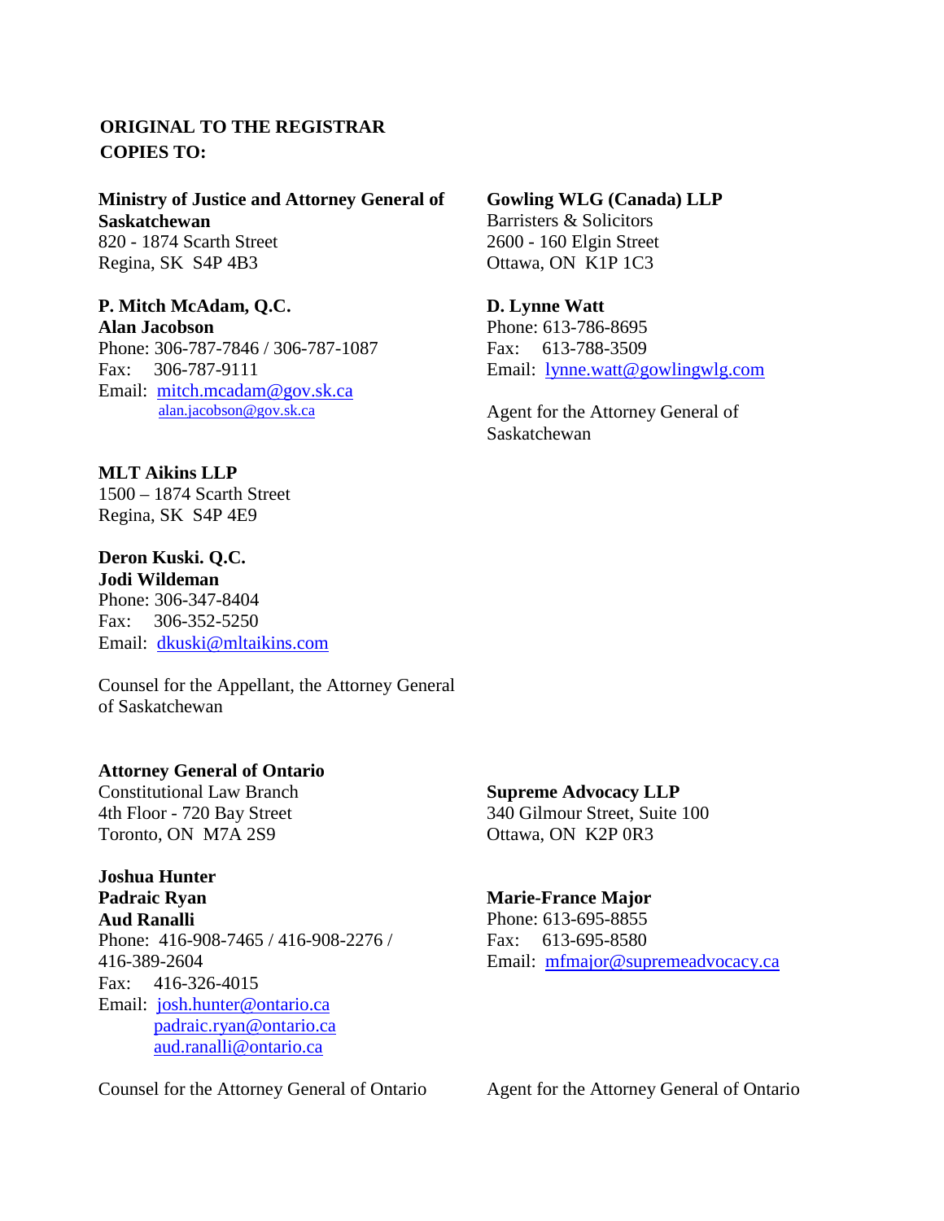**ORIGINAL TO THE REGISTRAR**
**COPIES TO:**

**Ministry of Justice and Attorney General of Saskatchewan**
820 - 1874 Scarth Street
Regina, SK S4P 4B3

**P. Mitch McAdam, Q.C.**
**Alan Jacobson**
Phone: 306-787-7846 / 306-787-1087
Fax: 306-787-9111
Email: mitch.mcadam@gov.sk.ca
alan.jacobson@gov.sk.ca

**MLT Aikins LLP**
1500 – 1874 Scarth Street
Regina, SK S4P 4E9

**Deron Kuski. Q.C.**
**Jodi Wildeman**
Phone: 306-347-8404
Fax: 306-352-5250
Email: dkuski@mltaikins.com

Counsel for the Appellant, the Attorney General of Saskatchewan

**Gowling WLG (Canada) LLP**
Barristers & Solicitors
2600 - 160 Elgin Street
Ottawa, ON K1P 1C3

**D. Lynne Watt**
Phone: 613-786-8695
Fax: 613-788-3509
Email: lynne.watt@gowlingwlg.com

Agent for the Attorney General of Saskatchewan

**Attorney General of Ontario**
Constitutional Law Branch
4th Floor - 720 Bay Street
Toronto, ON M7A 2S9

**Joshua Hunter**
**Padraic Ryan**
**Aud Ranalli**
Phone: 416-908-7465 / 416-908-2276 / 416-389-2604
Fax: 416-326-4015
Email: josh.hunter@ontario.ca
padraic.ryan@ontario.ca
aud.ranalli@ontario.ca

Counsel for the Attorney General of Ontario

**Supreme Advocacy LLP**
340 Gilmour Street, Suite 100
Ottawa, ON K2P 0R3

**Marie-France Major**
Phone: 613-695-8855
Fax: 613-695-8580
Email: mfmajor@supremeadvocacy.ca

Agent for the Attorney General of Ontario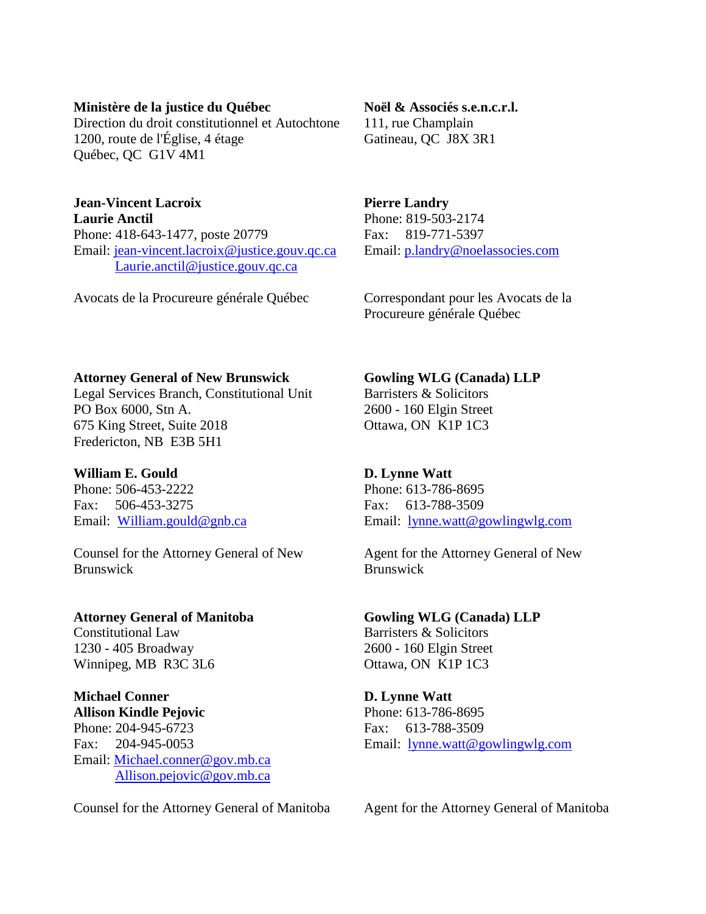**Ministère de la justice du Québec**
Direction du droit constitutionnel et Autochtone
1200, route de l'Église, 4 étage
Québec, QC G1V 4M1

**Jean-Vincent Lacroix**
**Laurie Anctil**
Phone: 418-643-1477, poste 20779
Email: jean-vincent.lacroix@justice.gouv.qc.ca
Laurie.anctil@justice.gouv.qc.ca

Avocats de la Procureure générale Québec

**Noël & Associés s.e.n.c.r.l.**
111, rue Champlain
Gatineau, QC J8X 3R1

**Pierre Landry**
Phone: 819-503-2174
Fax: 819-771-5397
Email: p.landry@noelassocies.com

Correspondant pour les Avocats de la Procureure générale Québec

**Attorney General of New Brunswick**
Legal Services Branch, Constitutional Unit
PO Box 6000, Stn A.
675 King Street, Suite 2018
Fredericton, NB E3B 5H1

**William E. Gould**
Phone: 506-453-2222
Fax: 506-453-3275
Email: William.gould@gnb.ca

Counsel for the Attorney General of New Brunswick

**Gowling WLG (Canada) LLP**
Barristers & Solicitors
2600 - 160 Elgin Street
Ottawa, ON K1P 1C3

**D. Lynne Watt**
Phone: 613-786-8695
Fax: 613-788-3509
Email: lynne.watt@gowlingwlg.com

Agent for the Attorney General of New Brunswick

**Attorney General of Manitoba**
Constitutional Law
1230 - 405 Broadway
Winnipeg, MB R3C 3L6

**Michael Conner**
**Allison Kindle Pejovic**
Phone: 204-945-6723
Fax: 204-945-0053
Email: Michael.conner@gov.mb.ca
Allison.pejovic@gov.mb.ca

Counsel for the Attorney General of Manitoba

**Gowling WLG (Canada) LLP**
Barristers & Solicitors
2600 - 160 Elgin Street
Ottawa, ON K1P 1C3

**D. Lynne Watt**
Phone: 613-786-8695
Fax: 613-788-3509
Email: lynne.watt@gowlingwlg.com

Agent for the Attorney General of Manitoba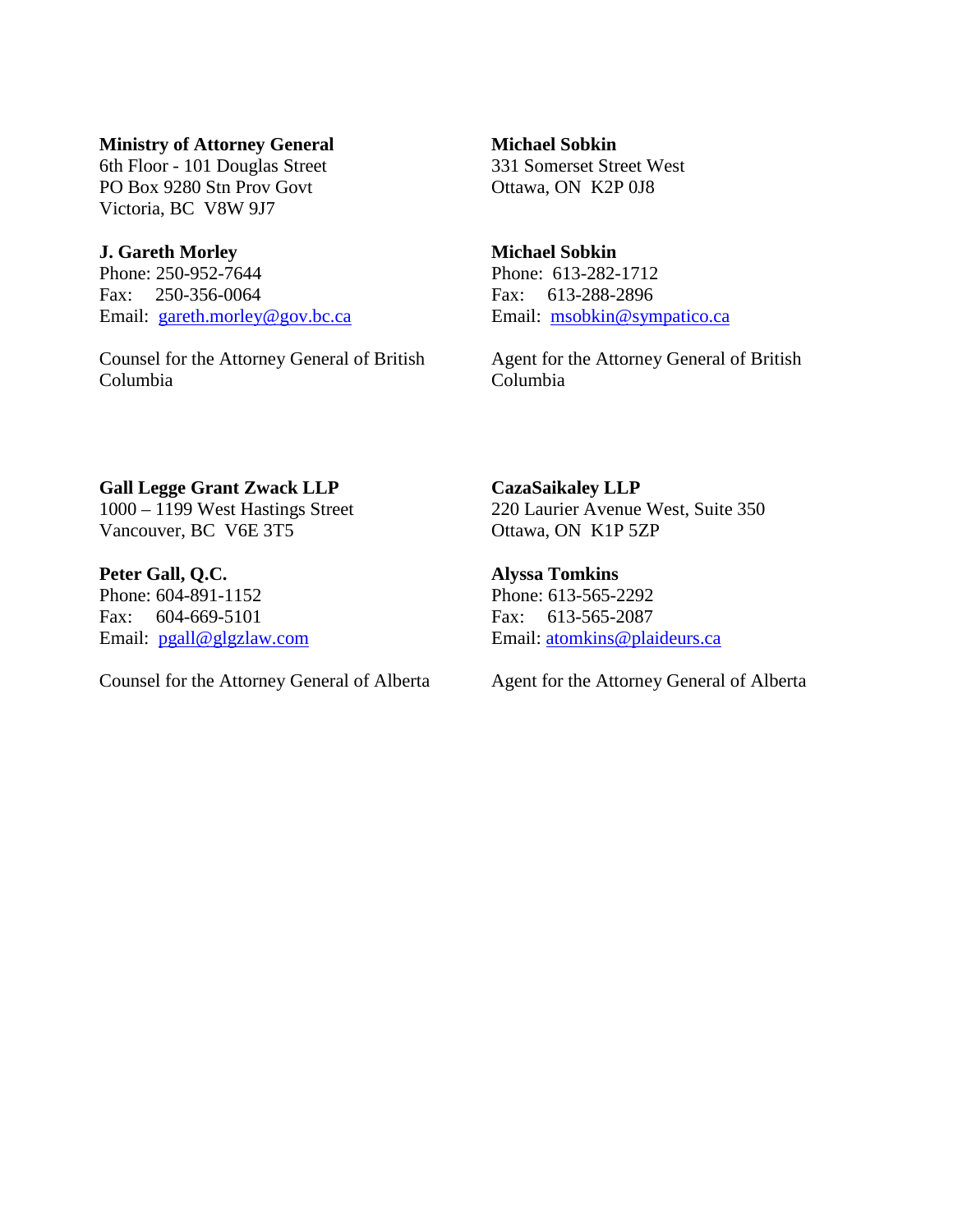**Ministry of Attorney General**
6th Floor - 101 Douglas Street
PO Box 9280 Stn Prov Govt
Victoria, BC V8W 9J7

**J. Gareth Morley**
Phone: 250-952-7644
Fax: 250-356-0064
Email: gareth.morley@gov.bc.ca

Counsel for the Attorney General of British Columbia

**Michael Sobkin**
331 Somerset Street West
Ottawa, ON K2P 0J8

**Michael Sobkin**
Phone: 613-282-1712
Fax: 613-288-2896
Email: msobkin@sympatico.ca

Agent for the Attorney General of British Columbia

**Gall Legge Grant Zwack LLP**
1000 – 1199 West Hastings Street
Vancouver, BC V6E 3T5

**Peter Gall, Q.C.**
Phone: 604-891-1152
Fax: 604-669-5101
Email: pgall@glgzlaw.com

Counsel for the Attorney General of Alberta

**CazaSaikaley LLP**
220 Laurier Avenue West, Suite 350
Ottawa, ON K1P 5ZP

**Alyssa Tomkins**
Phone: 613-565-2292
Fax: 613-565-2087
Email: atomkins@plaideurs.ca

Agent for the Attorney General of Alberta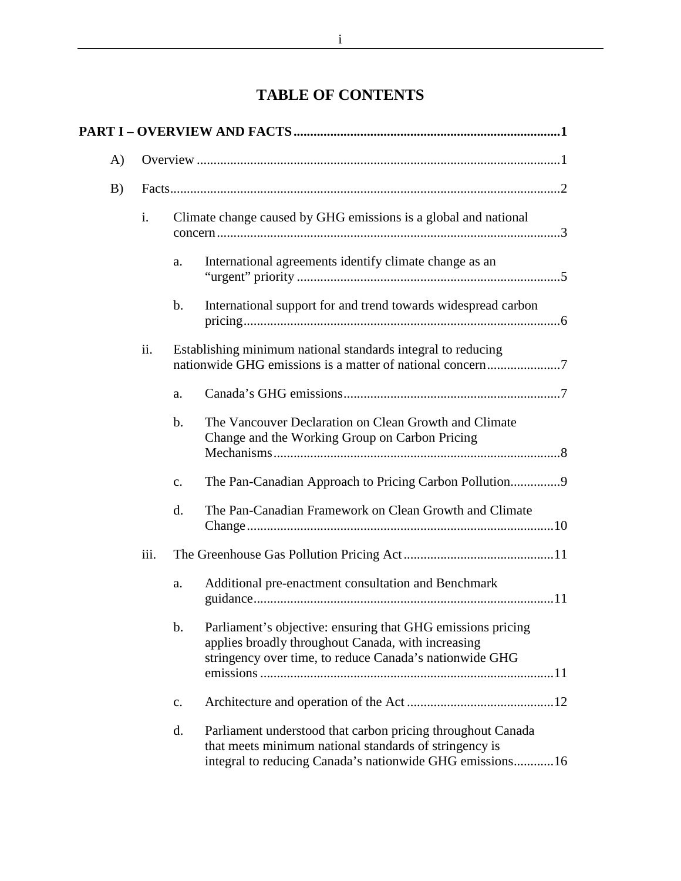# TABLE OF CONTENTS

**PART I – OVERVIEW AND FACTS ............................................................................... 1**

- A) Overview ............................................................................................................ 1
- B) Facts .................................................................................................................... 2
  - i. Climate change caused by GHG emissions is a global and national concern ...................................................................................................... 3
    - a. International agreements identify climate change as an "urgent" priority .............................................................................. 5
    - b. International support for and trend towards widespread carbon pricing ............................................................................................. 6
  - ii. Establishing minimum national standards integral to reducing nationwide GHG emissions is a matter of national concern ...................... 7
    - a. Canada's GHG emissions ................................................................ 7
    - b. The Vancouver Declaration on Clean Growth and Climate Change and the Working Group on Carbon Pricing Mechanisms .................................................................................... 8
    - c. The Pan-Canadian Approach to Pricing Carbon Pollution ............... 9
    - d. The Pan-Canadian Framework on Clean Growth and Climate Change ........................................................................................... 10
  - iii. The Greenhouse Gas Pollution Pricing Act ............................................. 11
    - a. Additional pre-enactment consultation and Benchmark guidance ........................................................................................ 11
    - b. Parliament's objective: ensuring that GHG emissions pricing applies broadly throughout Canada, with increasing stringency over time, to reduce Canada's nationwide GHG emissions ...................................................................................... 11
    - c. Architecture and operation of the Act ............................................ 12
    - d. Parliament understood that carbon pricing throughout Canada that meets minimum national standards of stringency is integral to reducing Canada's nationwide GHG emissions ............ 16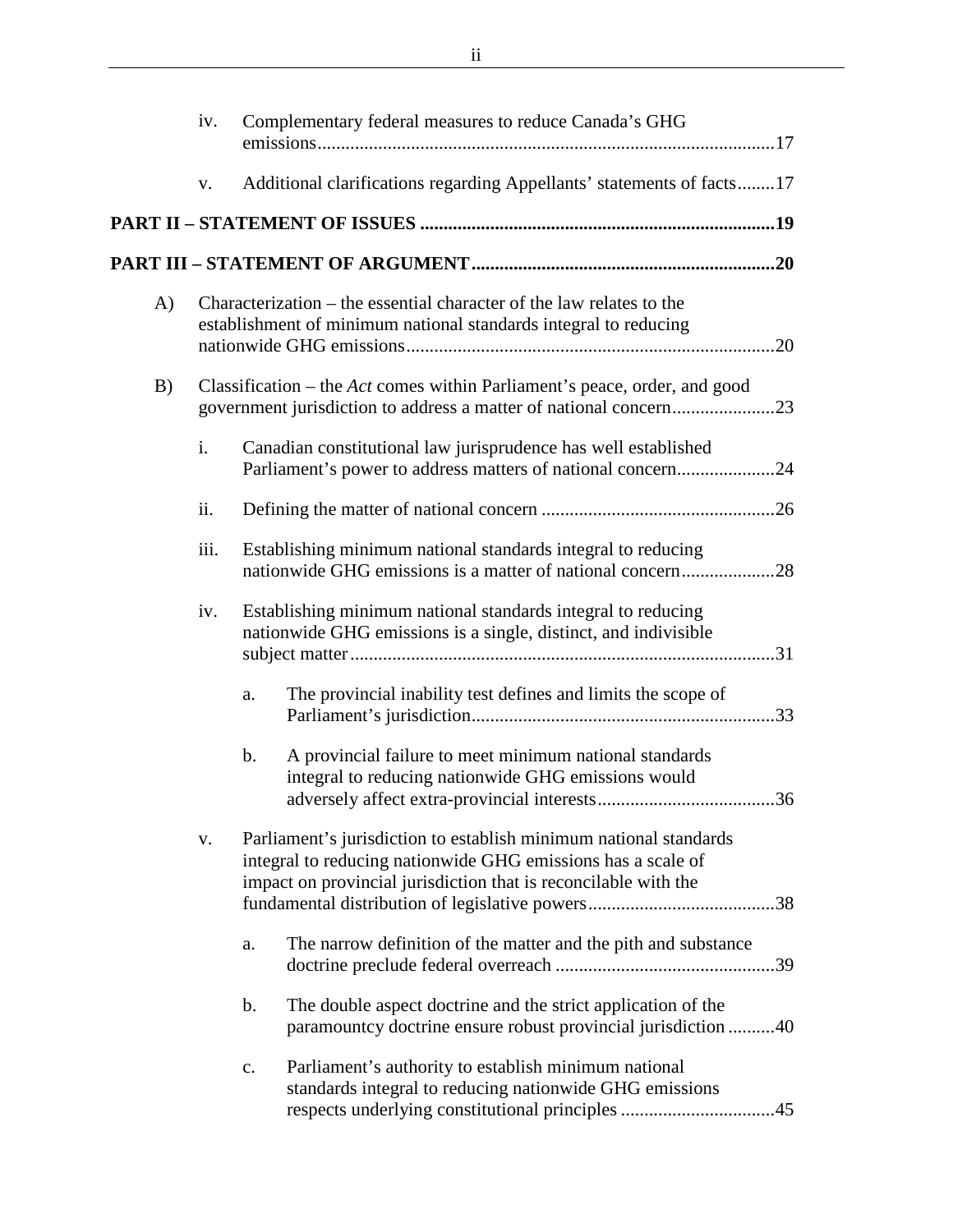iv. Complementary federal measures to reduce Canada's GHG emissions....17

v. Additional clarifications regarding Appellants' statements of facts....17

**PART II – STATEMENT OF ISSUES ....19**

**PART III – STATEMENT OF ARGUMENT....20**

A) Characterization – the essential character of the law relates to the establishment of minimum national standards integral to reducing nationwide GHG emissions....20

B) Classification – the *Act* comes within Parliament's peace, order, and good government jurisdiction to address a matter of national concern....23

- i. Canadian constitutional law jurisprudence has well established Parliament's power to address matters of national concern....24
- ii. Defining the matter of national concern ....26
- iii. Establishing minimum national standards integral to reducing nationwide GHG emissions is a matter of national concern....28
- iv. Establishing minimum national standards integral to reducing nationwide GHG emissions is a single, distinct, and indivisible subject matter....31
  - a. The provincial inability test defines and limits the scope of Parliament's jurisdiction....33
  - b. A provincial failure to meet minimum national standards integral to reducing nationwide GHG emissions would adversely affect extra-provincial interests....36
- v. Parliament's jurisdiction to establish minimum national standards integral to reducing nationwide GHG emissions has a scale of impact on provincial jurisdiction that is reconcilable with the fundamental distribution of legislative powers....38
  - a. The narrow definition of the matter and the pith and substance doctrine preclude federal overreach ....39
  - b. The double aspect doctrine and the strict application of the paramountcy doctrine ensure robust provincial jurisdiction ....40
  - c. Parliament's authority to establish minimum national standards integral to reducing nationwide GHG emissions respects underlying constitutional principles ....45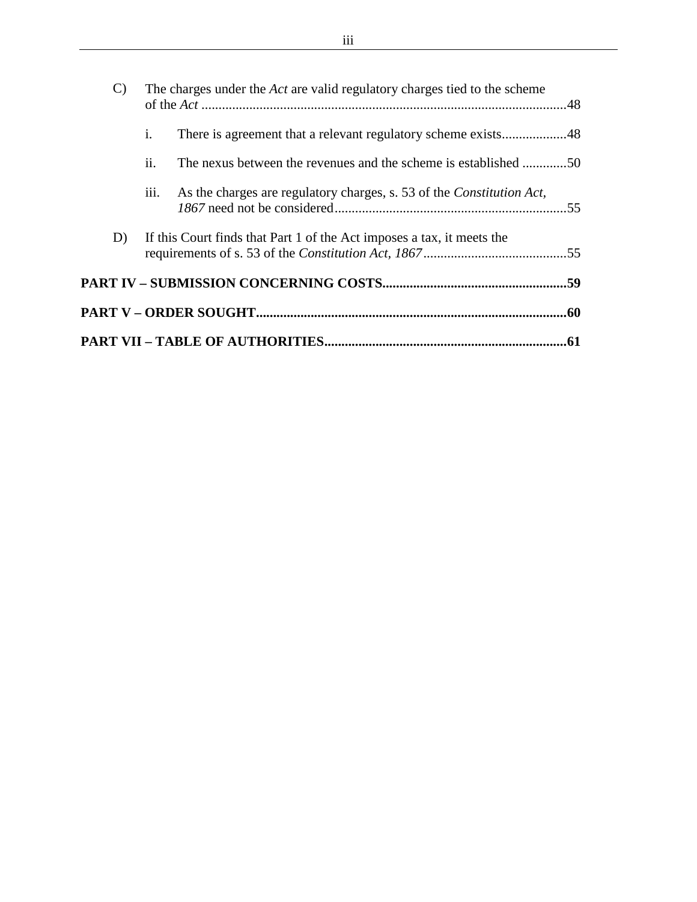C) The charges under the *Act* are valid regulatory charges tied to the scheme of the *Act* ..........................................................................................................48

- i. There is agreement that a relevant regulatory scheme exists...................48
- ii. The nexus between the revenues and the scheme is established .............50
- iii. As the charges are regulatory charges, s. 53 of the *Constitution Act, 1867* need not be considered...................................................................55

D) If this Court finds that Part 1 of the Act imposes a tax, it meets the requirements of s. 53 of the *Constitution Act, 1867*..........................................55

**PART IV – SUBMISSION CONCERNING COSTS......................................................59**

**PART V – ORDER SOUGHT..........................................................................................60**

**PART VII – TABLE OF AUTHORITIES.......................................................................61**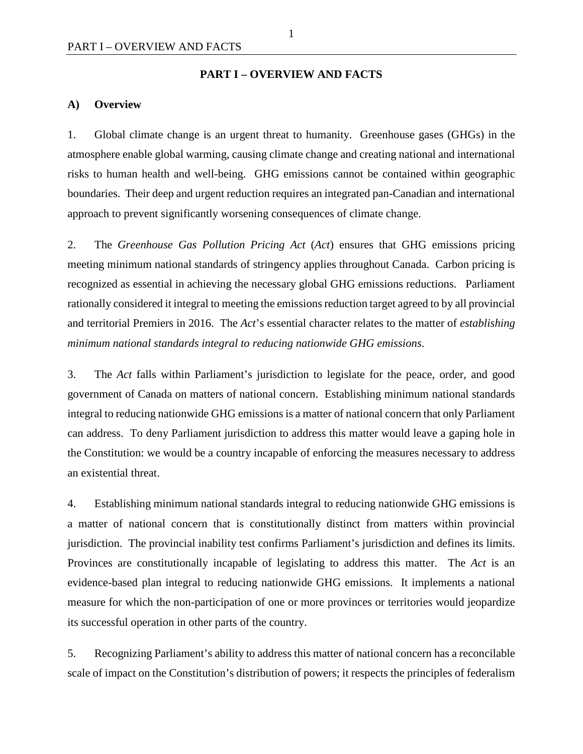## PART I – OVERVIEW AND FACTS

### A) Overview

1. Global climate change is an urgent threat to humanity. Greenhouse gases (GHGs) in the atmosphere enable global warming, causing climate change and creating national and international risks to human health and well-being. GHG emissions cannot be contained within geographic boundaries. Their deep and urgent reduction requires an integrated pan-Canadian and international approach to prevent significantly worsening consequences of climate change.

2. The *Greenhouse Gas Pollution Pricing Act* (*Act*) ensures that GHG emissions pricing meeting minimum national standards of stringency applies throughout Canada. Carbon pricing is recognized as essential in achieving the necessary global GHG emissions reductions. Parliament rationally considered it integral to meeting the emissions reduction target agreed to by all provincial and territorial Premiers in 2016. The *Act*'s essential character relates to the matter of *establishing minimum national standards integral to reducing nationwide GHG emissions*.

3. The *Act* falls within Parliament's jurisdiction to legislate for the peace, order, and good government of Canada on matters of national concern. Establishing minimum national standards integral to reducing nationwide GHG emissions is a matter of national concern that only Parliament can address. To deny Parliament jurisdiction to address this matter would leave a gaping hole in the Constitution: we would be a country incapable of enforcing the measures necessary to address an existential threat.

4. Establishing minimum national standards integral to reducing nationwide GHG emissions is a matter of national concern that is constitutionally distinct from matters within provincial jurisdiction. The provincial inability test confirms Parliament's jurisdiction and defines its limits. Provinces are constitutionally incapable of legislating to address this matter. The *Act* is an evidence-based plan integral to reducing nationwide GHG emissions. It implements a national measure for which the non-participation of one or more provinces or territories would jeopardize its successful operation in other parts of the country.

5. Recognizing Parliament's ability to address this matter of national concern has a reconcilable scale of impact on the Constitution's distribution of powers; it respects the principles of federalism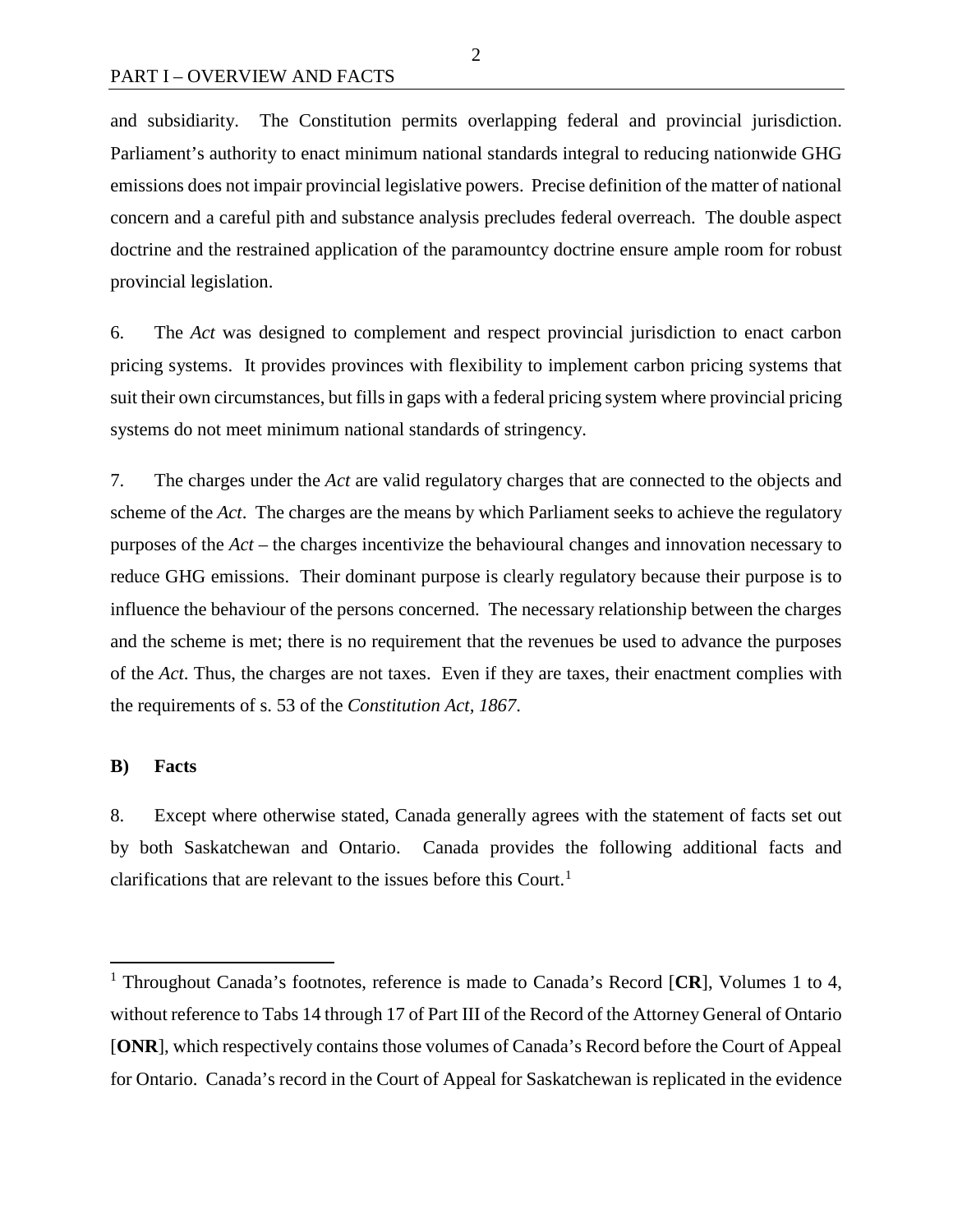and subsidiarity. The Constitution permits overlapping federal and provincial jurisdiction. Parliament's authority to enact minimum national standards integral to reducing nationwide GHG emissions does not impair provincial legislative powers. Precise definition of the matter of national concern and a careful pith and substance analysis precludes federal overreach. The double aspect doctrine and the restrained application of the paramountcy doctrine ensure ample room for robust provincial legislation.

6. The *Act* was designed to complement and respect provincial jurisdiction to enact carbon pricing systems. It provides provinces with flexibility to implement carbon pricing systems that suit their own circumstances, but fills in gaps with a federal pricing system where provincial pricing systems do not meet minimum national standards of stringency.

7. The charges under the *Act* are valid regulatory charges that are connected to the objects and scheme of the *Act*. The charges are the means by which Parliament seeks to achieve the regulatory purposes of the *Act* – the charges incentivize the behavioural changes and innovation necessary to reduce GHG emissions. Their dominant purpose is clearly regulatory because their purpose is to influence the behaviour of the persons concerned. The necessary relationship between the charges and the scheme is met; there is no requirement that the revenues be used to advance the purposes of the *Act*. Thus, the charges are not taxes. Even if they are taxes, their enactment complies with the requirements of s. 53 of the *Constitution Act, 1867*.

### B) Facts

8. Except where otherwise stated, Canada generally agrees with the statement of facts set out by both Saskatchewan and Ontario. Canada provides the following additional facts and clarifications that are relevant to the issues before this Court.[1]

---

[1] Throughout Canada's footnotes, reference is made to Canada's Record [**CR**], Volumes 1 to 4, without reference to Tabs 14 through 17 of Part III of the Record of the Attorney General of Ontario [**ONR**], which respectively contains those volumes of Canada's Record before the Court of Appeal for Ontario. Canada's record in the Court of Appeal for Saskatchewan is replicated in the evidence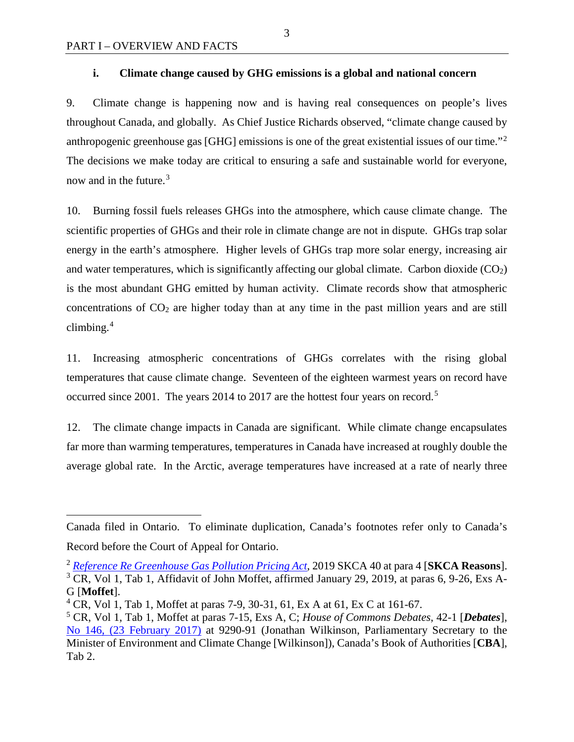### i. Climate change caused by GHG emissions is a global and national concern

9. Climate change is happening now and is having real consequences on people's lives throughout Canada, and globally. As Chief Justice Richards observed, "climate change caused by anthropogenic greenhouse gas [GHG] emissions is one of the great existential issues of our time."[2] The decisions we make today are critical to ensuring a safe and sustainable world for everyone, now and in the future.[3]

10. Burning fossil fuels releases GHGs into the atmosphere, which cause climate change. The scientific properties of GHGs and their role in climate change are not in dispute. GHGs trap solar energy in the earth's atmosphere. Higher levels of GHGs trap more solar energy, increasing air and water temperatures, which is significantly affecting our global climate. Carbon dioxide ($CO_2$) is the most abundant GHG emitted by human activity. Climate records show that atmospheric concentrations of $CO_2$ are higher today than at any time in the past million years and are still climbing.[4]

11. Increasing atmospheric concentrations of GHGs correlates with the rising global temperatures that cause climate change. Seventeen of the eighteen warmest years on record have occurred since 2001. The years 2014 to 2017 are the hottest four years on record.[5]

12. The climate change impacts in Canada are significant. While climate change encapsulates far more than warming temperatures, temperatures in Canada have increased at roughly double the average global rate. In the Arctic, average temperatures have increased at a rate of nearly three

---

Canada filed in Ontario. To eliminate duplication, Canada's footnotes refer only to Canada's Record before the Court of Appeal for Ontario.

[2] *Reference Re Greenhouse Gas Pollution Pricing Act*, 2019 SKCA 40 at para 4 [**SKCA Reasons**].

[3] CR, Vol 1, Tab 1, Affidavit of John Moffet, affirmed January 29, 2019, at paras 6, 9-26, Exs A-G [**Moffet**].

[4] CR, Vol 1, Tab 1, Moffet at paras 7-9, 30-31, 61, Ex A at 61, Ex C at 161-67.

[5] CR, Vol 1, Tab 1, Moffet at paras 7-15, Exs A, C; *House of Commons Debates*, 42-1 [***Debates***], No 146, (23 February 2017) at 9290-91 (Jonathan Wilkinson, Parliamentary Secretary to the Minister of Environment and Climate Change [Wilkinson]), Canada's Book of Authorities [**CBA**], Tab 2.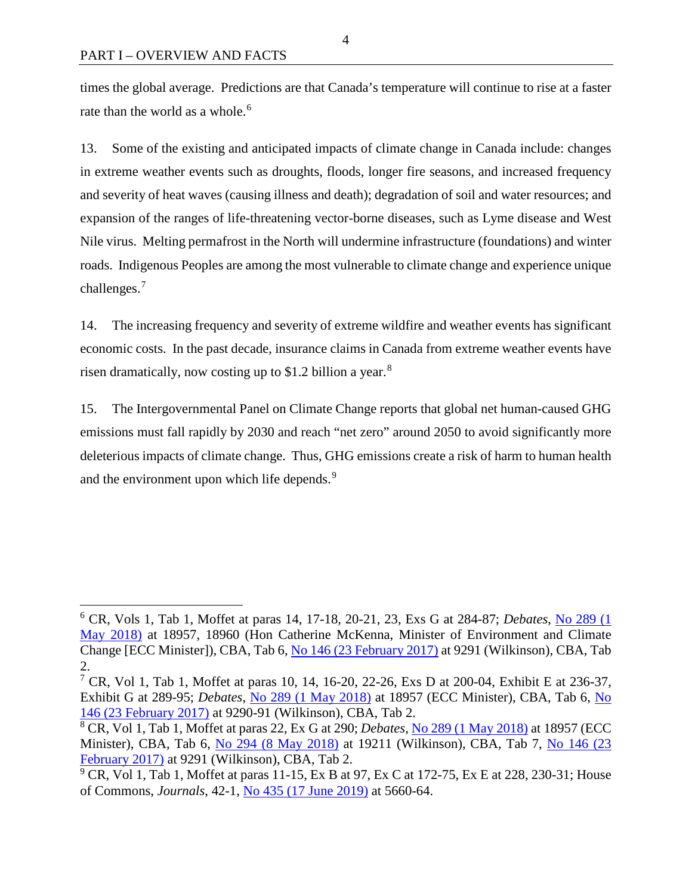times the global average. Predictions are that Canada's temperature will continue to rise at a faster rate than the world as a whole.[6]

13. Some of the existing and anticipated impacts of climate change in Canada include: changes in extreme weather events such as droughts, floods, longer fire seasons, and increased frequency and severity of heat waves (causing illness and death); degradation of soil and water resources; and expansion of the ranges of life-threatening vector-borne diseases, such as Lyme disease and West Nile virus. Melting permafrost in the North will undermine infrastructure (foundations) and winter roads. Indigenous Peoples are among the most vulnerable to climate change and experience unique challenges.[7]

14. The increasing frequency and severity of extreme wildfire and weather events has significant economic costs. In the past decade, insurance claims in Canada from extreme weather events have risen dramatically, now costing up to $1.2 billion a year.[8]

15. The Intergovernmental Panel on Climate Change reports that global net human-caused GHG emissions must fall rapidly by 2030 and reach "net zero" around 2050 to avoid significantly more deleterious impacts of climate change. Thus, GHG emissions create a risk of harm to human health and the environment upon which life depends.[9]

---

[6] CR, Vols 1, Tab 1, Moffet at paras 14, 17-18, 20-21, 23, Exs G at 284-87; *Debates*, No 289 (1 May 2018) at 18957, 18960 (Hon Catherine McKenna, Minister of Environment and Climate Change [ECC Minister]), CBA, Tab 6, No 146 (23 February 2017) at 9291 (Wilkinson), CBA, Tab 2.

[7] CR, Vol 1, Tab 1, Moffet at paras 10, 14, 16-20, 22-26, Exs D at 200-04, Exhibit E at 236-37, Exhibit G at 289-95; *Debates*, No 289 (1 May 2018) at 18957 (ECC Minister), CBA, Tab 6, No 146 (23 February 2017) at 9290-91 (Wilkinson), CBA, Tab 2.

[8] CR, Vol 1, Tab 1, Moffet at paras 22, Ex G at 290; *Debates*, No 289 (1 May 2018) at 18957 (ECC Minister), CBA, Tab 6, No 294 (8 May 2018) at 19211 (Wilkinson), CBA, Tab 7, No 146 (23 February 2017) at 9291 (Wilkinson), CBA, Tab 2.

[9] CR, Vol 1, Tab 1, Moffet at paras 11-15, Ex B at 97, Ex C at 172-75, Ex E at 228, 230-31; House of Commons, *Journals*, 42-1, No 435 (17 June 2019) at 5660-64.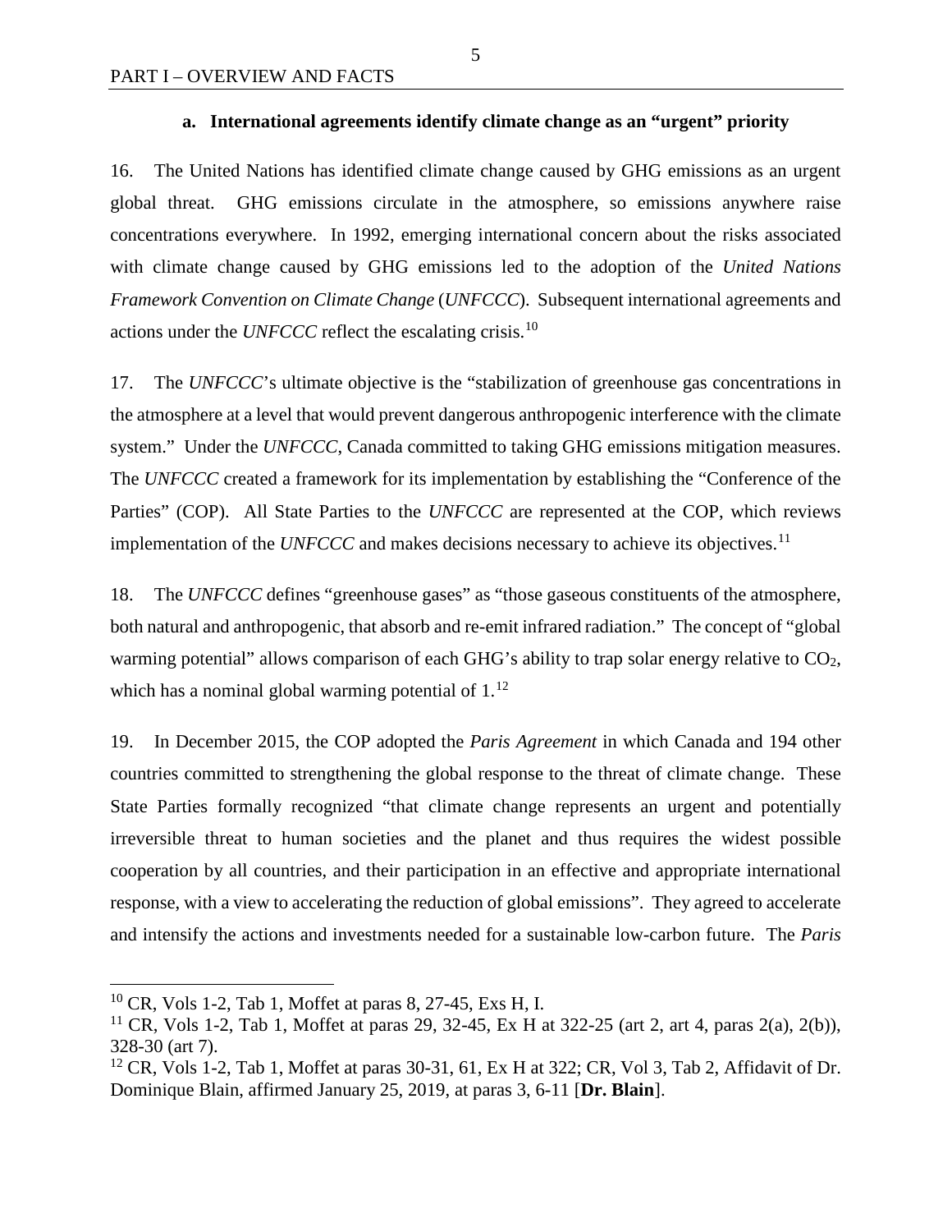### a. International agreements identify climate change as an "urgent" priority

16. The United Nations has identified climate change caused by GHG emissions as an urgent global threat. GHG emissions circulate in the atmosphere, so emissions anywhere raise concentrations everywhere. In 1992, emerging international concern about the risks associated with climate change caused by GHG emissions led to the adoption of the *United Nations Framework Convention on Climate Change* (*UNFCCC*). Subsequent international agreements and actions under the *UNFCCC* reflect the escalating crisis.[10]

17. The *UNFCCC*'s ultimate objective is the "stabilization of greenhouse gas concentrations in the atmosphere at a level that would prevent dangerous anthropogenic interference with the climate system." Under the *UNFCCC*, Canada committed to taking GHG emissions mitigation measures. The *UNFCCC* created a framework for its implementation by establishing the "Conference of the Parties" (COP). All State Parties to the *UNFCCC* are represented at the COP, which reviews implementation of the *UNFCCC* and makes decisions necessary to achieve its objectives.[11]

18. The *UNFCCC* defines "greenhouse gases" as "those gaseous constituents of the atmosphere, both natural and anthropogenic, that absorb and re-emit infrared radiation." The concept of "global warming potential" allows comparison of each GHG's ability to trap solar energy relative to $CO_2$, which has a nominal global warming potential of 1.[12]

19. In December 2015, the COP adopted the *Paris Agreement* in which Canada and 194 other countries committed to strengthening the global response to the threat of climate change. These State Parties formally recognized "that climate change represents an urgent and potentially irreversible threat to human societies and the planet and thus requires the widest possible cooperation by all countries, and their participation in an effective and appropriate international response, with a view to accelerating the reduction of global emissions". They agreed to accelerate and intensify the actions and investments needed for a sustainable low-carbon future. The *Paris*

---

[10] CR, Vols 1-2, Tab 1, Moffet at paras 8, 27-45, Exs H, I.

[11] CR, Vols 1-2, Tab 1, Moffet at paras 29, 32-45, Ex H at 322-25 (art 2, art 4, paras 2(a), 2(b)), 328-30 (art 7).

[12] CR, Vols 1-2, Tab 1, Moffet at paras 30-31, 61, Ex H at 322; CR, Vol 3, Tab 2, Affidavit of Dr. Dominique Blain, affirmed January 25, 2019, at paras 3, 6-11 [**Dr. Blain**].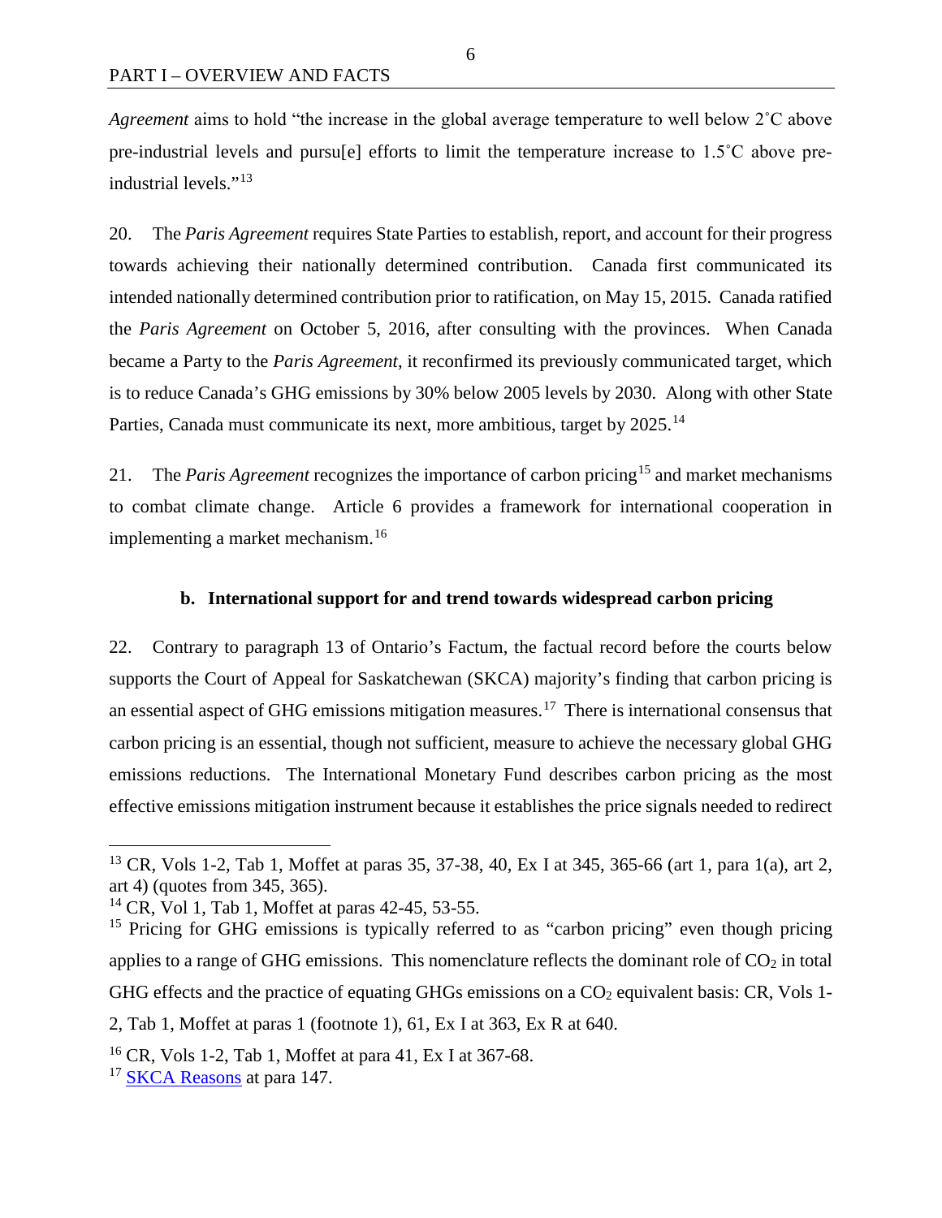*Agreement* aims to hold "the increase in the global average temperature to well below 2˚C above pre-industrial levels and pursu[e] efforts to limit the temperature increase to 1.5˚C above pre-industrial levels."[13]

20. The *Paris Agreement* requires State Parties to establish, report, and account for their progress towards achieving their nationally determined contribution. Canada first communicated its intended nationally determined contribution prior to ratification, on May 15, 2015. Canada ratified the *Paris Agreement* on October 5, 2016, after consulting with the provinces. When Canada became a Party to the *Paris Agreement*, it reconfirmed its previously communicated target, which is to reduce Canada's GHG emissions by 30% below 2005 levels by 2030. Along with other State Parties, Canada must communicate its next, more ambitious, target by 2025.[14]

21. The *Paris Agreement* recognizes the importance of carbon pricing[15] and market mechanisms to combat climate change. Article 6 provides a framework for international cooperation in implementing a market mechanism.[16]

### b. International support for and trend towards widespread carbon pricing

22. Contrary to paragraph 13 of Ontario's Factum, the factual record before the courts below supports the Court of Appeal for Saskatchewan (SKCA) majority's finding that carbon pricing is an essential aspect of GHG emissions mitigation measures.[17] There is international consensus that carbon pricing is an essential, though not sufficient, measure to achieve the necessary global GHG emissions reductions. The International Monetary Fund describes carbon pricing as the most effective emissions mitigation instrument because it establishes the price signals needed to redirect

---

[13] CR, Vols 1-2, Tab 1, Moffet at paras 35, 37-38, 40, Ex I at 345, 365-66 (art 1, para 1(a), art 2, art 4) (quotes from 345, 365).

[14] CR, Vol 1, Tab 1, Moffet at paras 42-45, 53-55.

[15] Pricing for GHG emissions is typically referred to as "carbon pricing" even though pricing applies to a range of GHG emissions. This nomenclature reflects the dominant role of $CO_2$ in total GHG effects and the practice of equating GHGs emissions on a $CO_2$ equivalent basis: CR, Vols 1-2, Tab 1, Moffet at paras 1 (footnote 1), 61, Ex I at 363, Ex R at 640.

[16] CR, Vols 1-2, Tab 1, Moffet at para 41, Ex I at 367-68.

[17] SKCA Reasons at para 147.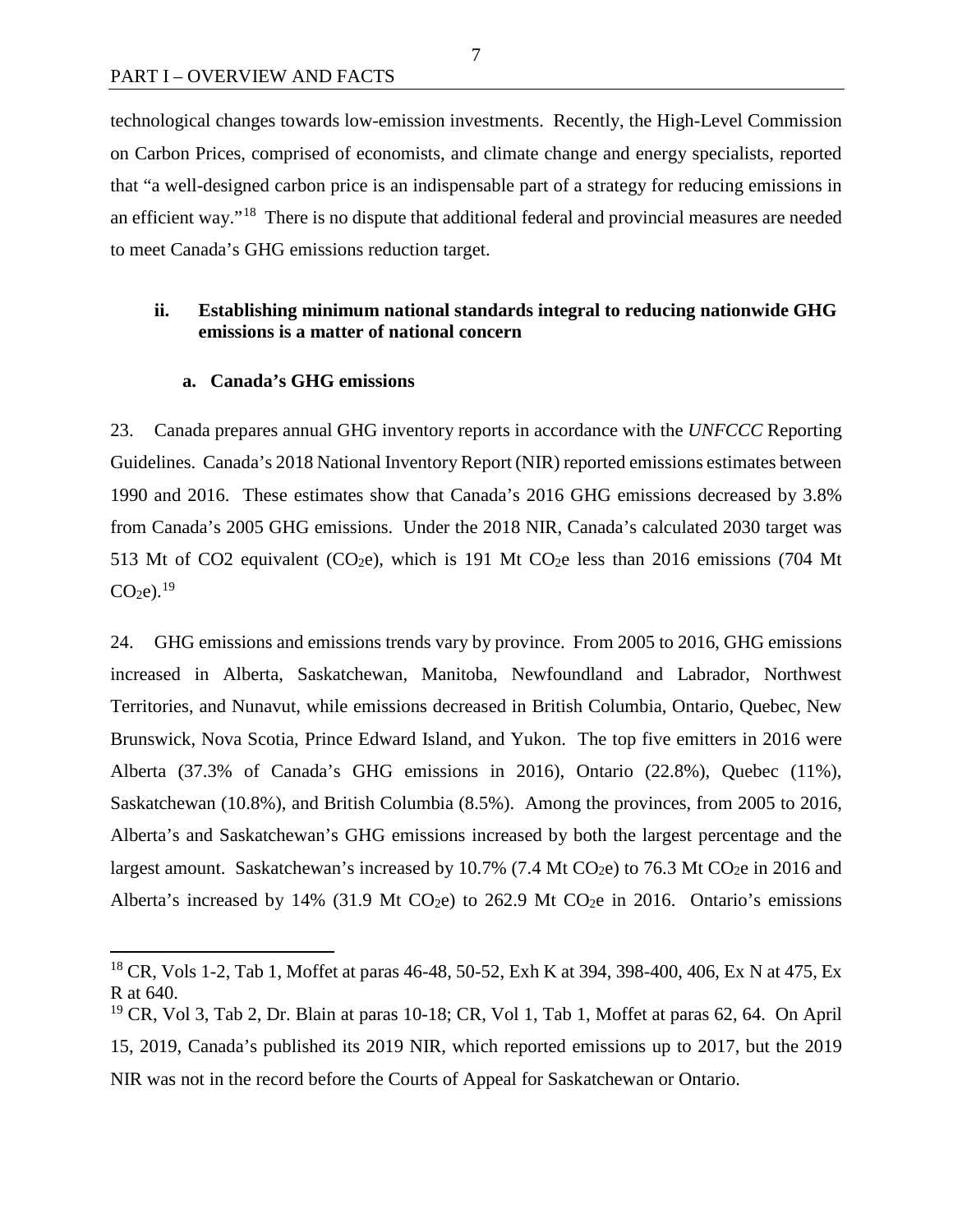technological changes towards low-emission investments. Recently, the High-Level Commission on Carbon Prices, comprised of economists, and climate change and energy specialists, reported that "a well-designed carbon price is an indispensable part of a strategy for reducing emissions in an efficient way."[18] There is no dispute that additional federal and provincial measures are needed to meet Canada's GHG emissions reduction target.

### ii. Establishing minimum national standards integral to reducing nationwide GHG emissions is a matter of national concern

#### a. Canada's GHG emissions

23. Canada prepares annual GHG inventory reports in accordance with the *UNFCCC* Reporting Guidelines. Canada's 2018 National Inventory Report (NIR) reported emissions estimates between 1990 and 2016. These estimates show that Canada's 2016 GHG emissions decreased by 3.8% from Canada's 2005 GHG emissions. Under the 2018 NIR, Canada's calculated 2030 target was 513 Mt of CO2 equivalent ($CO_2e$), which is 191 Mt $CO_2e$ less than 2016 emissions (704 Mt $CO_2e$).[19]

24. GHG emissions and emissions trends vary by province. From 2005 to 2016, GHG emissions increased in Alberta, Saskatchewan, Manitoba, Newfoundland and Labrador, Northwest Territories, and Nunavut, while emissions decreased in British Columbia, Ontario, Quebec, New Brunswick, Nova Scotia, Prince Edward Island, and Yukon. The top five emitters in 2016 were Alberta (37.3% of Canada's GHG emissions in 2016), Ontario (22.8%), Quebec (11%), Saskatchewan (10.8%), and British Columbia (8.5%). Among the provinces, from 2005 to 2016, Alberta's and Saskatchewan's GHG emissions increased by both the largest percentage and the largest amount. Saskatchewan's increased by 10.7% (7.4 Mt $CO_2e$) to 76.3 Mt $CO_2e$ in 2016 and Alberta's increased by 14% (31.9 Mt $CO_2e$) to 262.9 Mt $CO_2e$ in 2016. Ontario's emissions

---

[18] CR, Vols 1-2, Tab 1, Moffet at paras 46-48, 50-52, Exh K at 394, 398-400, 406, Ex N at 475, Ex R at 640.

[19] CR, Vol 3, Tab 2, Dr. Blain at paras 10-18; CR, Vol 1, Tab 1, Moffet at paras 62, 64. On April 15, 2019, Canada's published its 2019 NIR, which reported emissions up to 2017, but the 2019 NIR was not in the record before the Courts of Appeal for Saskatchewan or Ontario.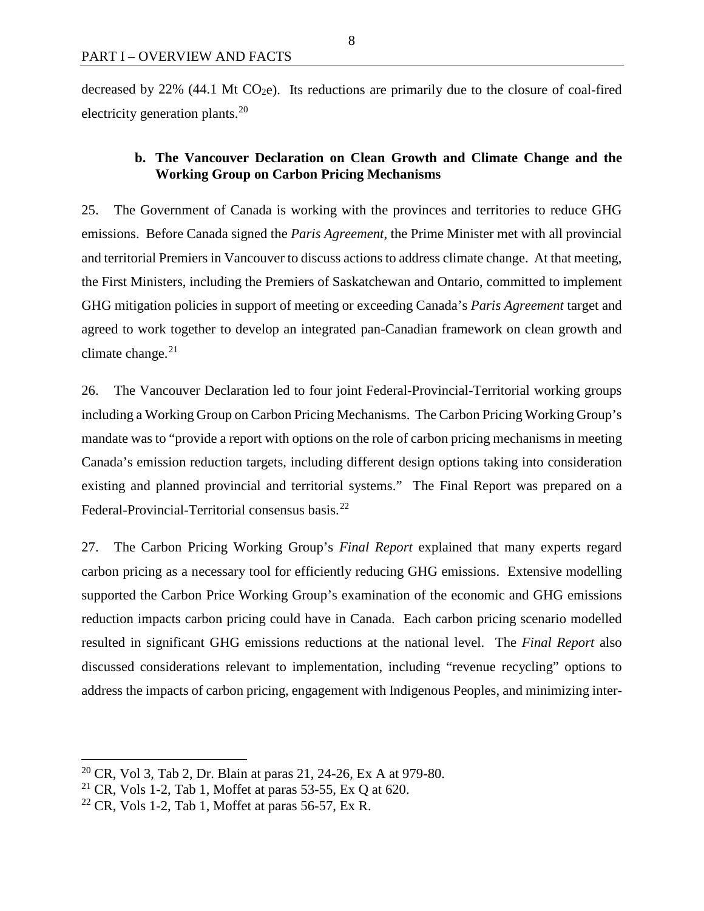decreased by 22% (44.1 Mt $CO_2e$). Its reductions are primarily due to the closure of coal-fired electricity generation plants.[20]

### b. The Vancouver Declaration on Clean Growth and Climate Change and the Working Group on Carbon Pricing Mechanisms

25. The Government of Canada is working with the provinces and territories to reduce GHG emissions. Before Canada signed the *Paris Agreement*, the Prime Minister met with all provincial and territorial Premiers in Vancouver to discuss actions to address climate change. At that meeting, the First Ministers, including the Premiers of Saskatchewan and Ontario, committed to implement GHG mitigation policies in support of meeting or exceeding Canada's *Paris Agreement* target and agreed to work together to develop an integrated pan-Canadian framework on clean growth and climate change.[21]

26. The Vancouver Declaration led to four joint Federal-Provincial-Territorial working groups including a Working Group on Carbon Pricing Mechanisms. The Carbon Pricing Working Group's mandate was to "provide a report with options on the role of carbon pricing mechanisms in meeting Canada's emission reduction targets, including different design options taking into consideration existing and planned provincial and territorial systems." The Final Report was prepared on a Federal-Provincial-Territorial consensus basis.[22]

27. The Carbon Pricing Working Group's *Final Report* explained that many experts regard carbon pricing as a necessary tool for efficiently reducing GHG emissions. Extensive modelling supported the Carbon Price Working Group's examination of the economic and GHG emissions reduction impacts carbon pricing could have in Canada. Each carbon pricing scenario modelled resulted in significant GHG emissions reductions at the national level. The *Final Report* also discussed considerations relevant to implementation, including "revenue recycling" options to address the impacts of carbon pricing, engagement with Indigenous Peoples, and minimizing inter-

---

[20] CR, Vol 3, Tab 2, Dr. Blain at paras 21, 24-26, Ex A at 979-80.

[21] CR, Vols 1-2, Tab 1, Moffet at paras 53-55, Ex Q at 620.

[22] CR, Vols 1-2, Tab 1, Moffet at paras 56-57, Ex R.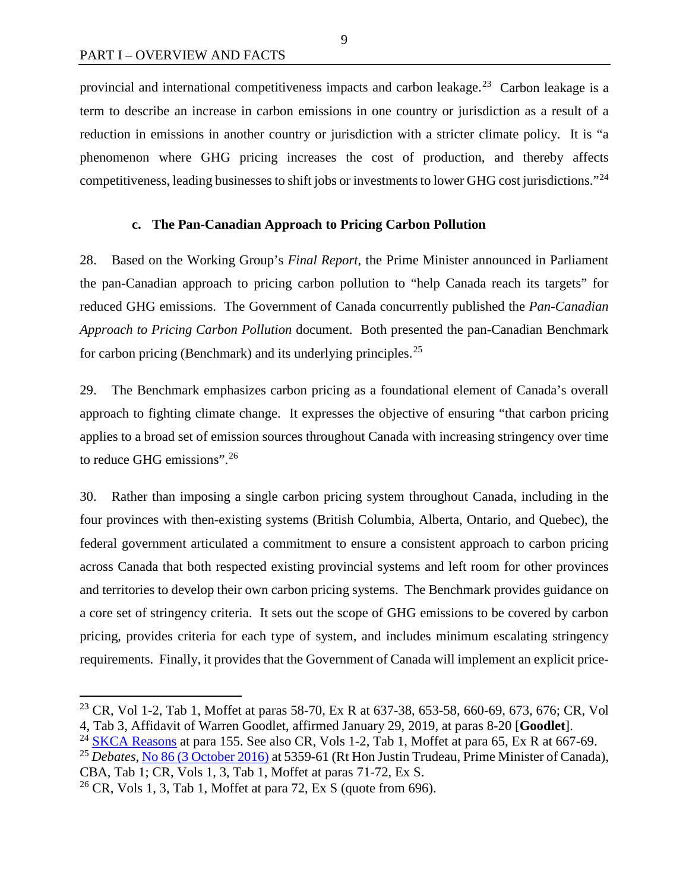provincial and international competitiveness impacts and carbon leakage.[23] Carbon leakage is a term to describe an increase in carbon emissions in one country or jurisdiction as a result of a reduction in emissions in another country or jurisdiction with a stricter climate policy. It is "a phenomenon where GHG pricing increases the cost of production, and thereby affects competitiveness, leading businesses to shift jobs or investments to lower GHG cost jurisdictions."[24]

### c. The Pan-Canadian Approach to Pricing Carbon Pollution

28. Based on the Working Group's *Final Report*, the Prime Minister announced in Parliament the pan-Canadian approach to pricing carbon pollution to "help Canada reach its targets" for reduced GHG emissions. The Government of Canada concurrently published the *Pan-Canadian Approach to Pricing Carbon Pollution* document. Both presented the pan-Canadian Benchmark for carbon pricing (Benchmark) and its underlying principles.[25]

29. The Benchmark emphasizes carbon pricing as a foundational element of Canada's overall approach to fighting climate change. It expresses the objective of ensuring "that carbon pricing applies to a broad set of emission sources throughout Canada with increasing stringency over time to reduce GHG emissions".[26]

30. Rather than imposing a single carbon pricing system throughout Canada, including in the four provinces with then-existing systems (British Columbia, Alberta, Ontario, and Quebec), the federal government articulated a commitment to ensure a consistent approach to carbon pricing across Canada that both respected existing provincial systems and left room for other provinces and territories to develop their own carbon pricing systems. The Benchmark provides guidance on a core set of stringency criteria. It sets out the scope of GHG emissions to be covered by carbon pricing, provides criteria for each type of system, and includes minimum escalating stringency requirements. Finally, it provides that the Government of Canada will implement an explicit price-

---

[23] CR, Vol 1-2, Tab 1, Moffet at paras 58-70, Ex R at 637-38, 653-58, 660-69, 673, 676; CR, Vol 4, Tab 3, Affidavit of Warren Goodlet, affirmed January 29, 2019, at paras 8-20 [**Goodlet**].

[24] SKCA Reasons at para 155. See also CR, Vols 1-2, Tab 1, Moffet at para 65, Ex R at 667-69.

[25] *Debates*, No 86 (3 October 2016) at 5359-61 (Rt Hon Justin Trudeau, Prime Minister of Canada), CBA, Tab 1; CR, Vols 1, 3, Tab 1, Moffet at paras 71-72, Ex S.

[26] CR, Vols 1, 3, Tab 1, Moffet at para 72, Ex S (quote from 696).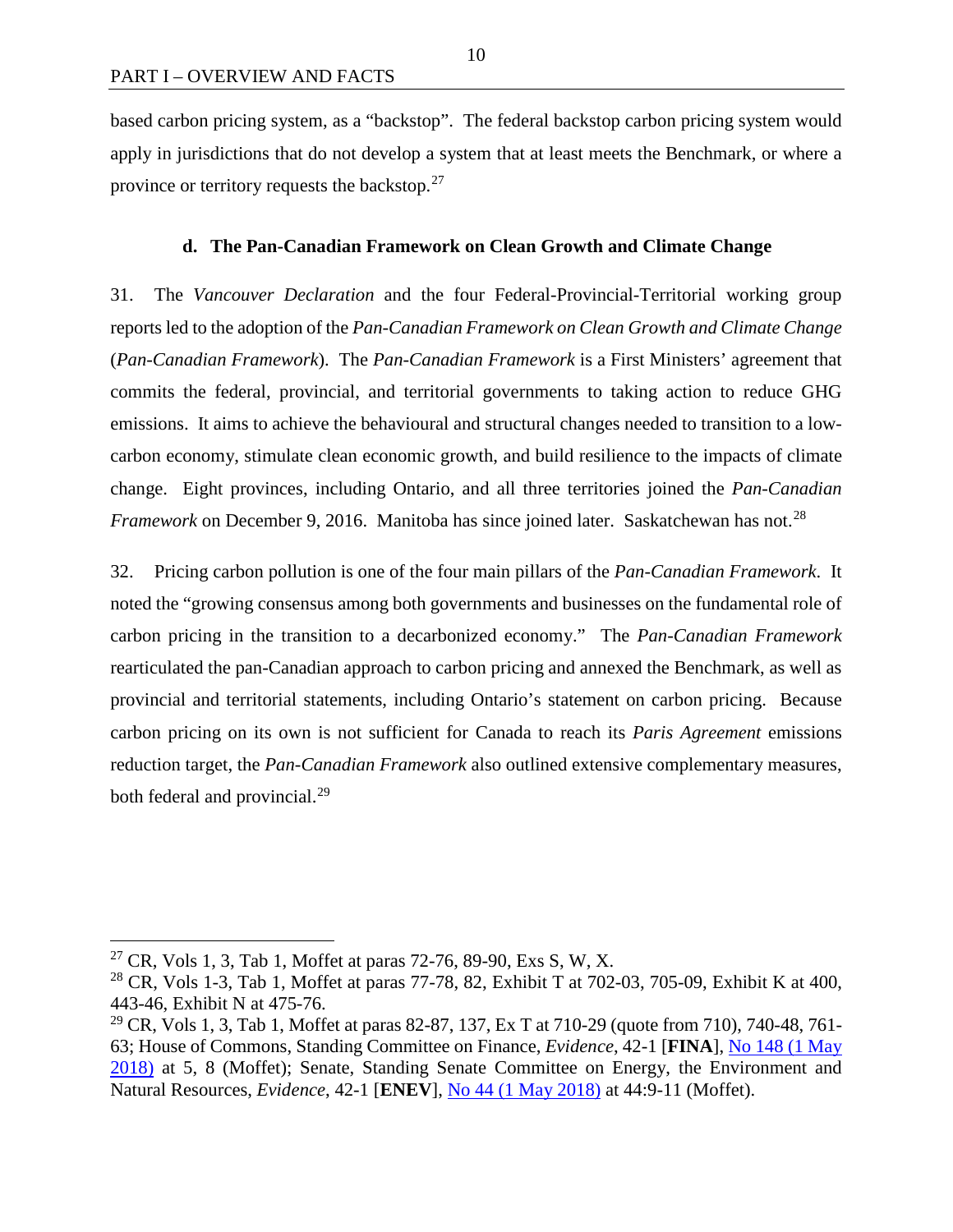based carbon pricing system, as a "backstop". The federal backstop carbon pricing system would apply in jurisdictions that do not develop a system that at least meets the Benchmark, or where a province or territory requests the backstop.[27]

### d. The Pan-Canadian Framework on Clean Growth and Climate Change

31. The *Vancouver Declaration* and the four Federal-Provincial-Territorial working group reports led to the adoption of the *Pan-Canadian Framework on Clean Growth and Climate Change* (*Pan-Canadian Framework*). The *Pan-Canadian Framework* is a First Ministers' agreement that commits the federal, provincial, and territorial governments to taking action to reduce GHG emissions. It aims to achieve the behavioural and structural changes needed to transition to a low-carbon economy, stimulate clean economic growth, and build resilience to the impacts of climate change. Eight provinces, including Ontario, and all three territories joined the *Pan-Canadian Framework* on December 9, 2016. Manitoba has since joined later. Saskatchewan has not.[28]

32. Pricing carbon pollution is one of the four main pillars of the *Pan-Canadian Framework*. It noted the "growing consensus among both governments and businesses on the fundamental role of carbon pricing in the transition to a decarbonized economy." The *Pan-Canadian Framework* rearticulated the pan-Canadian approach to carbon pricing and annexed the Benchmark, as well as provincial and territorial statements, including Ontario's statement on carbon pricing. Because carbon pricing on its own is not sufficient for Canada to reach its *Paris Agreement* emissions reduction target, the *Pan-Canadian Framework* also outlined extensive complementary measures, both federal and provincial.[29]

---

[27] CR, Vols 1, 3, Tab 1, Moffet at paras 72-76, 89-90, Exs S, W, X.

[28] CR, Vols 1-3, Tab 1, Moffet at paras 77-78, 82, Exhibit T at 702-03, 705-09, Exhibit K at 400, 443-46, Exhibit N at 475-76.

[29] CR, Vols 1, 3, Tab 1, Moffet at paras 82-87, 137, Ex T at 710-29 (quote from 710), 740-48, 761-63; House of Commons, Standing Committee on Finance, *Evidence*, 42-1 [**FINA**], No 148 (1 May 2018) at 5, 8 (Moffet); Senate, Standing Senate Committee on Energy, the Environment and Natural Resources, *Evidence*, 42-1 [**ENEV**], No 44 (1 May 2018) at 44:9-11 (Moffet).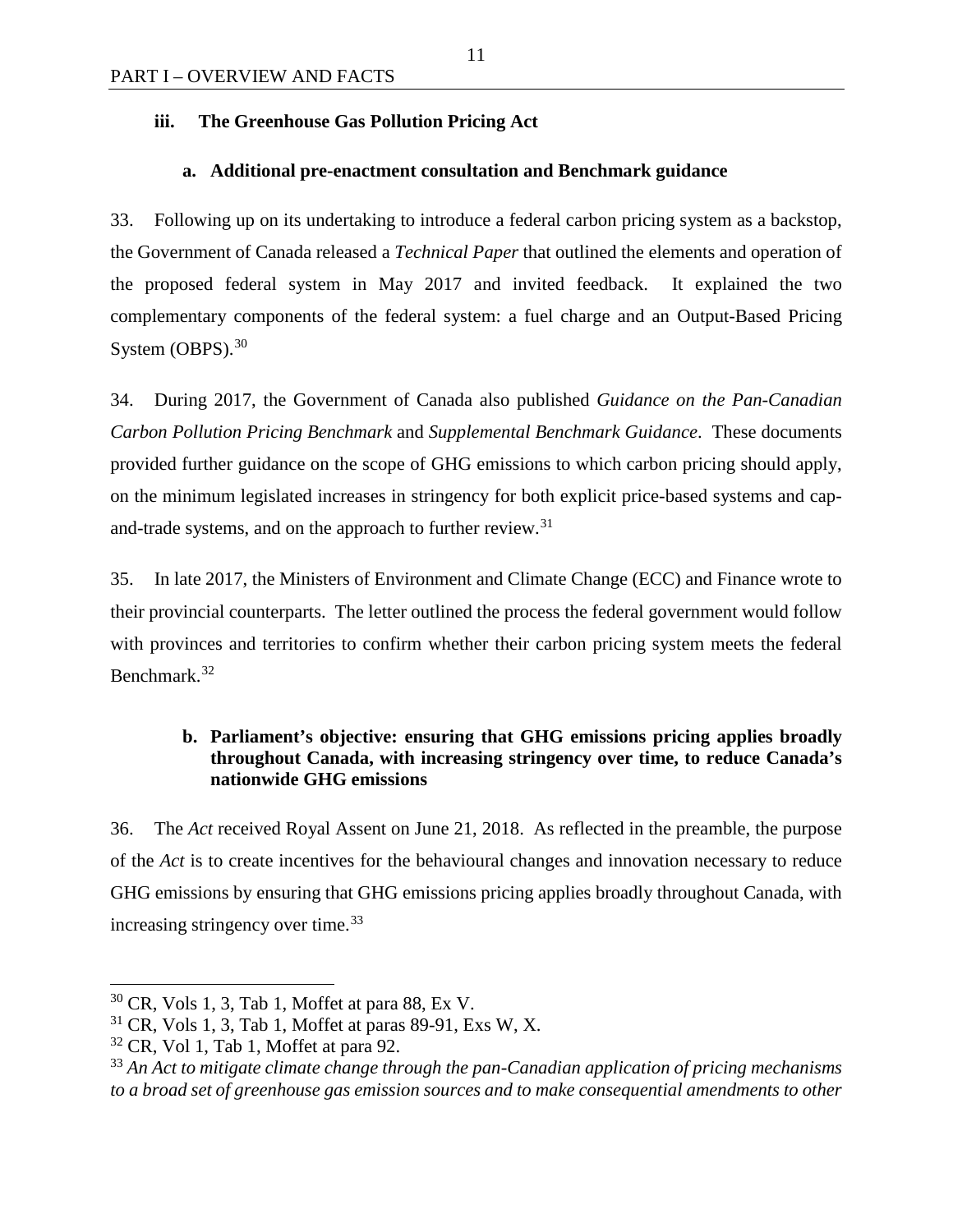### iii. The Greenhouse Gas Pollution Pricing Act

#### a. Additional pre-enactment consultation and Benchmark guidance

33. Following up on its undertaking to introduce a federal carbon pricing system as a backstop, the Government of Canada released a *Technical Paper* that outlined the elements and operation of the proposed federal system in May 2017 and invited feedback. It explained the two complementary components of the federal system: a fuel charge and an Output-Based Pricing System (OBPS).[30]

34. During 2017, the Government of Canada also published *Guidance on the Pan-Canadian Carbon Pollution Pricing Benchmark* and *Supplemental Benchmark Guidance*. These documents provided further guidance on the scope of GHG emissions to which carbon pricing should apply, on the minimum legislated increases in stringency for both explicit price-based systems and cap-and-trade systems, and on the approach to further review.[31]

35. In late 2017, the Ministers of Environment and Climate Change (ECC) and Finance wrote to their provincial counterparts. The letter outlined the process the federal government would follow with provinces and territories to confirm whether their carbon pricing system meets the federal Benchmark.[32]

#### b. Parliament's objective: ensuring that GHG emissions pricing applies broadly throughout Canada, with increasing stringency over time, to reduce Canada's nationwide GHG emissions

36. The *Act* received Royal Assent on June 21, 2018. As reflected in the preamble, the purpose of the *Act* is to create incentives for the behavioural changes and innovation necessary to reduce GHG emissions by ensuring that GHG emissions pricing applies broadly throughout Canada, with increasing stringency over time.[33]

---

[30] CR, Vols 1, 3, Tab 1, Moffet at para 88, Ex V.

[31] CR, Vols 1, 3, Tab 1, Moffet at paras 89-91, Exs W, X.

[32] CR, Vol 1, Tab 1, Moffet at para 92.

[33] *An Act to mitigate climate change through the pan-Canadian application of pricing mechanisms to a broad set of greenhouse gas emission sources and to make consequential amendments to other*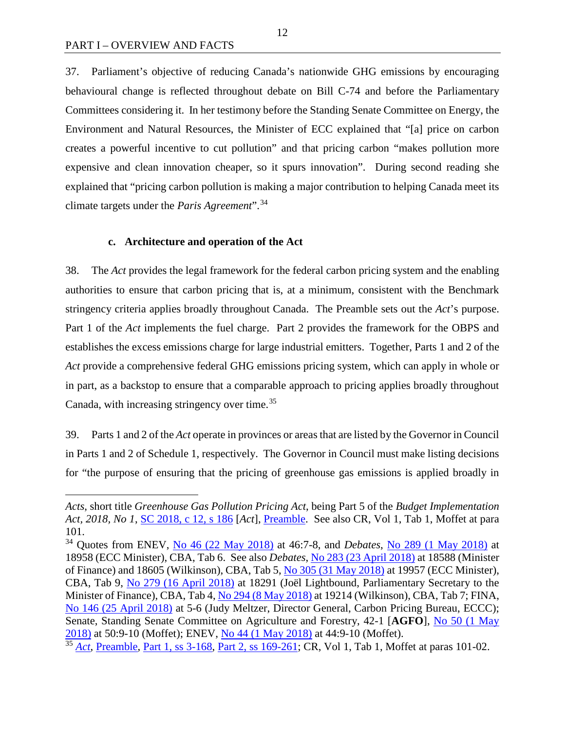37. Parliament's objective of reducing Canada's nationwide GHG emissions by encouraging behavioural change is reflected throughout debate on Bill C-74 and before the Parliamentary Committees considering it. In her testimony before the Standing Senate Committee on Energy, the Environment and Natural Resources, the Minister of ECC explained that "[a] price on carbon creates a powerful incentive to cut pollution" and that pricing carbon "makes pollution more expensive and clean innovation cheaper, so it spurs innovation". During second reading she explained that "pricing carbon pollution is making a major contribution to helping Canada meet its climate targets under the *Paris Agreement*".[34]

#### c. Architecture and operation of the Act

38. The *Act* provides the legal framework for the federal carbon pricing system and the enabling authorities to ensure that carbon pricing that is, at a minimum, consistent with the Benchmark stringency criteria applies broadly throughout Canada. The Preamble sets out the *Act*'s purpose. Part 1 of the *Act* implements the fuel charge. Part 2 provides the framework for the OBPS and establishes the excess emissions charge for large industrial emitters. Together, Parts 1 and 2 of the *Act* provide a comprehensive federal GHG emissions pricing system, which can apply in whole or in part, as a backstop to ensure that a comparable approach to pricing applies broadly throughout Canada, with increasing stringency over time.[35]

39. Parts 1 and 2 of the *Act* operate in provinces or areas that are listed by the Governor in Council in Parts 1 and 2 of Schedule 1, respectively. The Governor in Council must make listing decisions for "the purpose of ensuring that the pricing of greenhouse gas emissions is applied broadly in

---

*Acts*, short title *Greenhouse Gas Pollution Pricing Act*, being Part 5 of the *Budget Implementation Act, 2018, No 1*, SC 2018, c 12, s 186 [*Act*], Preamble. See also CR, Vol 1, Tab 1, Moffet at para 101.

[34] Quotes from ENEV, No 46 (22 May 2018) at 46:7-8, and *Debates*, No 289 (1 May 2018) at 18958 (ECC Minister), CBA, Tab 6. See also *Debates*, No 283 (23 April 2018) at 18588 (Minister of Finance) and 18605 (Wilkinson), CBA, Tab 5, No 305 (31 May 2018) at 19957 (ECC Minister), CBA, Tab 9, No 279 (16 April 2018) at 18291 (Joël Lightbound, Parliamentary Secretary to the Minister of Finance), CBA, Tab 4, No 294 (8 May 2018) at 19214 (Wilkinson), CBA, Tab 7; FINA, No 146 (25 April 2018) at 5-6 (Judy Meltzer, Director General, Carbon Pricing Bureau, ECCC); Senate, Standing Senate Committee on Agriculture and Forestry, 42-1 [**AGFO**], No 50 (1 May 2018) at 50:9-10 (Moffet); ENEV, No 44 (1 May 2018) at 44:9-10 (Moffet).

[35] *Act*, Preamble, Part 1, ss 3-168, Part 2, ss 169-261; CR, Vol 1, Tab 1, Moffet at paras 101-02.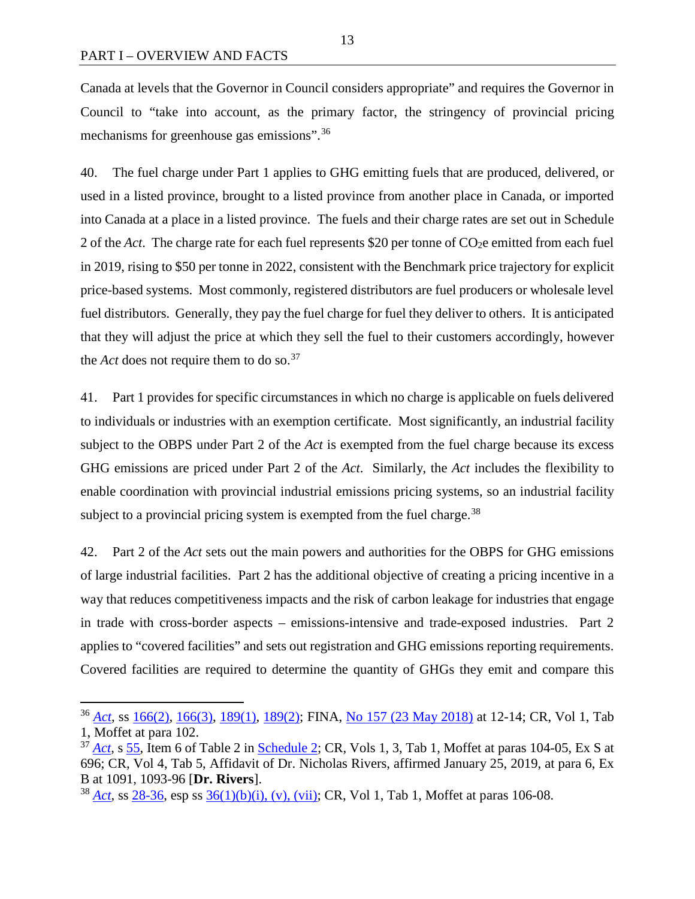Canada at levels that the Governor in Council considers appropriate" and requires the Governor in Council to "take into account, as the primary factor, the stringency of provincial pricing mechanisms for greenhouse gas emissions".[36]

40. The fuel charge under Part 1 applies to GHG emitting fuels that are produced, delivered, or used in a listed province, brought to a listed province from another place in Canada, or imported into Canada at a place in a listed province. The fuels and their charge rates are set out in Schedule 2 of the *Act*. The charge rate for each fuel represents $20 per tonne of $CO_2$e emitted from each fuel in 2019, rising to $50 per tonne in 2022, consistent with the Benchmark price trajectory for explicit price-based systems. Most commonly, registered distributors are fuel producers or wholesale level fuel distributors. Generally, they pay the fuel charge for fuel they deliver to others. It is anticipated that they will adjust the price at which they sell the fuel to their customers accordingly, however the *Act* does not require them to do so.[37]

41. Part 1 provides for specific circumstances in which no charge is applicable on fuels delivered to individuals or industries with an exemption certificate. Most significantly, an industrial facility subject to the OBPS under Part 2 of the *Act* is exempted from the fuel charge because its excess GHG emissions are priced under Part 2 of the *Act*. Similarly, the *Act* includes the flexibility to enable coordination with provincial industrial emissions pricing systems, so an industrial facility subject to a provincial pricing system is exempted from the fuel charge.[38]

42. Part 2 of the *Act* sets out the main powers and authorities for the OBPS for GHG emissions of large industrial facilities. Part 2 has the additional objective of creating a pricing incentive in a way that reduces competitiveness impacts and the risk of carbon leakage for industries that engage in trade with cross-border aspects – emissions-intensive and trade-exposed industries. Part 2 applies to "covered facilities" and sets out registration and GHG emissions reporting requirements. Covered facilities are required to determine the quantity of GHGs they emit and compare this

---

[36] *Act*, ss 166(2), 166(3), 189(1), 189(2); FINA, No 157 (23 May 2018) at 12-14; CR, Vol 1, Tab 1, Moffet at para 102.

[37] *Act*, s 55, Item 6 of Table 2 in Schedule 2; CR, Vols 1, 3, Tab 1, Moffet at paras 104-05, Ex S at 696; CR, Vol 4, Tab 5, Affidavit of Dr. Nicholas Rivers, affirmed January 25, 2019, at para 6, Ex B at 1091, 1093-96 [**Dr. Rivers**].

[38] *Act*, ss 28-36, esp ss 36(1)(b)(i), (v), (vii); CR, Vol 1, Tab 1, Moffet at paras 106-08.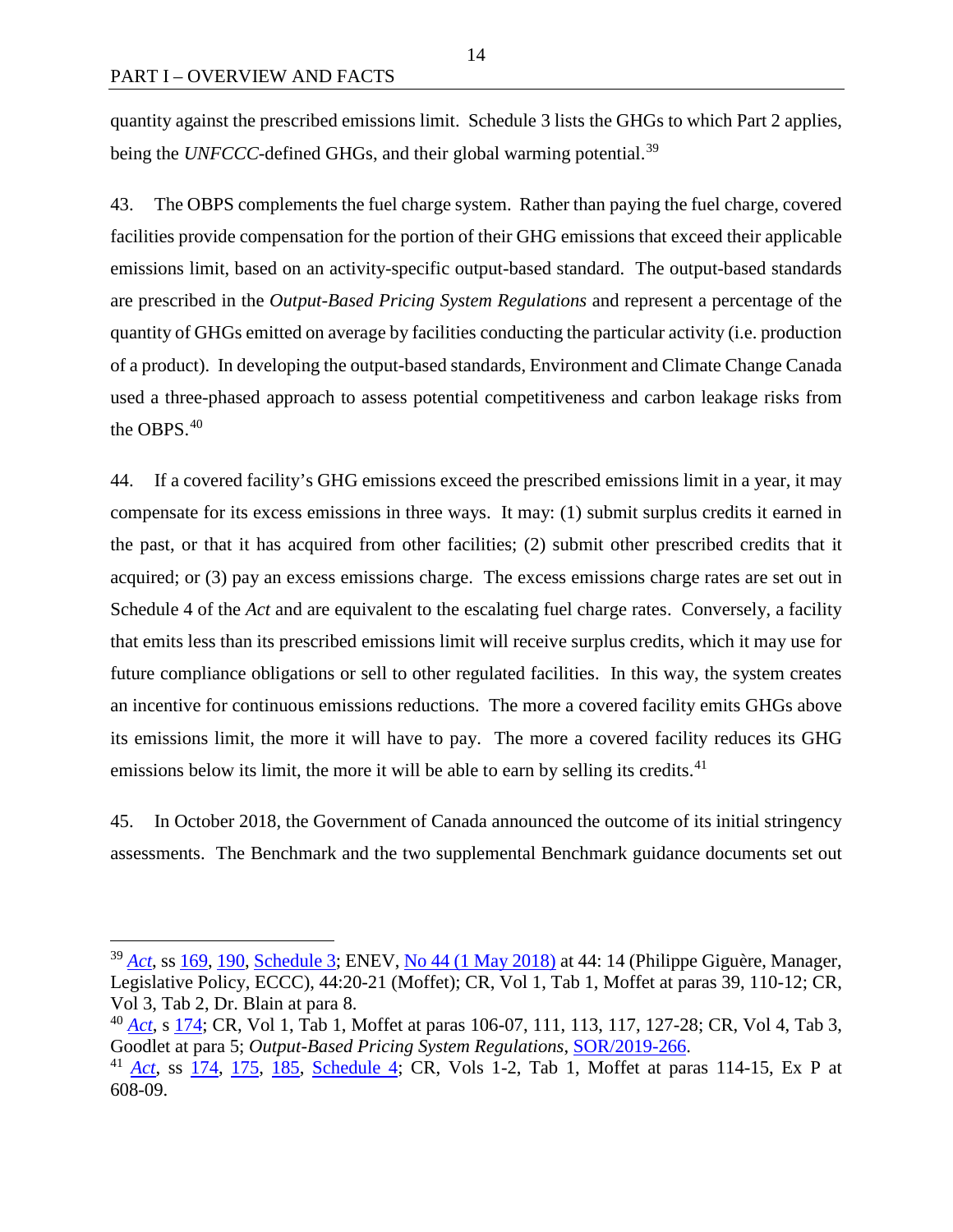quantity against the prescribed emissions limit. Schedule 3 lists the GHGs to which Part 2 applies, being the *UNFCCC*-defined GHGs, and their global warming potential.[39]

43. The OBPS complements the fuel charge system. Rather than paying the fuel charge, covered facilities provide compensation for the portion of their GHG emissions that exceed their applicable emissions limit, based on an activity-specific output-based standard. The output-based standards are prescribed in the *Output-Based Pricing System Regulations* and represent a percentage of the quantity of GHGs emitted on average by facilities conducting the particular activity (i.e. production of a product). In developing the output-based standards, Environment and Climate Change Canada used a three-phased approach to assess potential competitiveness and carbon leakage risks from the OBPS.[40]

44. If a covered facility's GHG emissions exceed the prescribed emissions limit in a year, it may compensate for its excess emissions in three ways. It may: (1) submit surplus credits it earned in the past, or that it has acquired from other facilities; (2) submit other prescribed credits that it acquired; or (3) pay an excess emissions charge. The excess emissions charge rates are set out in Schedule 4 of the *Act* and are equivalent to the escalating fuel charge rates. Conversely, a facility that emits less than its prescribed emissions limit will receive surplus credits, which it may use for future compliance obligations or sell to other regulated facilities. In this way, the system creates an incentive for continuous emissions reductions. The more a covered facility emits GHGs above its emissions limit, the more it will have to pay. The more a covered facility reduces its GHG emissions below its limit, the more it will be able to earn by selling its credits.[41]

45. In October 2018, the Government of Canada announced the outcome of its initial stringency assessments. The Benchmark and the two supplemental Benchmark guidance documents set out

---

[39] *Act*, ss 169, 190, Schedule 3; ENEV, No 44 (1 May 2018) at 44: 14 (Philippe Giguère, Manager, Legislative Policy, ECCC), 44:20-21 (Moffet); CR, Vol 1, Tab 1, Moffet at paras 39, 110-12; CR, Vol 3, Tab 2, Dr. Blain at para 8.

[40] *Act*, s 174; CR, Vol 1, Tab 1, Moffet at paras 106-07, 111, 113, 117, 127-28; CR, Vol 4, Tab 3, Goodlet at para 5; *Output-Based Pricing System Regulations*, SOR/2019-266.

[41] *Act*, ss 174, 175, 185, Schedule 4; CR, Vols 1-2, Tab 1, Moffet at paras 114-15, Ex P at 608-09.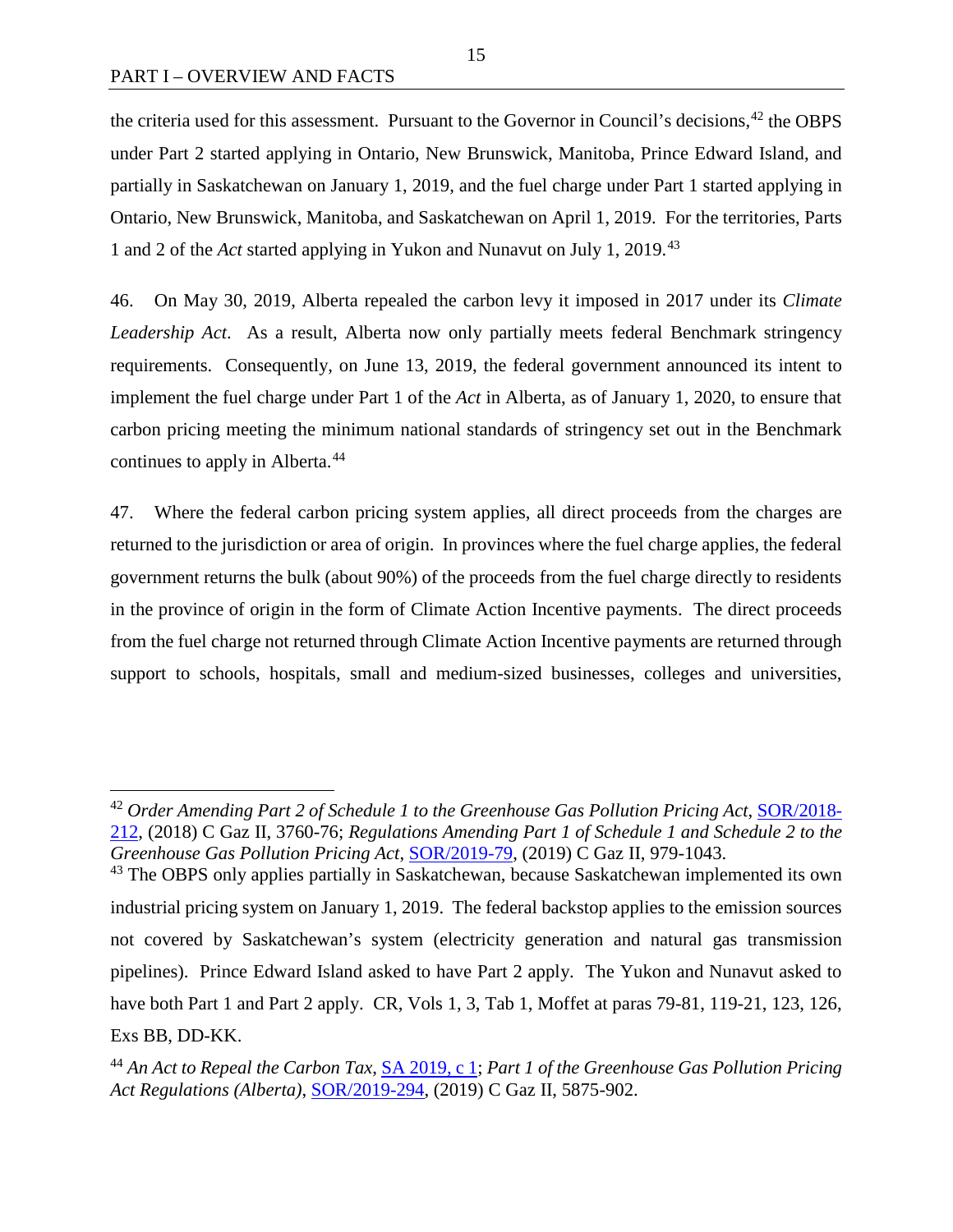the criteria used for this assessment. Pursuant to the Governor in Council's decisions,[42] the OBPS under Part 2 started applying in Ontario, New Brunswick, Manitoba, Prince Edward Island, and partially in Saskatchewan on January 1, 2019, and the fuel charge under Part 1 started applying in Ontario, New Brunswick, Manitoba, and Saskatchewan on April 1, 2019. For the territories, Parts 1 and 2 of the *Act* started applying in Yukon and Nunavut on July 1, 2019.[43]

46. On May 30, 2019, Alberta repealed the carbon levy it imposed in 2017 under its *Climate Leadership Act*. As a result, Alberta now only partially meets federal Benchmark stringency requirements. Consequently, on June 13, 2019, the federal government announced its intent to implement the fuel charge under Part 1 of the *Act* in Alberta, as of January 1, 2020, to ensure that carbon pricing meeting the minimum national standards of stringency set out in the Benchmark continues to apply in Alberta.[44]

47. Where the federal carbon pricing system applies, all direct proceeds from the charges are returned to the jurisdiction or area of origin. In provinces where the fuel charge applies, the federal government returns the bulk (about 90%) of the proceeds from the fuel charge directly to residents in the province of origin in the form of Climate Action Incentive payments. The direct proceeds from the fuel charge not returned through Climate Action Incentive payments are returned through support to schools, hospitals, small and medium-sized businesses, colleges and universities,

---

[42] *Order Amending Part 2 of Schedule 1 to the Greenhouse Gas Pollution Pricing Act*, SOR/2018-212, (2018) C Gaz II, 3760-76; *Regulations Amending Part 1 of Schedule 1 and Schedule 2 to the Greenhouse Gas Pollution Pricing Act*, SOR/2019-79, (2019) C Gaz II, 979-1043.

[43] The OBPS only applies partially in Saskatchewan, because Saskatchewan implemented its own industrial pricing system on January 1, 2019. The federal backstop applies to the emission sources not covered by Saskatchewan's system (electricity generation and natural gas transmission pipelines). Prince Edward Island asked to have Part 2 apply. The Yukon and Nunavut asked to have both Part 1 and Part 2 apply. CR, Vols 1, 3, Tab 1, Moffet at paras 79-81, 119-21, 123, 126, Exs BB, DD-KK.

[44] *An Act to Repeal the Carbon Tax*, SA 2019, c 1; *Part 1 of the Greenhouse Gas Pollution Pricing Act Regulations (Alberta)*, SOR/2019-294, (2019) C Gaz II, 5875-902.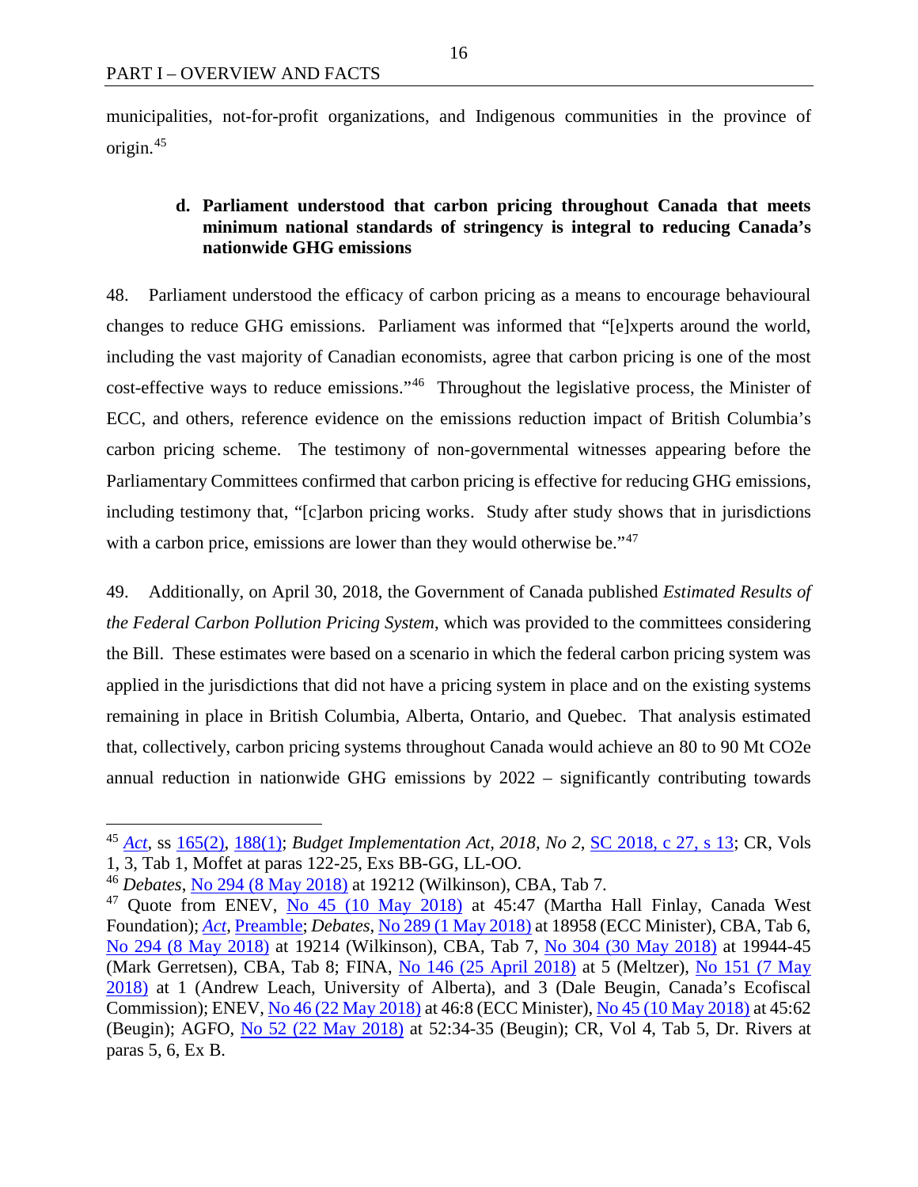municipalities, not-for-profit organizations, and Indigenous communities in the province of origin.[45]

### d. Parliament understood that carbon pricing throughout Canada that meets minimum national standards of stringency is integral to reducing Canada's nationwide GHG emissions

48. Parliament understood the efficacy of carbon pricing as a means to encourage behavioural changes to reduce GHG emissions. Parliament was informed that "[e]xperts around the world, including the vast majority of Canadian economists, agree that carbon pricing is one of the most cost-effective ways to reduce emissions."[46] Throughout the legislative process, the Minister of ECC, and others, reference evidence on the emissions reduction impact of British Columbia's carbon pricing scheme. The testimony of non-governmental witnesses appearing before the Parliamentary Committees confirmed that carbon pricing is effective for reducing GHG emissions, including testimony that, "[c]arbon pricing works. Study after study shows that in jurisdictions with a carbon price, emissions are lower than they would otherwise be."[47]

49. Additionally, on April 30, 2018, the Government of Canada published *Estimated Results of the Federal Carbon Pollution Pricing System*, which was provided to the committees considering the Bill. These estimates were based on a scenario in which the federal carbon pricing system was applied in the jurisdictions that did not have a pricing system in place and on the existing systems remaining in place in British Columbia, Alberta, Ontario, and Quebec. That analysis estimated that, collectively, carbon pricing systems throughout Canada would achieve an 80 to 90 Mt CO2e annual reduction in nationwide GHG emissions by 2022 – significantly contributing towards

---

[45] *Act*, ss 165(2), 188(1); *Budget Implementation Act, 2018, No 2*, SC 2018, c 27, s 13; CR, Vols 1, 3, Tab 1, Moffet at paras 122-25, Exs BB-GG, LL-OO.

[46] *Debates*, No 294 (8 May 2018) at 19212 (Wilkinson), CBA, Tab 7.

[47] Quote from ENEV, No 45 (10 May 2018) at 45:47 (Martha Hall Finlay, Canada West Foundation); *Act*, Preamble; *Debates*, No 289 (1 May 2018) at 18958 (ECC Minister), CBA, Tab 6, No 294 (8 May 2018) at 19214 (Wilkinson), CBA, Tab 7, No 304 (30 May 2018) at 19944-45 (Mark Gerretsen), CBA, Tab 8; FINA, No 146 (25 April 2018) at 5 (Meltzer), No 151 (7 May 2018) at 1 (Andrew Leach, University of Alberta), and 3 (Dale Beugin, Canada's Ecofiscal Commission); ENEV, No 46 (22 May 2018) at 46:8 (ECC Minister), No 45 (10 May 2018) at 45:62 (Beugin); AGFO, No 52 (22 May 2018) at 52:34-35 (Beugin); CR, Vol 4, Tab 5, Dr. Rivers at paras 5, 6, Ex B.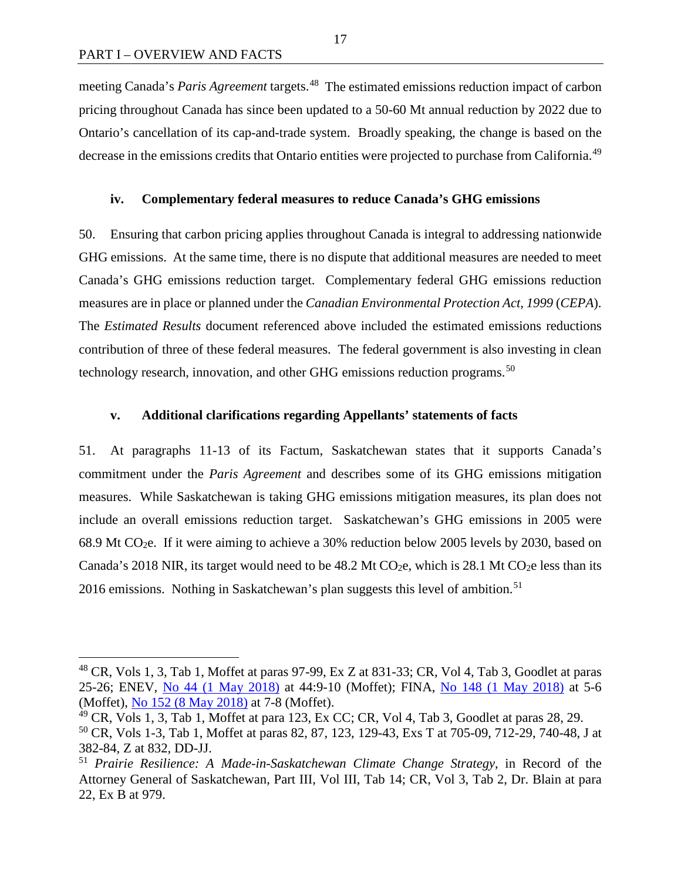meeting Canada's *Paris Agreement* targets.[48] The estimated emissions reduction impact of carbon pricing throughout Canada has since been updated to a 50-60 Mt annual reduction by 2022 due to Ontario's cancellation of its cap-and-trade system. Broadly speaking, the change is based on the decrease in the emissions credits that Ontario entities were projected to purchase from California.[49]

### iv. Complementary federal measures to reduce Canada's GHG emissions

50. Ensuring that carbon pricing applies throughout Canada is integral to addressing nationwide GHG emissions. At the same time, there is no dispute that additional measures are needed to meet Canada's GHG emissions reduction target. Complementary federal GHG emissions reduction measures are in place or planned under the *Canadian Environmental Protection Act, 1999* (*CEPA*). The *Estimated Results* document referenced above included the estimated emissions reductions contribution of three of these federal measures. The federal government is also investing in clean technology research, innovation, and other GHG emissions reduction programs.[50]

### v. Additional clarifications regarding Appellants' statements of facts

51. At paragraphs 11-13 of its Factum, Saskatchewan states that it supports Canada's commitment under the *Paris Agreement* and describes some of its GHG emissions mitigation measures. While Saskatchewan is taking GHG emissions mitigation measures, its plan does not include an overall emissions reduction target. Saskatchewan's GHG emissions in 2005 were 68.9 Mt $CO_2$e. If it were aiming to achieve a 30% reduction below 2005 levels by 2030, based on Canada's 2018 NIR, its target would need to be 48.2 Mt $CO_2$e, which is 28.1 Mt $CO_2$e less than its 2016 emissions. Nothing in Saskatchewan's plan suggests this level of ambition.[51]

---

[48] CR, Vols 1, 3, Tab 1, Moffet at paras 97-99, Ex Z at 831-33; CR, Vol 4, Tab 3, Goodlet at paras 25-26; ENEV, No 44 (1 May 2018) at 44:9-10 (Moffet); FINA, No 148 (1 May 2018) at 5-6 (Moffet), No 152 (8 May 2018) at 7-8 (Moffet).

[49] CR, Vols 1, 3, Tab 1, Moffet at para 123, Ex CC; CR, Vol 4, Tab 3, Goodlet at paras 28, 29.

[50] CR, Vols 1-3, Tab 1, Moffet at paras 82, 87, 123, 129-43, Exs T at 705-09, 712-29, 740-48, J at 382-84, Z at 832, DD-JJ.

[51] *Prairie Resilience: A Made-in-Saskatchewan Climate Change Strategy*, in Record of the Attorney General of Saskatchewan, Part III, Vol III, Tab 14; CR, Vol 3, Tab 2, Dr. Blain at para 22, Ex B at 979.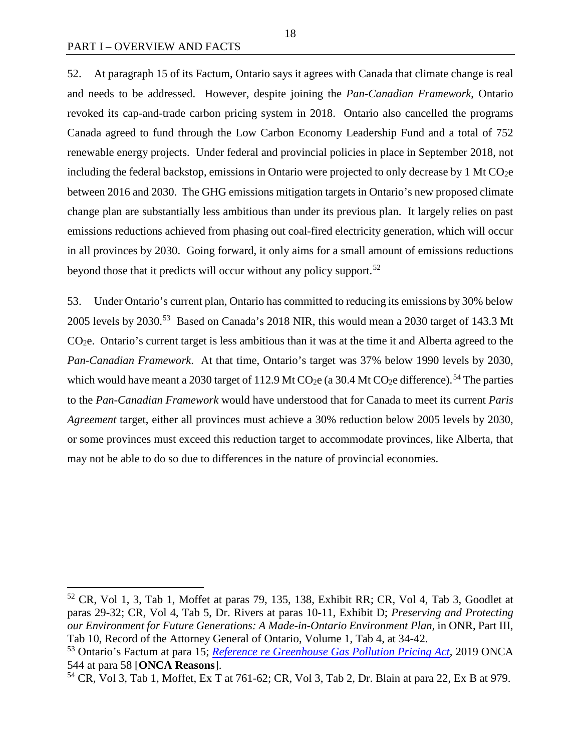52. At paragraph 15 of its Factum, Ontario says it agrees with Canada that climate change is real and needs to be addressed. However, despite joining the *Pan-Canadian Framework*, Ontario revoked its cap-and-trade carbon pricing system in 2018. Ontario also cancelled the programs Canada agreed to fund through the Low Carbon Economy Leadership Fund and a total of 752 renewable energy projects. Under federal and provincial policies in place in September 2018, not including the federal backstop, emissions in Ontario were projected to only decrease by 1 Mt $CO_2e$ between 2016 and 2030. The GHG emissions mitigation targets in Ontario's new proposed climate change plan are substantially less ambitious than under its previous plan. It largely relies on past emissions reductions achieved from phasing out coal-fired electricity generation, which will occur in all provinces by 2030. Going forward, it only aims for a small amount of emissions reductions beyond those that it predicts will occur without any policy support.[52]

53. Under Ontario's current plan, Ontario has committed to reducing its emissions by 30% below 2005 levels by 2030.[53] Based on Canada's 2018 NIR, this would mean a 2030 target of 143.3 Mt $CO_2e$. Ontario's current target is less ambitious than it was at the time it and Alberta agreed to the *Pan-Canadian Framework*. At that time, Ontario's target was 37% below 1990 levels by 2030, which would have meant a 2030 target of 112.9 Mt $CO_2e$ (a 30.4 Mt $CO_2e$ difference).[54] The parties to the *Pan-Canadian Framework* would have understood that for Canada to meet its current *Paris Agreement* target, either all provinces must achieve a 30% reduction below 2005 levels by 2030, or some provinces must exceed this reduction target to accommodate provinces, like Alberta, that may not be able to do so due to differences in the nature of provincial economies.

---

[52] CR, Vol 1, 3, Tab 1, Moffet at paras 79, 135, 138, Exhibit RR; CR, Vol 4, Tab 3, Goodlet at paras 29-32; CR, Vol 4, Tab 5, Dr. Rivers at paras 10-11, Exhibit D; *Preserving and Protecting our Environment for Future Generations: A Made-in-Ontario Environment Plan*, in ONR, Part III, Tab 10, Record of the Attorney General of Ontario, Volume 1, Tab 4, at 34-42.

[53] Ontario's Factum at para 15; *Reference re Greenhouse Gas Pollution Pricing Act*, 2019 ONCA 544 at para 58 [**ONCA Reasons**].

[54] CR, Vol 3, Tab 1, Moffet, Ex T at 761-62; CR, Vol 3, Tab 2, Dr. Blain at para 22, Ex B at 979.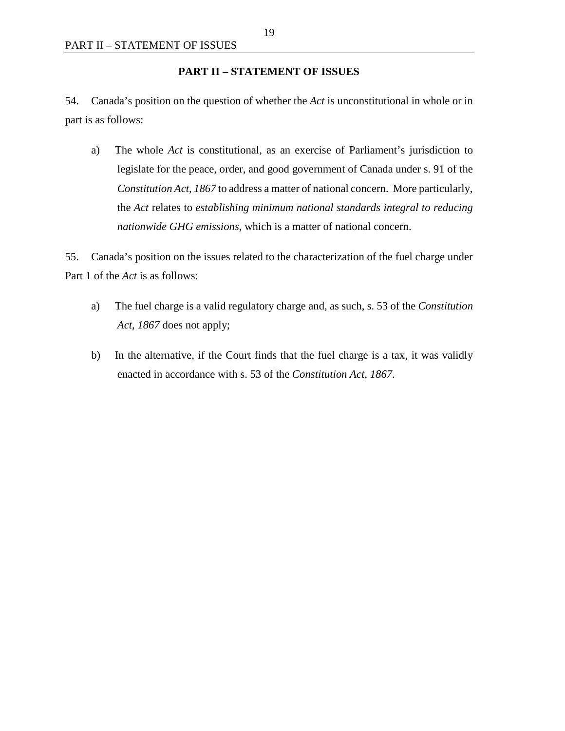## PART II – STATEMENT OF ISSUES

54. Canada's position on the question of whether the *Act* is unconstitutional in whole or in part is as follows:

a) The whole *Act* is constitutional, as an exercise of Parliament's jurisdiction to legislate for the peace, order, and good government of Canada under s. 91 of the *Constitution Act, 1867* to address a matter of national concern. More particularly, the *Act* relates to *establishing minimum national standards integral to reducing nationwide GHG emissions*, which is a matter of national concern.

55. Canada's position on the issues related to the characterization of the fuel charge under Part 1 of the *Act* is as follows:

a) The fuel charge is a valid regulatory charge and, as such, s. 53 of the *Constitution Act, 1867* does not apply;

b) In the alternative, if the Court finds that the fuel charge is a tax, it was validly enacted in accordance with s. 53 of the *Constitution Act, 1867*.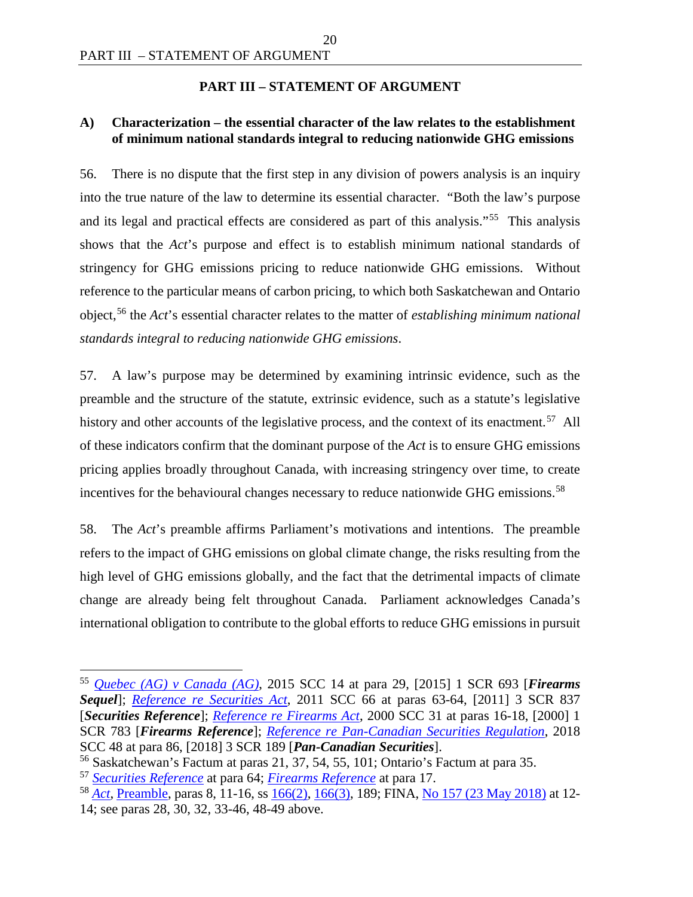## PART III – STATEMENT OF ARGUMENT

### A) Characterization – the essential character of the law relates to the establishment of minimum national standards integral to reducing nationwide GHG emissions

56. There is no dispute that the first step in any division of powers analysis is an inquiry into the true nature of the law to determine its essential character. "Both the law's purpose and its legal and practical effects are considered as part of this analysis."[55] This analysis shows that the *Act*'s purpose and effect is to establish minimum national standards of stringency for GHG emissions pricing to reduce nationwide GHG emissions. Without reference to the particular means of carbon pricing, to which both Saskatchewan and Ontario object,[56] the *Act*'s essential character relates to the matter of *establishing minimum national standards integral to reducing nationwide GHG emissions*.

57. A law's purpose may be determined by examining intrinsic evidence, such as the preamble and the structure of the statute, extrinsic evidence, such as a statute's legislative history and other accounts of the legislative process, and the context of its enactment.[57] All of these indicators confirm that the dominant purpose of the *Act* is to ensure GHG emissions pricing applies broadly throughout Canada, with increasing stringency over time, to create incentives for the behavioural changes necessary to reduce nationwide GHG emissions.[58]

58. The *Act*'s preamble affirms Parliament's motivations and intentions. The preamble refers to the impact of GHG emissions on global climate change, the risks resulting from the high level of GHG emissions globally, and the fact that the detrimental impacts of climate change are already being felt throughout Canada. Parliament acknowledges Canada's international obligation to contribute to the global efforts to reduce GHG emissions in pursuit

---

[55] *Quebec (AG) v Canada (AG)*, 2015 SCC 14 at para 29, [2015] 1 SCR 693 [***Firearms Sequel***]; *Reference re Securities Act*, 2011 SCC 66 at paras 63-64, [2011] 3 SCR 837 [***Securities Reference***]; *Reference re Firearms Act*, 2000 SCC 31 at paras 16-18, [2000] 1 SCR 783 [***Firearms Reference***]; *Reference re Pan-Canadian Securities Regulation*, 2018 SCC 48 at para 86, [2018] 3 SCR 189 [***Pan-Canadian Securities***].

[56] Saskatchewan's Factum at paras 21, 37, 54, 55, 101; Ontario's Factum at para 35.

[57] *Securities Reference* at para 64; *Firearms Reference* at para 17.

[58] *Act*, Preamble, paras 8, 11-16, ss 166(2), 166(3), 189; FINA, No 157 (23 May 2018) at 12-14; see paras 28, 30, 32, 33-46, 48-49 above.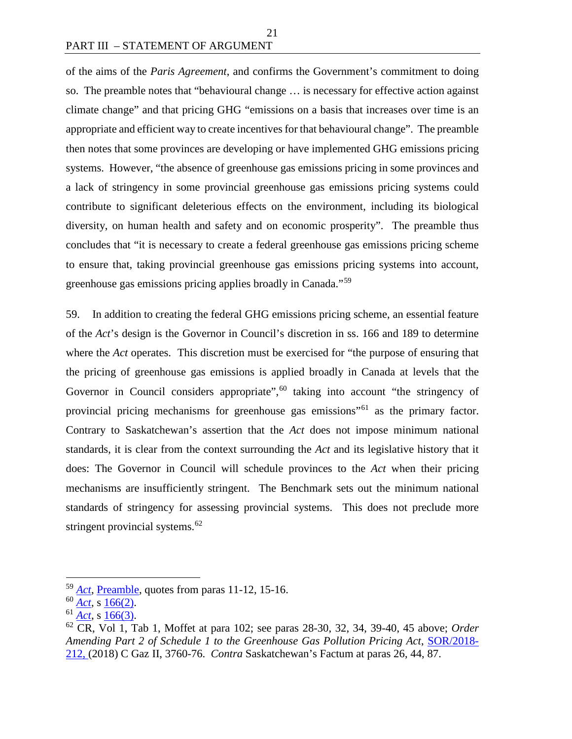of the aims of the *Paris Agreement*, and confirms the Government's commitment to doing so. The preamble notes that "behavioural change … is necessary for effective action against climate change" and that pricing GHG "emissions on a basis that increases over time is an appropriate and efficient way to create incentives for that behavioural change". The preamble then notes that some provinces are developing or have implemented GHG emissions pricing systems. However, "the absence of greenhouse gas emissions pricing in some provinces and a lack of stringency in some provincial greenhouse gas emissions pricing systems could contribute to significant deleterious effects on the environment, including its biological diversity, on human health and safety and on economic prosperity". The preamble thus concludes that "it is necessary to create a federal greenhouse gas emissions pricing scheme to ensure that, taking provincial greenhouse gas emissions pricing systems into account, greenhouse gas emissions pricing applies broadly in Canada."[59]

59. In addition to creating the federal GHG emissions pricing scheme, an essential feature of the *Act*'s design is the Governor in Council's discretion in ss. 166 and 189 to determine where the *Act* operates. This discretion must be exercised for "the purpose of ensuring that the pricing of greenhouse gas emissions is applied broadly in Canada at levels that the Governor in Council considers appropriate",[60] taking into account "the stringency of provincial pricing mechanisms for greenhouse gas emissions"[61] as the primary factor. Contrary to Saskatchewan's assertion that the *Act* does not impose minimum national standards, it is clear from the context surrounding the *Act* and its legislative history that it does: The Governor in Council will schedule provinces to the *Act* when their pricing mechanisms are insufficiently stringent. The Benchmark sets out the minimum national standards of stringency for assessing provincial systems. This does not preclude more stringent provincial systems.[62]

---

[59] *Act*, Preamble, quotes from paras 11-12, 15-16.

[60] *Act*, s 166(2).

[61] *Act*, s 166(3).

[62] CR, Vol 1, Tab 1, Moffet at para 102; see paras 28-30, 32, 34, 39-40, 45 above; *Order Amending Part 2 of Schedule 1 to the Greenhouse Gas Pollution Pricing Act*, SOR/2018-212, (2018) C Gaz II, 3760-76. *Contra* Saskatchewan's Factum at paras 26, 44, 87.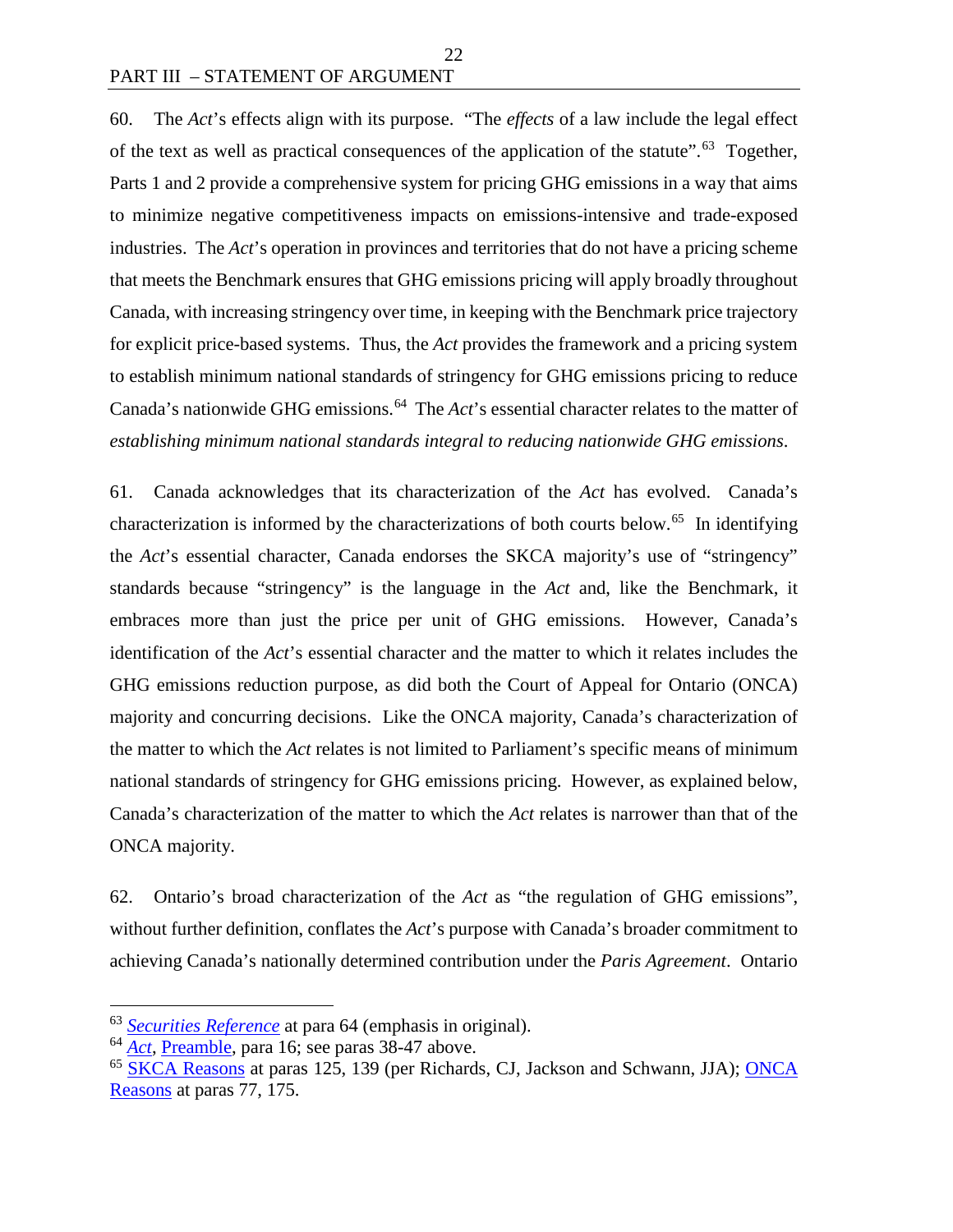60. The *Act*'s effects align with its purpose. "The *effects* of a law include the legal effect of the text as well as practical consequences of the application of the statute".[63] Together, Parts 1 and 2 provide a comprehensive system for pricing GHG emissions in a way that aims to minimize negative competitiveness impacts on emissions-intensive and trade-exposed industries. The *Act*'s operation in provinces and territories that do not have a pricing scheme that meets the Benchmark ensures that GHG emissions pricing will apply broadly throughout Canada, with increasing stringency over time, in keeping with the Benchmark price trajectory for explicit price-based systems. Thus, the *Act* provides the framework and a pricing system to establish minimum national standards of stringency for GHG emissions pricing to reduce Canada's nationwide GHG emissions.[64] The *Act*'s essential character relates to the matter of *establishing minimum national standards integral to reducing nationwide GHG emissions*.

61. Canada acknowledges that its characterization of the *Act* has evolved. Canada's characterization is informed by the characterizations of both courts below.[65] In identifying the *Act*'s essential character, Canada endorses the SKCA majority's use of "stringency" standards because "stringency" is the language in the *Act* and, like the Benchmark, it embraces more than just the price per unit of GHG emissions. However, Canada's identification of the *Act*'s essential character and the matter to which it relates includes the GHG emissions reduction purpose, as did both the Court of Appeal for Ontario (ONCA) majority and concurring decisions. Like the ONCA majority, Canada's characterization of the matter to which the *Act* relates is not limited to Parliament's specific means of minimum national standards of stringency for GHG emissions pricing. However, as explained below, Canada's characterization of the matter to which the *Act* relates is narrower than that of the ONCA majority.

62. Ontario's broad characterization of the *Act* as "the regulation of GHG emissions", without further definition, conflates the *Act*'s purpose with Canada's broader commitment to achieving Canada's nationally determined contribution under the *Paris Agreement*. Ontario

---

[63] *Securities Reference* at para 64 (emphasis in original).

[64] *Act*, Preamble, para 16; see paras 38-47 above.

[65] SKCA Reasons at paras 125, 139 (per Richards, CJ, Jackson and Schwann, JJA); ONCA Reasons at paras 77, 175.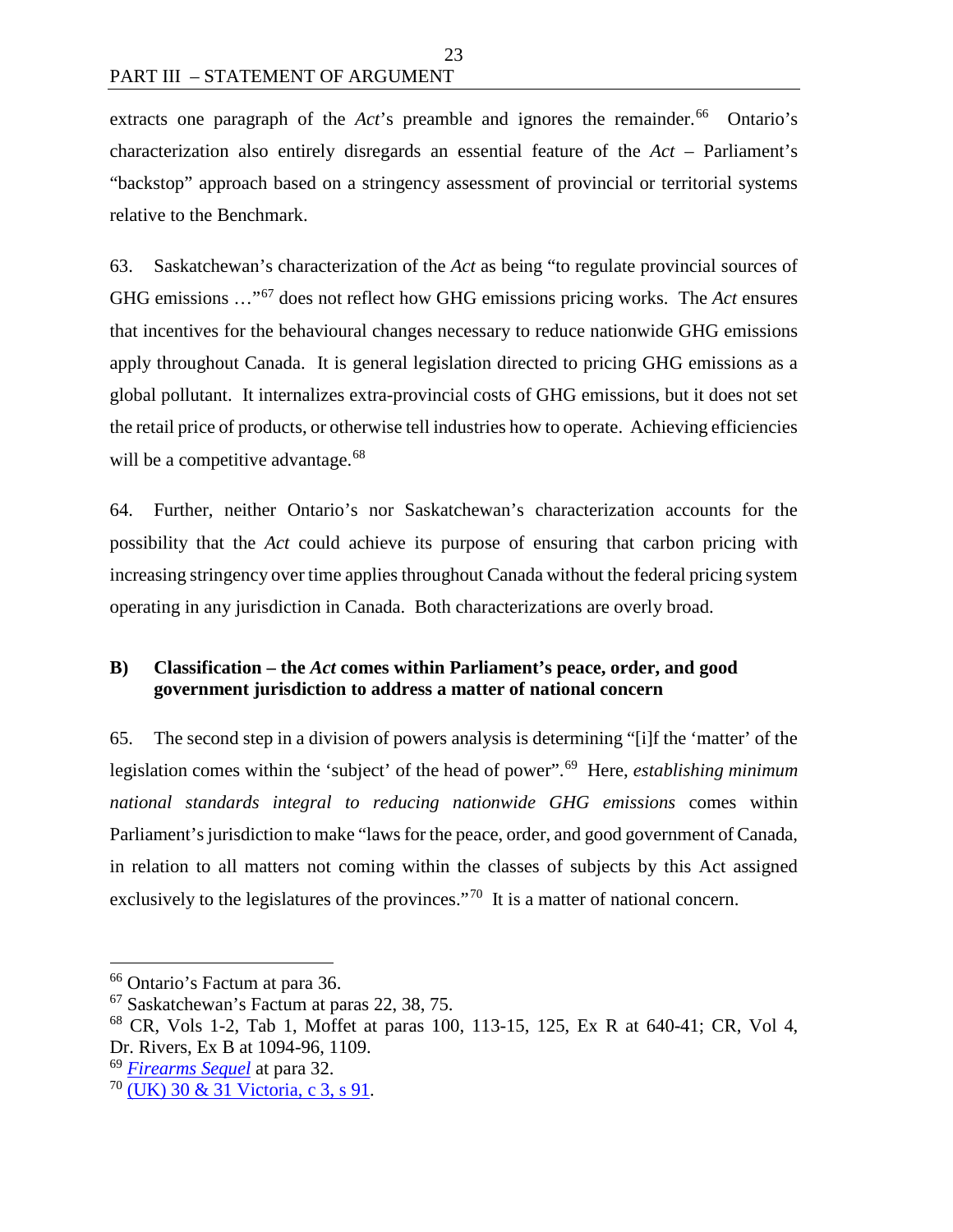extracts one paragraph of the *Act*'s preamble and ignores the remainder.[66] Ontario's characterization also entirely disregards an essential feature of the *Act* – Parliament's "backstop" approach based on a stringency assessment of provincial or territorial systems relative to the Benchmark.

63. Saskatchewan's characterization of the *Act* as being "to regulate provincial sources of GHG emissions …"[67] does not reflect how GHG emissions pricing works. The *Act* ensures that incentives for the behavioural changes necessary to reduce nationwide GHG emissions apply throughout Canada. It is general legislation directed to pricing GHG emissions as a global pollutant. It internalizes extra-provincial costs of GHG emissions, but it does not set the retail price of products, or otherwise tell industries how to operate. Achieving efficiencies will be a competitive advantage.[68]

64. Further, neither Ontario's nor Saskatchewan's characterization accounts for the possibility that the *Act* could achieve its purpose of ensuring that carbon pricing with increasing stringency over time applies throughout Canada without the federal pricing system operating in any jurisdiction in Canada. Both characterizations are overly broad.

### B) Classification – the *Act* comes within Parliament's peace, order, and good government jurisdiction to address a matter of national concern

65. The second step in a division of powers analysis is determining "[i]f the 'matter' of the legislation comes within the 'subject' of the head of power".[69] Here, *establishing minimum national standards integral to reducing nationwide GHG emissions* comes within Parliament's jurisdiction to make "laws for the peace, order, and good government of Canada, in relation to all matters not coming within the classes of subjects by this Act assigned exclusively to the legislatures of the provinces."[70] It is a matter of national concern.

---

[66] Ontario's Factum at para 36.

[67] Saskatchewan's Factum at paras 22, 38, 75.

[68] CR, Vols 1-2, Tab 1, Moffet at paras 100, 113-15, 125, Ex R at 640-41; CR, Vol 4, Dr. Rivers, Ex B at 1094-96, 1109.

[69] *Firearms Sequel* at para 32.

[70] (UK) 30 & 31 Victoria, c 3, s 91.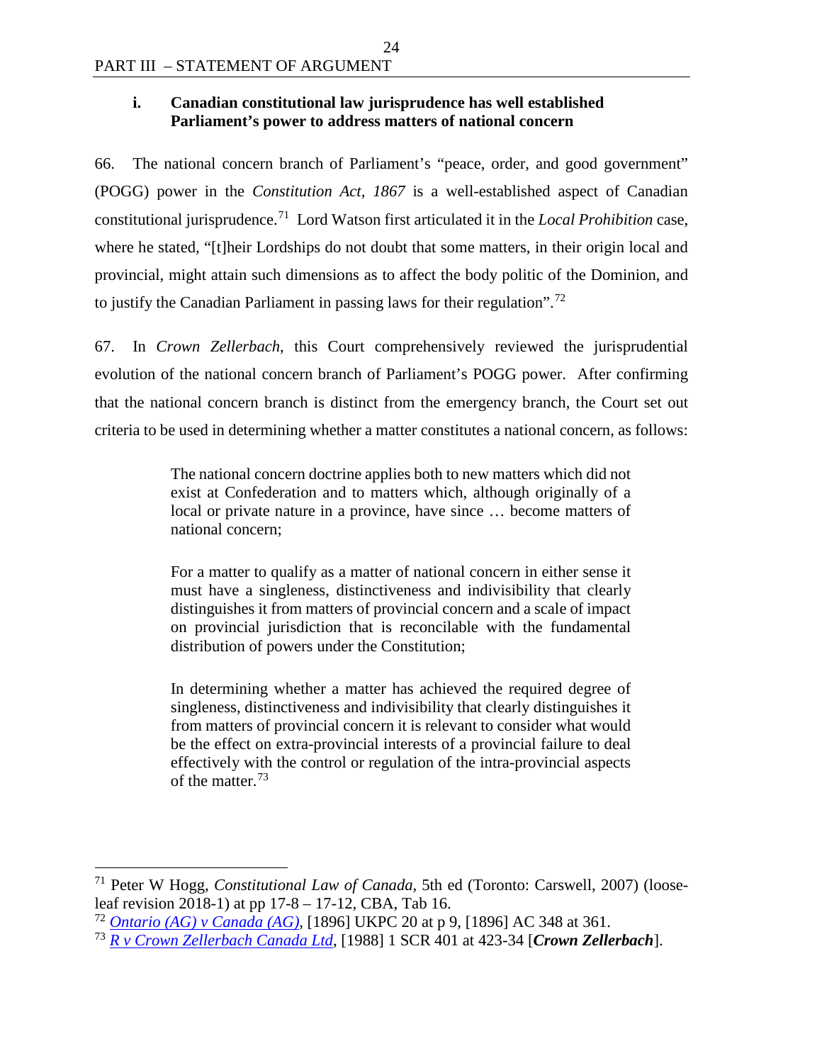### i. Canadian constitutional law jurisprudence has well established Parliament's power to address matters of national concern

66. The national concern branch of Parliament's "peace, order, and good government" (POGG) power in the *Constitution Act, 1867* is a well-established aspect of Canadian constitutional jurisprudence.[71] Lord Watson first articulated it in the *Local Prohibition* case, where he stated, "[t]heir Lordships do not doubt that some matters, in their origin local and provincial, might attain such dimensions as to affect the body politic of the Dominion, and to justify the Canadian Parliament in passing laws for their regulation".[72]

67. In *Crown Zellerbach*, this Court comprehensively reviewed the jurisprudential evolution of the national concern branch of Parliament's POGG power. After confirming that the national concern branch is distinct from the emergency branch, the Court set out criteria to be used in determining whether a matter constitutes a national concern, as follows:

> The national concern doctrine applies both to new matters which did not exist at Confederation and to matters which, although originally of a local or private nature in a province, have since … become matters of national concern;
>
> For a matter to qualify as a matter of national concern in either sense it must have a singleness, distinctiveness and indivisibility that clearly distinguishes it from matters of provincial concern and a scale of impact on provincial jurisdiction that is reconcilable with the fundamental distribution of powers under the Constitution;
>
> In determining whether a matter has achieved the required degree of singleness, distinctiveness and indivisibility that clearly distinguishes it from matters of provincial concern it is relevant to consider what would be the effect on extra-provincial interests of a provincial failure to deal effectively with the control or regulation of the intra-provincial aspects of the matter.[73]

---

[71] Peter W Hogg, *Constitutional Law of Canada*, 5th ed (Toronto: Carswell, 2007) (loose-leaf revision 2018-1) at pp 17-8 – 17-12, CBA, Tab 16.

[72] *Ontario (AG) v Canada (AG)*, [1896] UKPC 20 at p 9, [1896] AC 348 at 361.

[73] *R v Crown Zellerbach Canada Ltd*, [1988] 1 SCR 401 at 423-34 [***Crown Zellerbach***].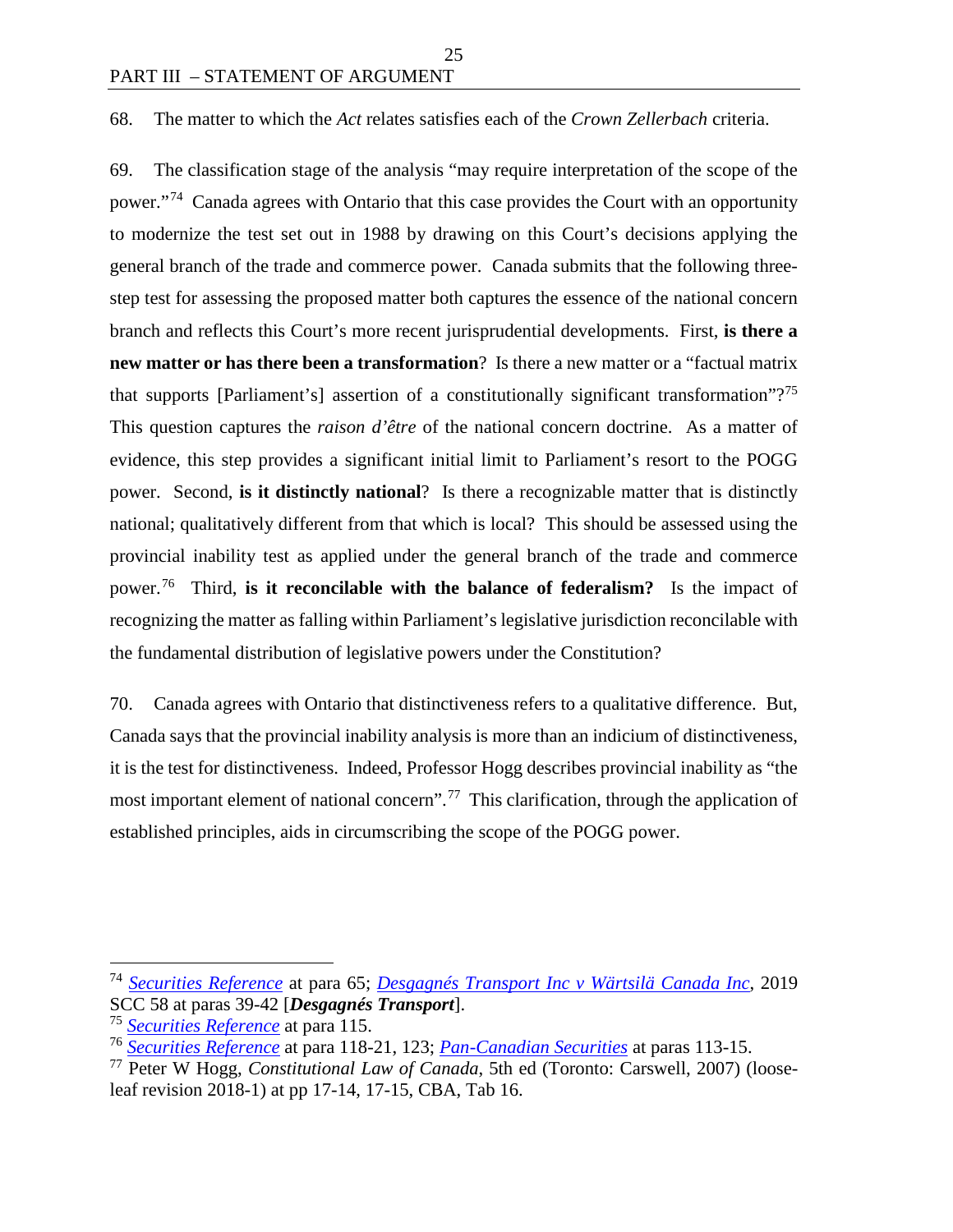68. The matter to which the *Act* relates satisfies each of the *Crown Zellerbach* criteria.

69. The classification stage of the analysis "may require interpretation of the scope of the power."[74] Canada agrees with Ontario that this case provides the Court with an opportunity to modernize the test set out in 1988 by drawing on this Court's decisions applying the general branch of the trade and commerce power. Canada submits that the following three-step test for assessing the proposed matter both captures the essence of the national concern branch and reflects this Court's more recent jurisprudential developments. First, **is there a new matter or has there been a transformation**? Is there a new matter or a "factual matrix that supports [Parliament's] assertion of a constitutionally significant transformation"?[75] This question captures the *raison d'être* of the national concern doctrine. As a matter of evidence, this step provides a significant initial limit to Parliament's resort to the POGG power. Second, **is it distinctly national**? Is there a recognizable matter that is distinctly national; qualitatively different from that which is local? This should be assessed using the provincial inability test as applied under the general branch of the trade and commerce power.[76] Third, **is it reconcilable with the balance of federalism?** Is the impact of recognizing the matter as falling within Parliament's legislative jurisdiction reconcilable with the fundamental distribution of legislative powers under the Constitution?

70. Canada agrees with Ontario that distinctiveness refers to a qualitative difference. But, Canada says that the provincial inability analysis is more than an indicium of distinctiveness, it is the test for distinctiveness. Indeed, Professor Hogg describes provincial inability as "the most important element of national concern".[77] This clarification, through the application of established principles, aids in circumscribing the scope of the POGG power.

---

[74] *Securities Reference* at para 65; *Desgagnés Transport Inc v Wärtsilä Canada Inc*, 2019 SCC 58 at paras 39-42 [***Desgagnés Transport***].

[75] *Securities Reference* at para 115.

[76] *Securities Reference* at para 118-21, 123; *Pan-Canadian Securities* at paras 113-15.

[77] Peter W Hogg, *Constitutional Law of Canada*, 5th ed (Toronto: Carswell, 2007) (loose-leaf revision 2018-1) at pp 17-14, 17-15, CBA, Tab 16.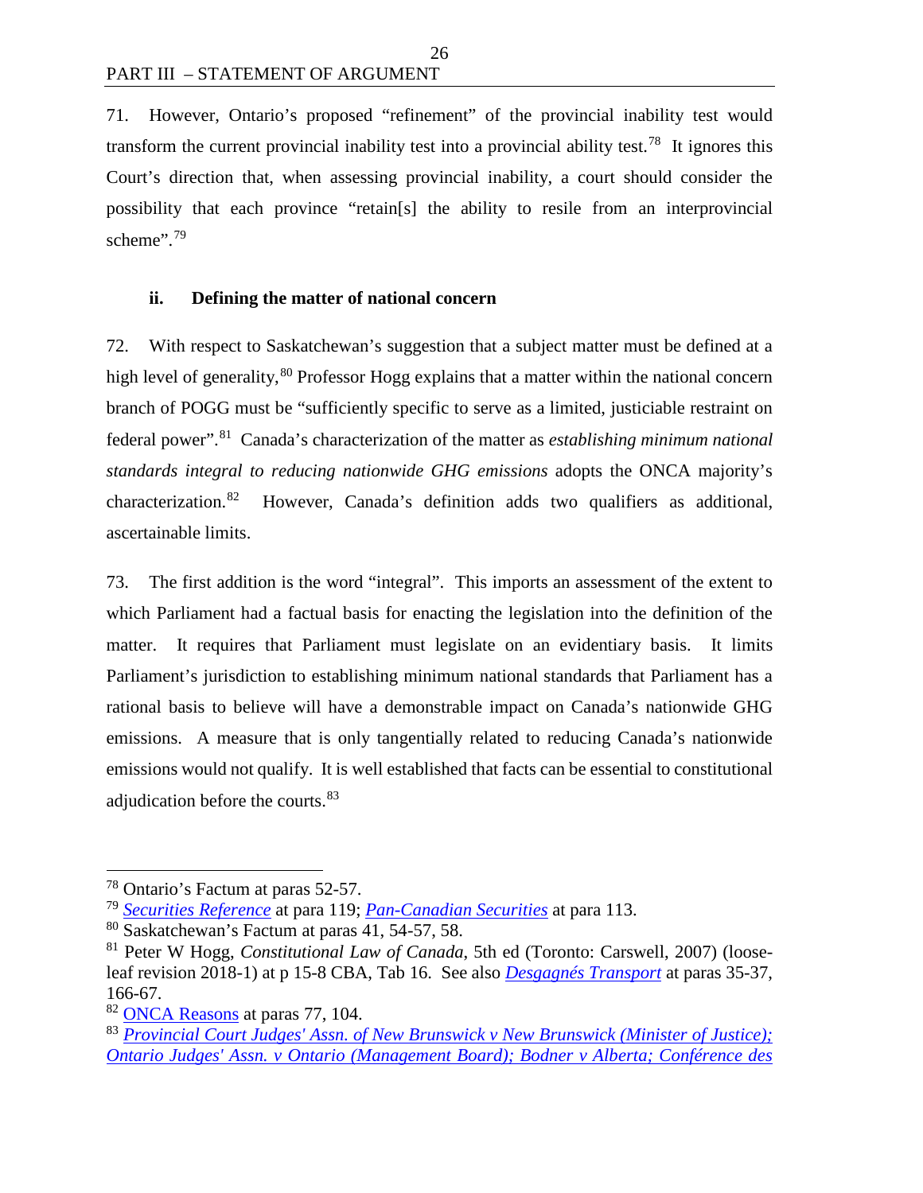71. However, Ontario's proposed "refinement" of the provincial inability test would transform the current provincial inability test into a provincial ability test.[78] It ignores this Court's direction that, when assessing provincial inability, a court should consider the possibility that each province "retain[s] the ability to resile from an interprovincial scheme".[79]

### ii. Defining the matter of national concern

72. With respect to Saskatchewan's suggestion that a subject matter must be defined at a high level of generality,[80] Professor Hogg explains that a matter within the national concern branch of POGG must be "sufficiently specific to serve as a limited, justiciable restraint on federal power".[81] Canada's characterization of the matter as *establishing minimum national standards integral to reducing nationwide GHG emissions* adopts the ONCA majority's characterization.[82] However, Canada's definition adds two qualifiers as additional, ascertainable limits.

73. The first addition is the word "integral". This imports an assessment of the extent to which Parliament had a factual basis for enacting the legislation into the definition of the matter. It requires that Parliament must legislate on an evidentiary basis. It limits Parliament's jurisdiction to establishing minimum national standards that Parliament has a rational basis to believe will have a demonstrable impact on Canada's nationwide GHG emissions. A measure that is only tangentially related to reducing Canada's nationwide emissions would not qualify. It is well established that facts can be essential to constitutional adjudication before the courts.[83]

---

[78] Ontario's Factum at paras 52-57.

[79] *Securities Reference* at para 119; *Pan-Canadian Securities* at para 113.

[80] Saskatchewan's Factum at paras 41, 54-57, 58.

[81] Peter W Hogg, *Constitutional Law of Canada*, 5th ed (Toronto: Carswell, 2007) (loose-leaf revision 2018-1) at p 15-8 CBA, Tab 16. See also *Desgagnés Transport* at paras 35-37, 166-67.

[82] ONCA Reasons at paras 77, 104.

[83] *Provincial Court Judges' Assn. of New Brunswick v New Brunswick (Minister of Justice); Ontario Judges' Assn. v Ontario (Management Board); Bodner v Alberta; Conférence des*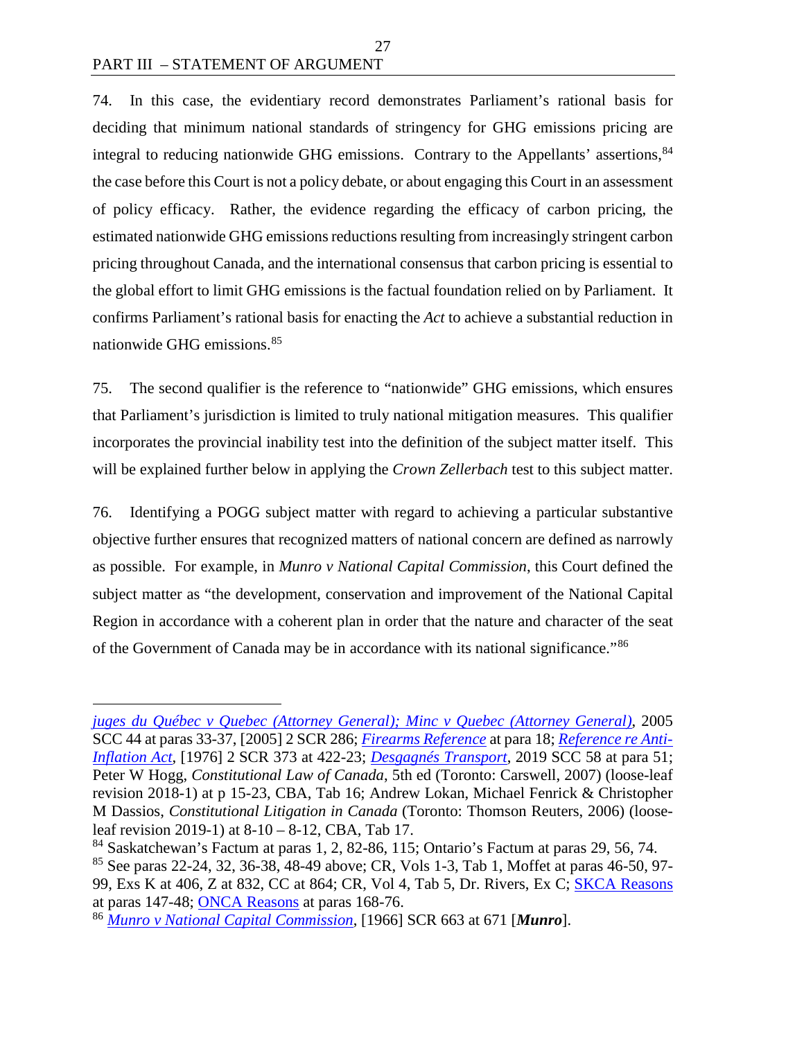74. In this case, the evidentiary record demonstrates Parliament's rational basis for deciding that minimum national standards of stringency for GHG emissions pricing are integral to reducing nationwide GHG emissions. Contrary to the Appellants' assertions,[84] the case before this Court is not a policy debate, or about engaging this Court in an assessment of policy efficacy. Rather, the evidence regarding the efficacy of carbon pricing, the estimated nationwide GHG emissions reductions resulting from increasingly stringent carbon pricing throughout Canada, and the international consensus that carbon pricing is essential to the global effort to limit GHG emissions is the factual foundation relied on by Parliament. It confirms Parliament's rational basis for enacting the *Act* to achieve a substantial reduction in nationwide GHG emissions.[85]

75. The second qualifier is the reference to "nationwide" GHG emissions, which ensures that Parliament's jurisdiction is limited to truly national mitigation measures. This qualifier incorporates the provincial inability test into the definition of the subject matter itself. This will be explained further below in applying the *Crown Zellerbach* test to this subject matter.

76. Identifying a POGG subject matter with regard to achieving a particular substantive objective further ensures that recognized matters of national concern are defined as narrowly as possible. For example, in *Munro v National Capital Commission*, this Court defined the subject matter as "the development, conservation and improvement of the National Capital Region in accordance with a coherent plan in order that the nature and character of the seat of the Government of Canada may be in accordance with its national significance."[86]

---

*juges du Québec v Quebec (Attorney General); Minc v Quebec (Attorney General)*, 2005 SCC 44 at paras 33-37, [2005] 2 SCR 286; *Firearms Reference* at para 18; *Reference re Anti-Inflation Act*, [1976] 2 SCR 373 at 422-23; *Desgagnés Transport*, 2019 SCC 58 at para 51; Peter W Hogg, *Constitutional Law of Canada*, 5th ed (Toronto: Carswell, 2007) (loose-leaf revision 2018-1) at p 15-23, CBA, Tab 16; Andrew Lokan, Michael Fenrick & Christopher M Dassios, *Constitutional Litigation in Canada* (Toronto: Thomson Reuters, 2006) (loose-leaf revision 2019-1) at 8-10 – 8-12, CBA, Tab 17.

[84] Saskatchewan's Factum at paras 1, 2, 82-86, 115; Ontario's Factum at paras 29, 56, 74.

[85] See paras 22-24, 32, 36-38, 48-49 above; CR, Vols 1-3, Tab 1, Moffet at paras 46-50, 97-99, Exs K at 406, Z at 832, CC at 864; CR, Vol 4, Tab 5, Dr. Rivers, Ex C; SKCA Reasons at paras 147-48; ONCA Reasons at paras 168-76.

[86] *Munro v National Capital Commission*, [1966] SCR 663 at 671 [***Munro***].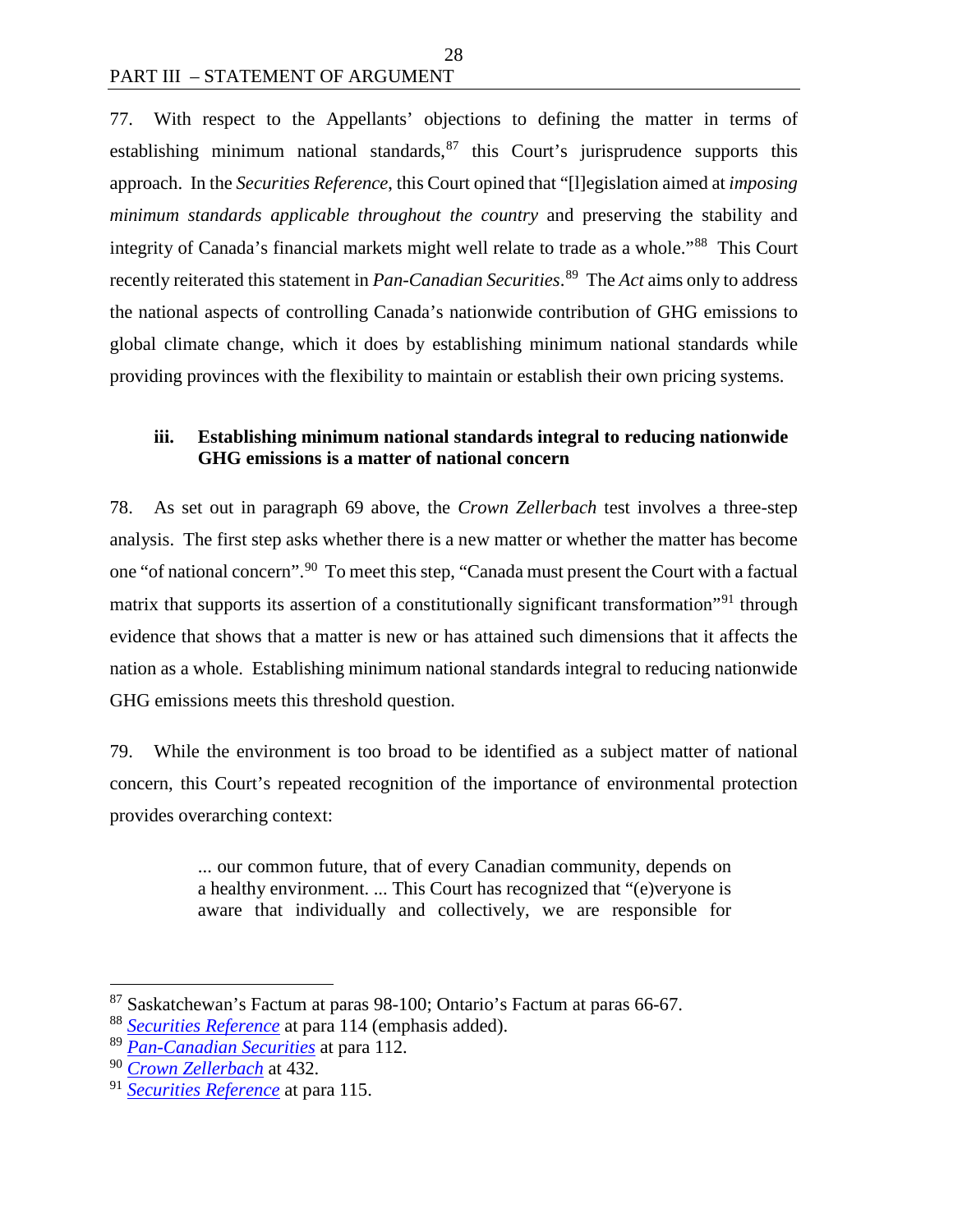77. With respect to the Appellants' objections to defining the matter in terms of establishing minimum national standards,[87] this Court's jurisprudence supports this approach. In the *Securities Reference*, this Court opined that "[l]egislation aimed at *imposing minimum standards applicable throughout the country* and preserving the stability and integrity of Canada's financial markets might well relate to trade as a whole."[88] This Court recently reiterated this statement in *Pan-Canadian Securities*.[89] The *Act* aims only to address the national aspects of controlling Canada's nationwide contribution of GHG emissions to global climate change, which it does by establishing minimum national standards while providing provinces with the flexibility to maintain or establish their own pricing systems.

### iii. Establishing minimum national standards integral to reducing nationwide GHG emissions is a matter of national concern

78. As set out in paragraph 69 above, the *Crown Zellerbach* test involves a three-step analysis. The first step asks whether there is a new matter or whether the matter has become one "of national concern".[90] To meet this step, "Canada must present the Court with a factual matrix that supports its assertion of a constitutionally significant transformation"[91] through evidence that shows that a matter is new or has attained such dimensions that it affects the nation as a whole. Establishing minimum national standards integral to reducing nationwide GHG emissions meets this threshold question.

79. While the environment is too broad to be identified as a subject matter of national concern, this Court's repeated recognition of the importance of environmental protection provides overarching context:

> ... our common future, that of every Canadian community, depends on a healthy environment. ... This Court has recognized that "(e)veryone is aware that individually and collectively, we are responsible for

---

[87] Saskatchewan's Factum at paras 98-100; Ontario's Factum at paras 66-67.

[88] *Securities Reference* at para 114 (emphasis added).

[89] *Pan-Canadian Securities* at para 112.

[90] *Crown Zellerbach* at 432.

[91] *Securities Reference* at para 115.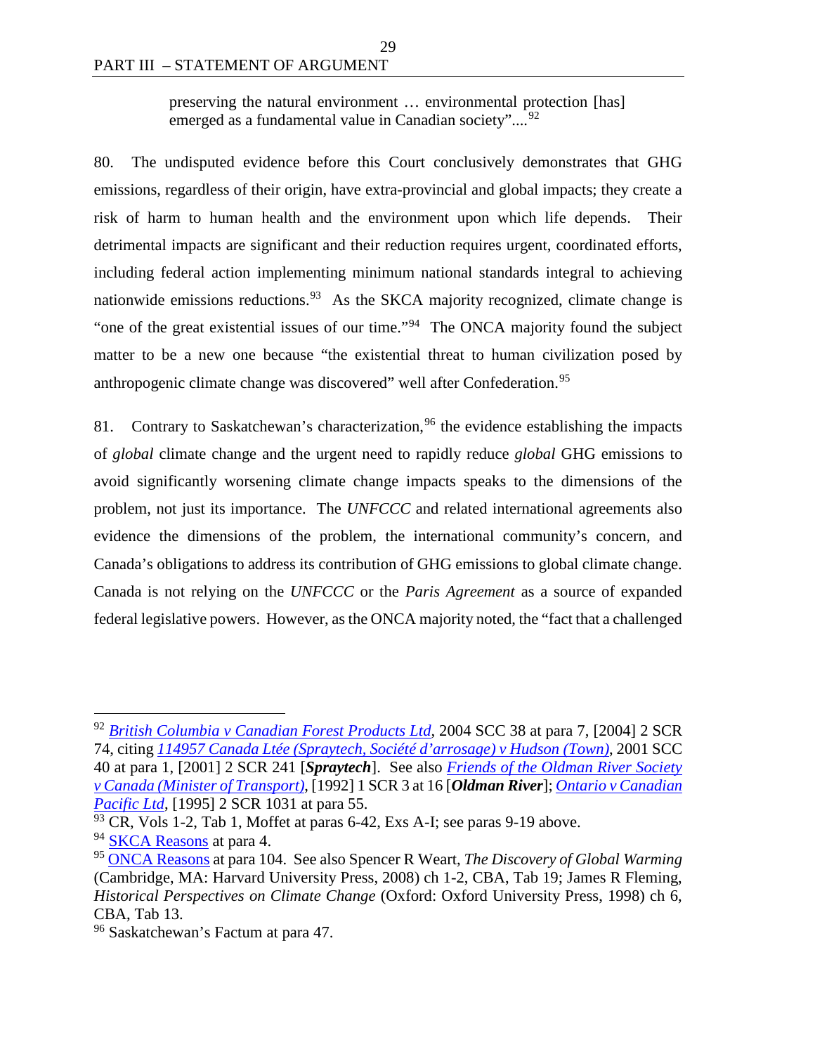> preserving the natural environment … environmental protection [has] emerged as a fundamental value in Canadian society"....[92]

80. The undisputed evidence before this Court conclusively demonstrates that GHG emissions, regardless of their origin, have extra-provincial and global impacts; they create a risk of harm to human health and the environment upon which life depends. Their detrimental impacts are significant and their reduction requires urgent, coordinated efforts, including federal action implementing minimum national standards integral to achieving nationwide emissions reductions.[93] As the SKCA majority recognized, climate change is "one of the great existential issues of our time."[94] The ONCA majority found the subject matter to be a new one because "the existential threat to human civilization posed by anthropogenic climate change was discovered" well after Confederation.[95]

81. Contrary to Saskatchewan's characterization,[96] the evidence establishing the impacts of *global* climate change and the urgent need to rapidly reduce *global* GHG emissions to avoid significantly worsening climate change impacts speaks to the dimensions of the problem, not just its importance. The *UNFCCC* and related international agreements also evidence the dimensions of the problem, the international community's concern, and Canada's obligations to address its contribution of GHG emissions to global climate change. Canada is not relying on the *UNFCCC* or the *Paris Agreement* as a source of expanded federal legislative powers. However, as the ONCA majority noted, the "fact that a challenged

---

[92] *British Columbia v Canadian Forest Products Ltd*, 2004 SCC 38 at para 7, [2004] 2 SCR 74, citing *114957 Canada Ltée (Spraytech, Société d'arrosage) v Hudson (Town)*, 2001 SCC 40 at para 1, [2001] 2 SCR 241 [***Spraytech***]. See also *Friends of the Oldman River Society v Canada (Minister of Transport)*, [1992] 1 SCR 3 at 16 [***Oldman River***]; *Ontario v Canadian Pacific Ltd*, [1995] 2 SCR 1031 at para 55.

[93] CR, Vols 1-2, Tab 1, Moffet at paras 6-42, Exs A-I; see paras 9-19 above.

[94] SKCA Reasons at para 4.

[95] ONCA Reasons at para 104. See also Spencer R Weart, *The Discovery of Global Warming* (Cambridge, MA: Harvard University Press, 2008) ch 1-2, CBA, Tab 19; James R Fleming, *Historical Perspectives on Climate Change* (Oxford: Oxford University Press, 1998) ch 6, CBA, Tab 13.

[96] Saskatchewan's Factum at para 47.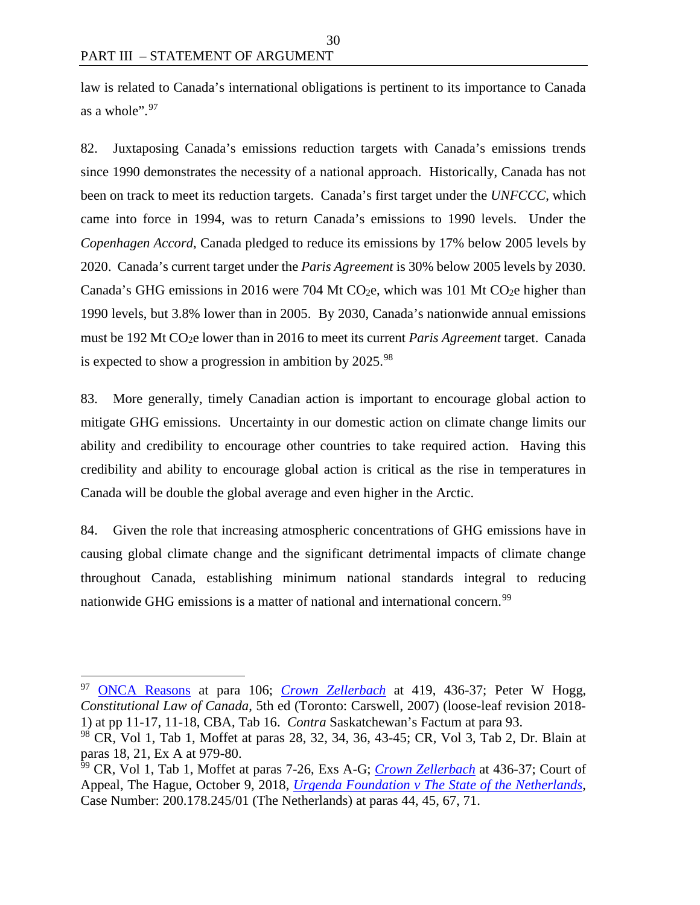law is related to Canada's international obligations is pertinent to its importance to Canada as a whole".[97]

82. Juxtaposing Canada's emissions reduction targets with Canada's emissions trends since 1990 demonstrates the necessity of a national approach. Historically, Canada has not been on track to meet its reduction targets. Canada's first target under the *UNFCCC*, which came into force in 1994, was to return Canada's emissions to 1990 levels. Under the *Copenhagen Accord*, Canada pledged to reduce its emissions by 17% below 2005 levels by 2020. Canada's current target under the *Paris Agreement* is 30% below 2005 levels by 2030. Canada's GHG emissions in 2016 were 704 Mt $CO_2$e, which was 101 Mt $CO_2$e higher than 1990 levels, but 3.8% lower than in 2005. By 2030, Canada's nationwide annual emissions must be 192 Mt $CO_2$e lower than in 2016 to meet its current *Paris Agreement* target. Canada is expected to show a progression in ambition by 2025.[98]

83. More generally, timely Canadian action is important to encourage global action to mitigate GHG emissions. Uncertainty in our domestic action on climate change limits our ability and credibility to encourage other countries to take required action. Having this credibility and ability to encourage global action is critical as the rise in temperatures in Canada will be double the global average and even higher in the Arctic.

84. Given the role that increasing atmospheric concentrations of GHG emissions have in causing global climate change and the significant detrimental impacts of climate change throughout Canada, establishing minimum national standards integral to reducing nationwide GHG emissions is a matter of national and international concern.[99]

---

[97] ONCA Reasons at para 106; *Crown Zellerbach* at 419, 436-37; Peter W Hogg, *Constitutional Law of Canada*, 5th ed (Toronto: Carswell, 2007) (loose-leaf revision 2018-1) at pp 11-17, 11-18, CBA, Tab 16. *Contra* Saskatchewan's Factum at para 93.

[98] CR, Vol 1, Tab 1, Moffet at paras 28, 32, 34, 36, 43-45; CR, Vol 3, Tab 2, Dr. Blain at paras 18, 21, Ex A at 979-80.

[99] CR, Vol 1, Tab 1, Moffet at paras 7-26, Exs A-G; *Crown Zellerbach* at 436-37; Court of Appeal, The Hague, October 9, 2018, *Urgenda Foundation v The State of the Netherlands*, Case Number: 200.178.245/01 (The Netherlands) at paras 44, 45, 67, 71.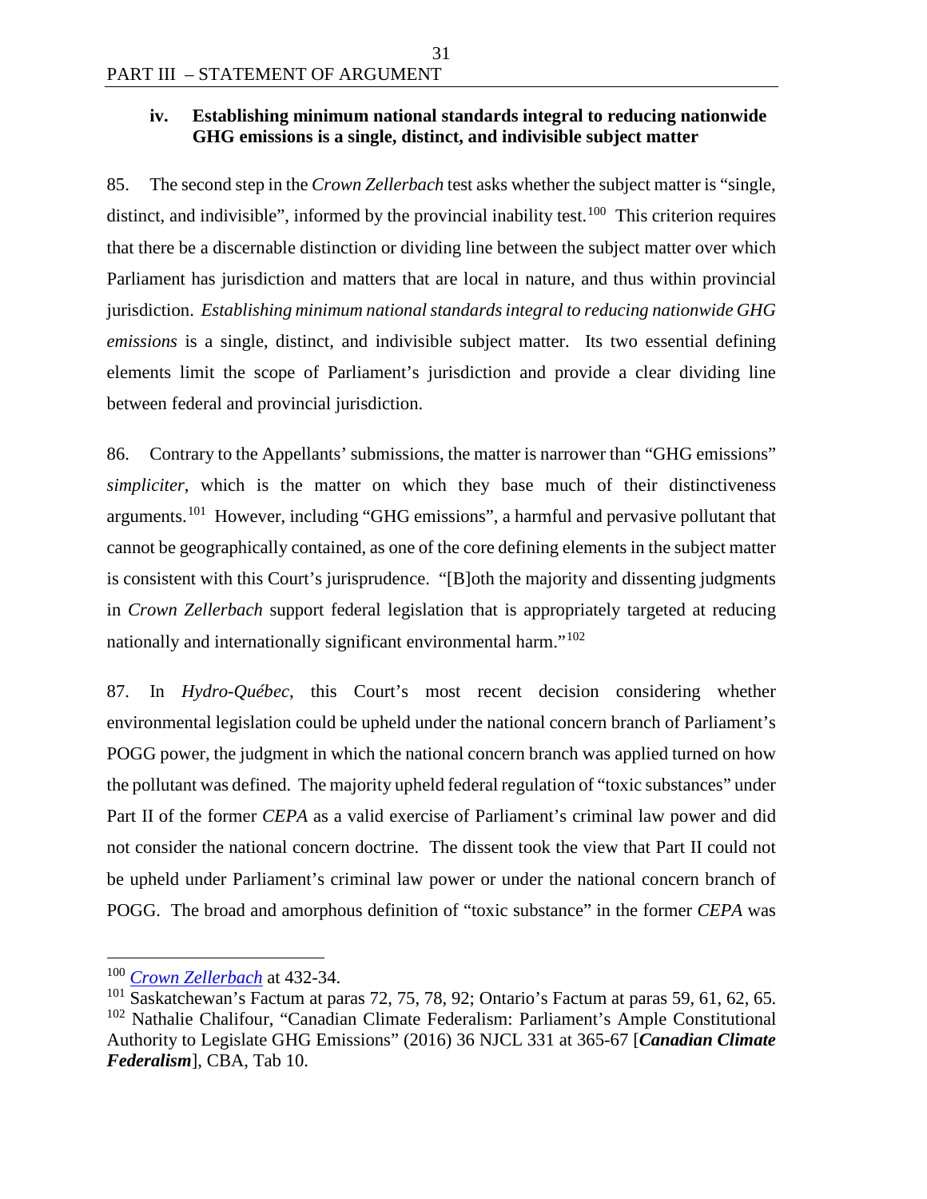### iv. Establishing minimum national standards integral to reducing nationwide GHG emissions is a single, distinct, and indivisible subject matter

85. The second step in the *Crown Zellerbach* test asks whether the subject matter is "single, distinct, and indivisible", informed by the provincial inability test.[100] This criterion requires that there be a discernable distinction or dividing line between the subject matter over which Parliament has jurisdiction and matters that are local in nature, and thus within provincial jurisdiction. *Establishing minimum national standards integral to reducing nationwide GHG emissions* is a single, distinct, and indivisible subject matter. Its two essential defining elements limit the scope of Parliament's jurisdiction and provide a clear dividing line between federal and provincial jurisdiction.

86. Contrary to the Appellants' submissions, the matter is narrower than "GHG emissions" *simpliciter*, which is the matter on which they base much of their distinctiveness arguments.[101] However, including "GHG emissions", a harmful and pervasive pollutant that cannot be geographically contained, as one of the core defining elements in the subject matter is consistent with this Court's jurisprudence. "[B]oth the majority and dissenting judgments in *Crown Zellerbach* support federal legislation that is appropriately targeted at reducing nationally and internationally significant environmental harm."[102]

87. In *Hydro-Québec*, this Court's most recent decision considering whether environmental legislation could be upheld under the national concern branch of Parliament's POGG power, the judgment in which the national concern branch was applied turned on how the pollutant was defined. The majority upheld federal regulation of "toxic substances" under Part II of the former *CEPA* as a valid exercise of Parliament's criminal law power and did not consider the national concern doctrine. The dissent took the view that Part II could not be upheld under Parliament's criminal law power or under the national concern branch of POGG. The broad and amorphous definition of "toxic substance" in the former *CEPA* was

---

[100] *Crown Zellerbach* at 432-34.

[101] Saskatchewan's Factum at paras 72, 75, 78, 92; Ontario's Factum at paras 59, 61, 62, 65.

[102] Nathalie Chalifour, "Canadian Climate Federalism: Parliament's Ample Constitutional Authority to Legislate GHG Emissions" (2016) 36 NJCL 331 at 365-67 [***Canadian Climate Federalism***], CBA, Tab 10.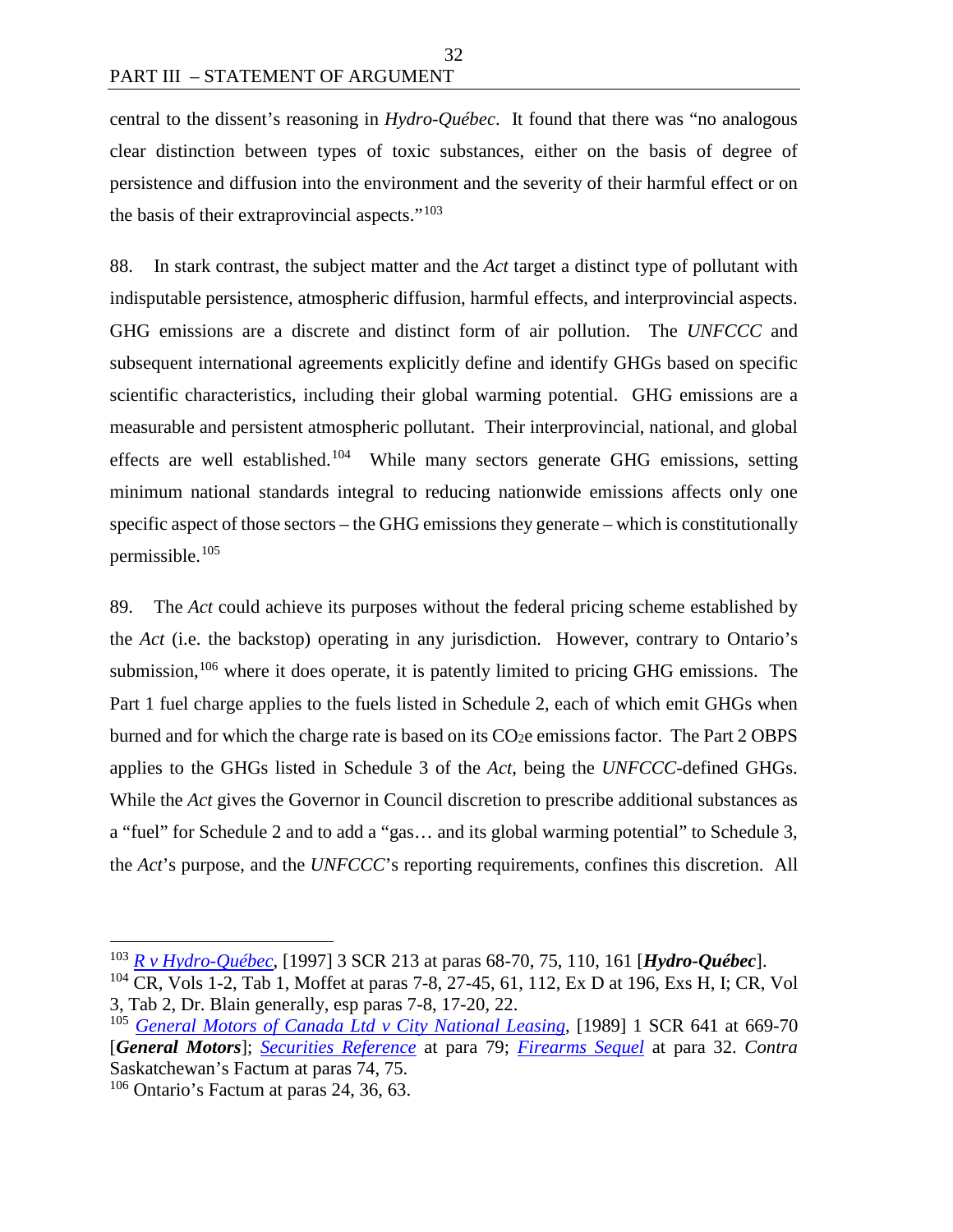central to the dissent's reasoning in *Hydro-Québec*. It found that there was "no analogous clear distinction between types of toxic substances, either on the basis of degree of persistence and diffusion into the environment and the severity of their harmful effect or on the basis of their extraprovincial aspects."[103]

88. In stark contrast, the subject matter and the *Act* target a distinct type of pollutant with indisputable persistence, atmospheric diffusion, harmful effects, and interprovincial aspects. GHG emissions are a discrete and distinct form of air pollution. The *UNFCCC* and subsequent international agreements explicitly define and identify GHGs based on specific scientific characteristics, including their global warming potential. GHG emissions are a measurable and persistent atmospheric pollutant. Their interprovincial, national, and global effects are well established.[104] While many sectors generate GHG emissions, setting minimum national standards integral to reducing nationwide emissions affects only one specific aspect of those sectors – the GHG emissions they generate – which is constitutionally permissible.[105]

89. The *Act* could achieve its purposes without the federal pricing scheme established by the *Act* (i.e. the backstop) operating in any jurisdiction. However, contrary to Ontario's submission,[106] where it does operate, it is patently limited to pricing GHG emissions. The Part 1 fuel charge applies to the fuels listed in Schedule 2, each of which emit GHGs when burned and for which the charge rate is based on its $CO_2e$ emissions factor. The Part 2 OBPS applies to the GHGs listed in Schedule 3 of the *Act*, being the *UNFCCC*-defined GHGs. While the *Act* gives the Governor in Council discretion to prescribe additional substances as a "fuel" for Schedule 2 and to add a "gas… and its global warming potential" to Schedule 3, the *Act*'s purpose, and the *UNFCCC*'s reporting requirements, confines this discretion. All

---

[103] *R v Hydro-Québec*, [1997] 3 SCR 213 at paras 68-70, 75, 110, 161 [***Hydro-Québec***].

[104] CR, Vols 1-2, Tab 1, Moffet at paras 7-8, 27-45, 61, 112, Ex D at 196, Exs H, I; CR, Vol 3, Tab 2, Dr. Blain generally, esp paras 7-8, 17-20, 22.

[105] *General Motors of Canada Ltd v City National Leasing*, [1989] 1 SCR 641 at 669-70 [***General Motors***]; *Securities Reference* at para 79; *Firearms Sequel* at para 32. *Contra* Saskatchewan's Factum at paras 74, 75.

[106] Ontario's Factum at paras 24, 36, 63.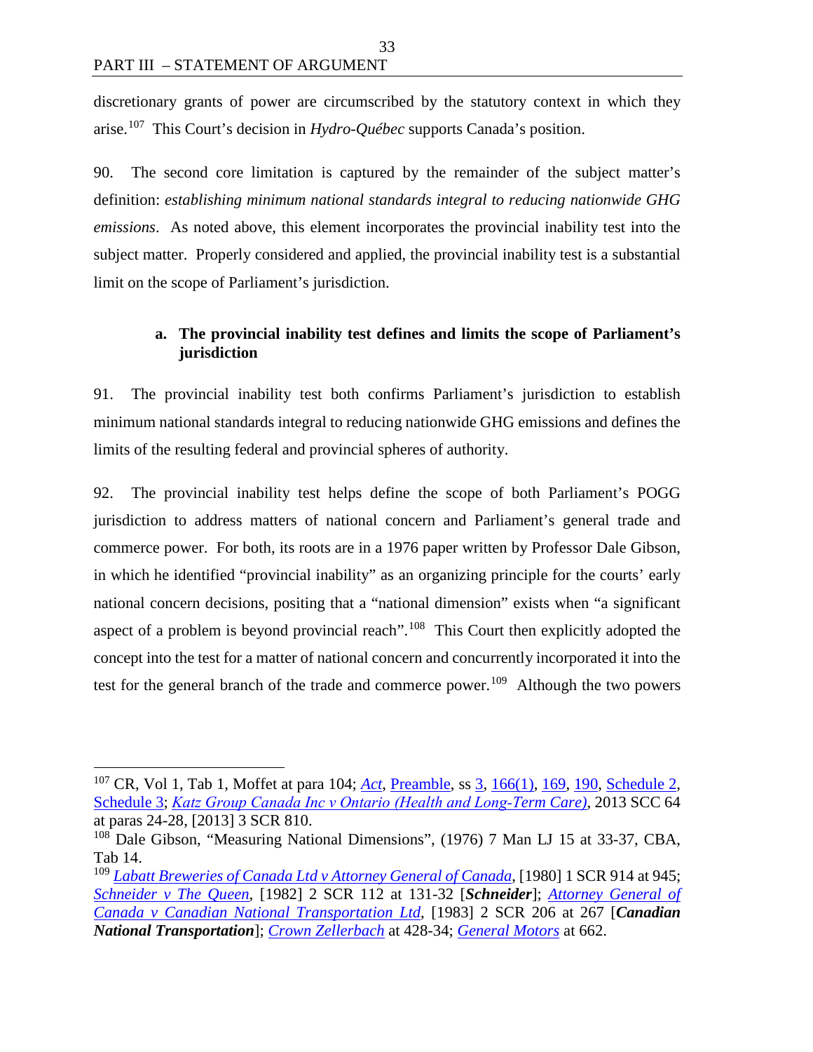discretionary grants of power are circumscribed by the statutory context in which they arise.[107] This Court's decision in *Hydro-Québec* supports Canada's position.

90. The second core limitation is captured by the remainder of the subject matter's definition: *establishing minimum national standards integral to reducing nationwide GHG emissions*. As noted above, this element incorporates the provincial inability test into the subject matter. Properly considered and applied, the provincial inability test is a substantial limit on the scope of Parliament's jurisdiction.

**a. The provincial inability test defines and limits the scope of Parliament's jurisdiction**

91. The provincial inability test both confirms Parliament's jurisdiction to establish minimum national standards integral to reducing nationwide GHG emissions and defines the limits of the resulting federal and provincial spheres of authority.

92. The provincial inability test helps define the scope of both Parliament's POGG jurisdiction to address matters of national concern and Parliament's general trade and commerce power. For both, its roots are in a 1976 paper written by Professor Dale Gibson, in which he identified "provincial inability" as an organizing principle for the courts' early national concern decisions, positing that a "national dimension" exists when "a significant aspect of a problem is beyond provincial reach".[108] This Court then explicitly adopted the concept into the test for a matter of national concern and concurrently incorporated it into the test for the general branch of the trade and commerce power.[109] Although the two powers

---

[107] CR, Vol 1, Tab 1, Moffet at para 104; *Act*, Preamble, ss 3, 166(1), 169, 190, Schedule 2, Schedule 3; *Katz Group Canada Inc v Ontario (Health and Long-Term Care)*, 2013 SCC 64 at paras 24-28, [2013] 3 SCR 810.

[108] Dale Gibson, "Measuring National Dimensions", (1976) 7 Man LJ 15 at 33-37, CBA, Tab 14.

[109] *Labatt Breweries of Canada Ltd v Attorney General of Canada*, [1980] 1 SCR 914 at 945; *Schneider v The Queen*, [1982] 2 SCR 112 at 131-32 [***Schneider***]; *Attorney General of Canada v Canadian National Transportation Ltd*, [1983] 2 SCR 206 at 267 [***Canadian National Transportation***]; *Crown Zellerbach* at 428-34; *General Motors* at 662.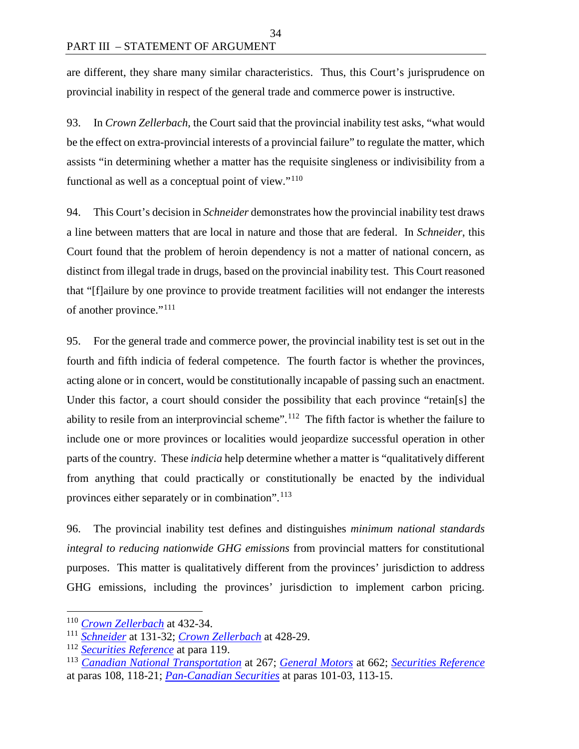are different, they share many similar characteristics. Thus, this Court's jurisprudence on provincial inability in respect of the general trade and commerce power is instructive.

93. In *Crown Zellerbach*, the Court said that the provincial inability test asks, "what would be the effect on extra-provincial interests of a provincial failure" to regulate the matter, which assists "in determining whether a matter has the requisite singleness or indivisibility from a functional as well as a conceptual point of view."[110]

94. This Court's decision in *Schneider* demonstrates how the provincial inability test draws a line between matters that are local in nature and those that are federal. In *Schneider*, this Court found that the problem of heroin dependency is not a matter of national concern, as distinct from illegal trade in drugs, based on the provincial inability test. This Court reasoned that "[f]ailure by one province to provide treatment facilities will not endanger the interests of another province."[111]

95. For the general trade and commerce power, the provincial inability test is set out in the fourth and fifth indicia of federal competence. The fourth factor is whether the provinces, acting alone or in concert, would be constitutionally incapable of passing such an enactment. Under this factor, a court should consider the possibility that each province "retain[s] the ability to resile from an interprovincial scheme".[112] The fifth factor is whether the failure to include one or more provinces or localities would jeopardize successful operation in other parts of the country. These *indicia* help determine whether a matter is "qualitatively different from anything that could practically or constitutionally be enacted by the individual provinces either separately or in combination".[113]

96. The provincial inability test defines and distinguishes *minimum national standards integral to reducing nationwide GHG emissions* from provincial matters for constitutional purposes. This matter is qualitatively different from the provinces' jurisdiction to address GHG emissions, including the provinces' jurisdiction to implement carbon pricing.

---

[110] *Crown Zellerbach* at 432-34.

[111] *Schneider* at 131-32; *Crown Zellerbach* at 428-29.

[112] *Securities Reference* at para 119.

[113] *Canadian National Transportation* at 267; *General Motors* at 662; *Securities Reference* at paras 108, 118-21; *Pan-Canadian Securities* at paras 101-03, 113-15.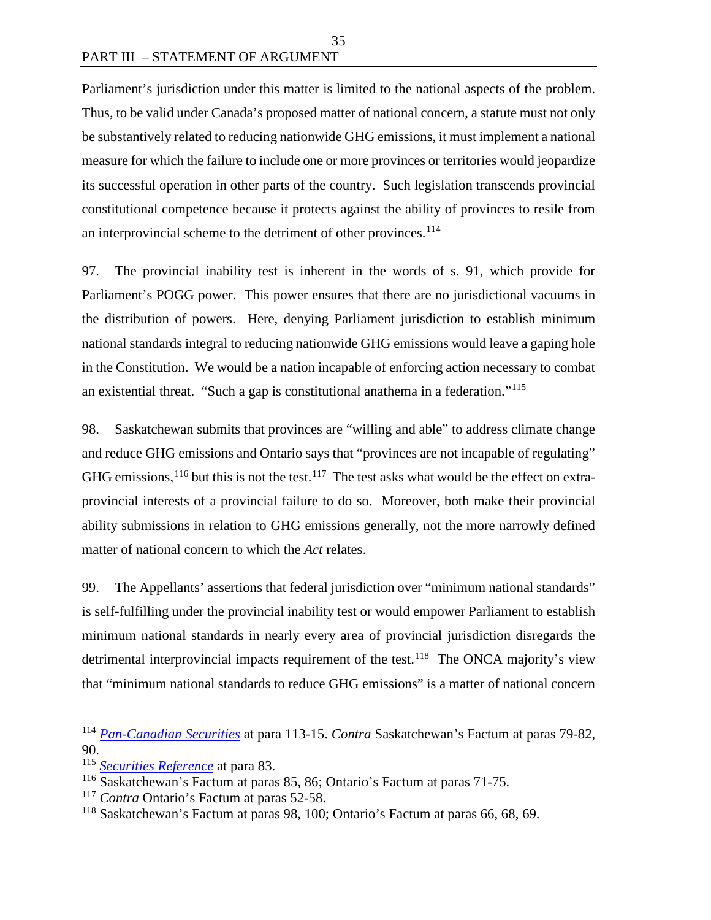Parliament's jurisdiction under this matter is limited to the national aspects of the problem. Thus, to be valid under Canada's proposed matter of national concern, a statute must not only be substantively related to reducing nationwide GHG emissions, it must implement a national measure for which the failure to include one or more provinces or territories would jeopardize its successful operation in other parts of the country. Such legislation transcends provincial constitutional competence because it protects against the ability of provinces to resile from an interprovincial scheme to the detriment of other provinces.[114]

97. The provincial inability test is inherent in the words of s. 91, which provide for Parliament's POGG power. This power ensures that there are no jurisdictional vacuums in the distribution of powers. Here, denying Parliament jurisdiction to establish minimum national standards integral to reducing nationwide GHG emissions would leave a gaping hole in the Constitution. We would be a nation incapable of enforcing action necessary to combat an existential threat. "Such a gap is constitutional anathema in a federation."[115]

98. Saskatchewan submits that provinces are "willing and able" to address climate change and reduce GHG emissions and Ontario says that "provinces are not incapable of regulating" GHG emissions,[116] but this is not the test.[117] The test asks what would be the effect on extra-provincial interests of a provincial failure to do so. Moreover, both make their provincial ability submissions in relation to GHG emissions generally, not the more narrowly defined matter of national concern to which the *Act* relates.

99. The Appellants' assertions that federal jurisdiction over "minimum national standards" is self-fulfilling under the provincial inability test or would empower Parliament to establish minimum national standards in nearly every area of provincial jurisdiction disregards the detrimental interprovincial impacts requirement of the test.[118] The ONCA majority's view that "minimum national standards to reduce GHG emissions" is a matter of national concern

---

[114] *Pan-Canadian Securities* at para 113-15. *Contra* Saskatchewan's Factum at paras 79-82, 90.

[115] *Securities Reference* at para 83.

[116] Saskatchewan's Factum at paras 85, 86; Ontario's Factum at paras 71-75.

[117] *Contra* Ontario's Factum at paras 52-58.

[118] Saskatchewan's Factum at paras 98, 100; Ontario's Factum at paras 66, 68, 69.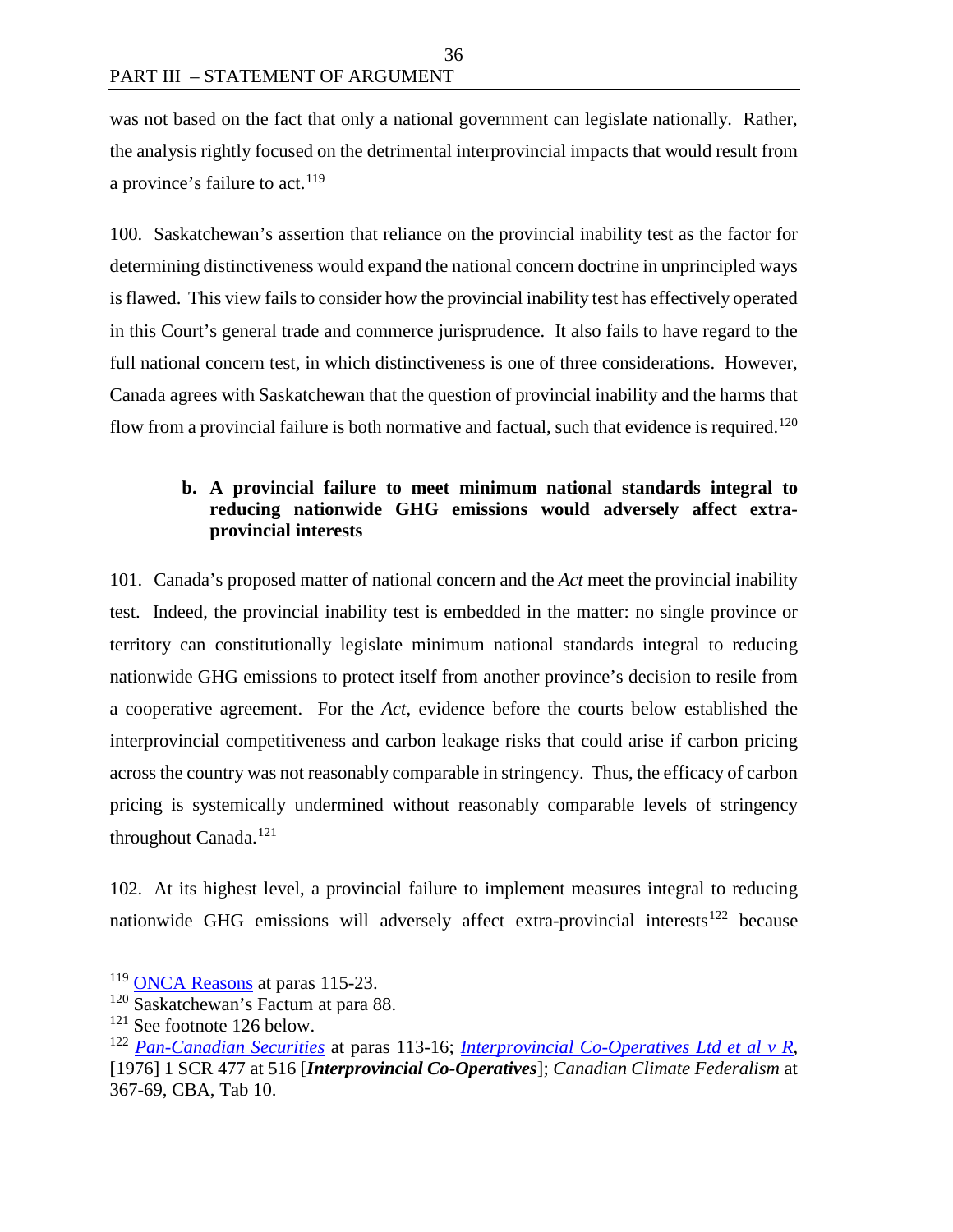was not based on the fact that only a national government can legislate nationally. Rather, the analysis rightly focused on the detrimental interprovincial impacts that would result from a province's failure to act.[119]

100. Saskatchewan's assertion that reliance on the provincial inability test as the factor for determining distinctiveness would expand the national concern doctrine in unprincipled ways is flawed. This view fails to consider how the provincial inability test has effectively operated in this Court's general trade and commerce jurisprudence. It also fails to have regard to the full national concern test, in which distinctiveness is one of three considerations. However, Canada agrees with Saskatchewan that the question of provincial inability and the harms that flow from a provincial failure is both normative and factual, such that evidence is required.[120]

**b. A provincial failure to meet minimum national standards integral to reducing nationwide GHG emissions would adversely affect extra-provincial interests**

101. Canada's proposed matter of national concern and the *Act* meet the provincial inability test. Indeed, the provincial inability test is embedded in the matter: no single province or territory can constitutionally legislate minimum national standards integral to reducing nationwide GHG emissions to protect itself from another province's decision to resile from a cooperative agreement. For the *Act*, evidence before the courts below established the interprovincial competitiveness and carbon leakage risks that could arise if carbon pricing across the country was not reasonably comparable in stringency. Thus, the efficacy of carbon pricing is systemically undermined without reasonably comparable levels of stringency throughout Canada.[121]

102. At its highest level, a provincial failure to implement measures integral to reducing nationwide GHG emissions will adversely affect extra-provincial interests[122] because

---

[119] ONCA Reasons at paras 115-23.

[120] Saskatchewan's Factum at para 88.

[121] See footnote 126 below.

[122] *Pan-Canadian Securities* at paras 113-16; *Interprovincial Co-Operatives Ltd et al v R*, [1976] 1 SCR 477 at 516 [***Interprovincial Co-Operatives***]; *Canadian Climate Federalism* at 367-69, CBA, Tab 10.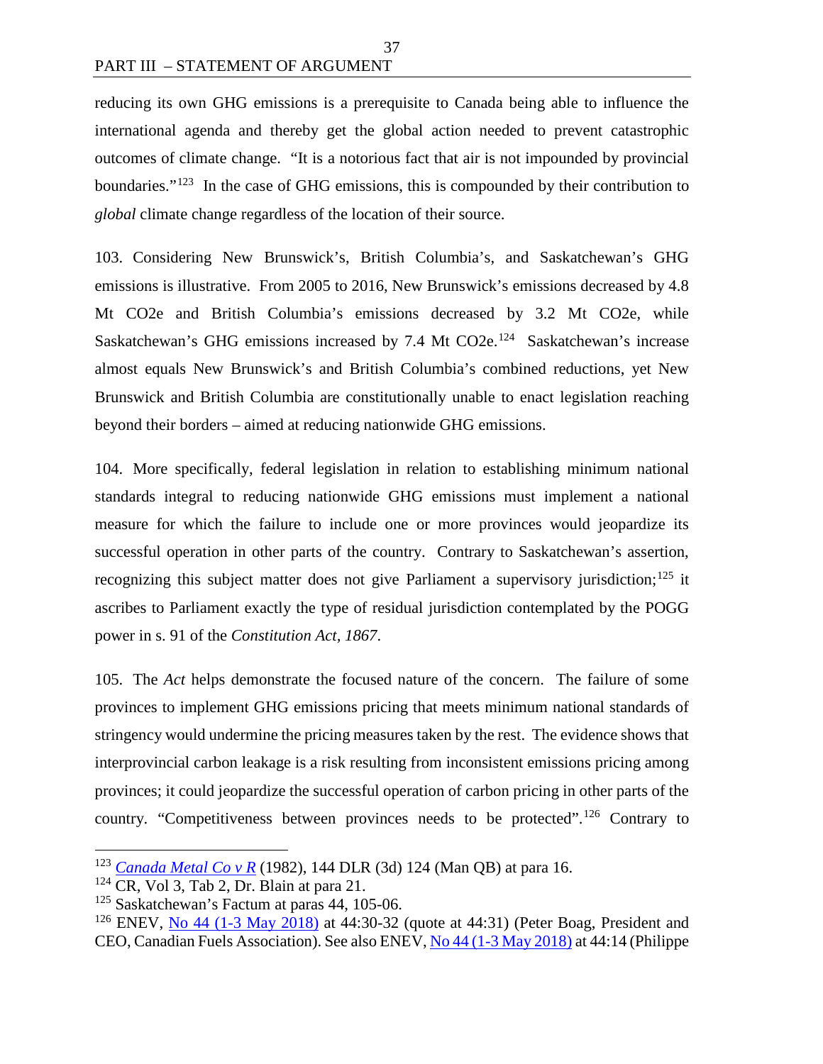reducing its own GHG emissions is a prerequisite to Canada being able to influence the international agenda and thereby get the global action needed to prevent catastrophic outcomes of climate change. "It is a notorious fact that air is not impounded by provincial boundaries."[123] In the case of GHG emissions, this is compounded by their contribution to *global* climate change regardless of the location of their source.

103. Considering New Brunswick's, British Columbia's, and Saskatchewan's GHG emissions is illustrative. From 2005 to 2016, New Brunswick's emissions decreased by 4.8 Mt CO2e and British Columbia's emissions decreased by 3.2 Mt CO2e, while Saskatchewan's GHG emissions increased by 7.4 Mt CO2e.[124] Saskatchewan's increase almost equals New Brunswick's and British Columbia's combined reductions, yet New Brunswick and British Columbia are constitutionally unable to enact legislation reaching beyond their borders – aimed at reducing nationwide GHG emissions.

104. More specifically, federal legislation in relation to establishing minimum national standards integral to reducing nationwide GHG emissions must implement a national measure for which the failure to include one or more provinces would jeopardize its successful operation in other parts of the country. Contrary to Saskatchewan's assertion, recognizing this subject matter does not give Parliament a supervisory jurisdiction;[125] it ascribes to Parliament exactly the type of residual jurisdiction contemplated by the POGG power in s. 91 of the *Constitution Act, 1867*.

105. The *Act* helps demonstrate the focused nature of the concern. The failure of some provinces to implement GHG emissions pricing that meets minimum national standards of stringency would undermine the pricing measures taken by the rest. The evidence shows that interprovincial carbon leakage is a risk resulting from inconsistent emissions pricing among provinces; it could jeopardize the successful operation of carbon pricing in other parts of the country. "Competitiveness between provinces needs to be protected".[126] Contrary to

---

[123] *Canada Metal Co v R* (1982), 144 DLR (3d) 124 (Man QB) at para 16.

[124] CR, Vol 3, Tab 2, Dr. Blain at para 21.

[125] Saskatchewan's Factum at paras 44, 105-06.

[126] ENEV, No 44 (1-3 May 2018) at 44:30-32 (quote at 44:31) (Peter Boag, President and CEO, Canadian Fuels Association). See also ENEV, No 44 (1-3 May 2018) at 44:14 (Philippe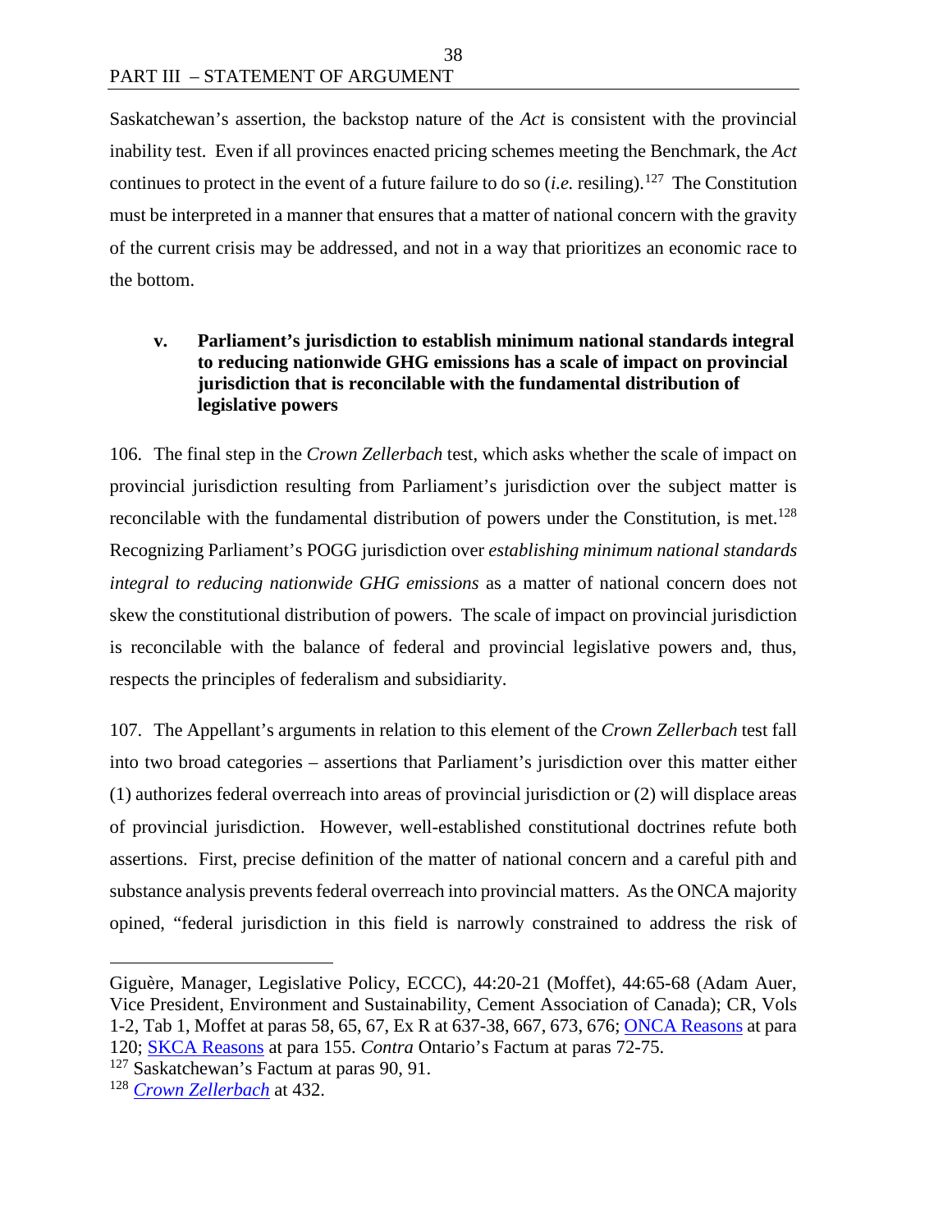Saskatchewan's assertion, the backstop nature of the *Act* is consistent with the provincial inability test. Even if all provinces enacted pricing schemes meeting the Benchmark, the *Act* continues to protect in the event of a future failure to do so (*i.e.* resiling).[127] The Constitution must be interpreted in a manner that ensures that a matter of national concern with the gravity of the current crisis may be addressed, and not in a way that prioritizes an economic race to the bottom.

### v. Parliament's jurisdiction to establish minimum national standards integral to reducing nationwide GHG emissions has a scale of impact on provincial jurisdiction that is reconcilable with the fundamental distribution of legislative powers

106. The final step in the *Crown Zellerbach* test, which asks whether the scale of impact on provincial jurisdiction resulting from Parliament's jurisdiction over the subject matter is reconcilable with the fundamental distribution of powers under the Constitution, is met.[128] Recognizing Parliament's POGG jurisdiction over *establishing minimum national standards integral to reducing nationwide GHG emissions* as a matter of national concern does not skew the constitutional distribution of powers. The scale of impact on provincial jurisdiction is reconcilable with the balance of federal and provincial legislative powers and, thus, respects the principles of federalism and subsidiarity.

107. The Appellant's arguments in relation to this element of the *Crown Zellerbach* test fall into two broad categories – assertions that Parliament's jurisdiction over this matter either (1) authorizes federal overreach into areas of provincial jurisdiction or (2) will displace areas of provincial jurisdiction. However, well-established constitutional doctrines refute both assertions. First, precise definition of the matter of national concern and a careful pith and substance analysis prevents federal overreach into provincial matters. As the ONCA majority opined, "federal jurisdiction in this field is narrowly constrained to address the risk of

---

Giguère, Manager, Legislative Policy, ECCC), 44:20-21 (Moffet), 44:65-68 (Adam Auer, Vice President, Environment and Sustainability, Cement Association of Canada); CR, Vols 1-2, Tab 1, Moffet at paras 58, 65, 67, Ex R at 637-38, 667, 673, 676; ONCA Reasons at para 120; SKCA Reasons at para 155. *Contra* Ontario's Factum at paras 72-75.

[127] Saskatchewan's Factum at paras 90, 91.

[128] *Crown Zellerbach* at 432.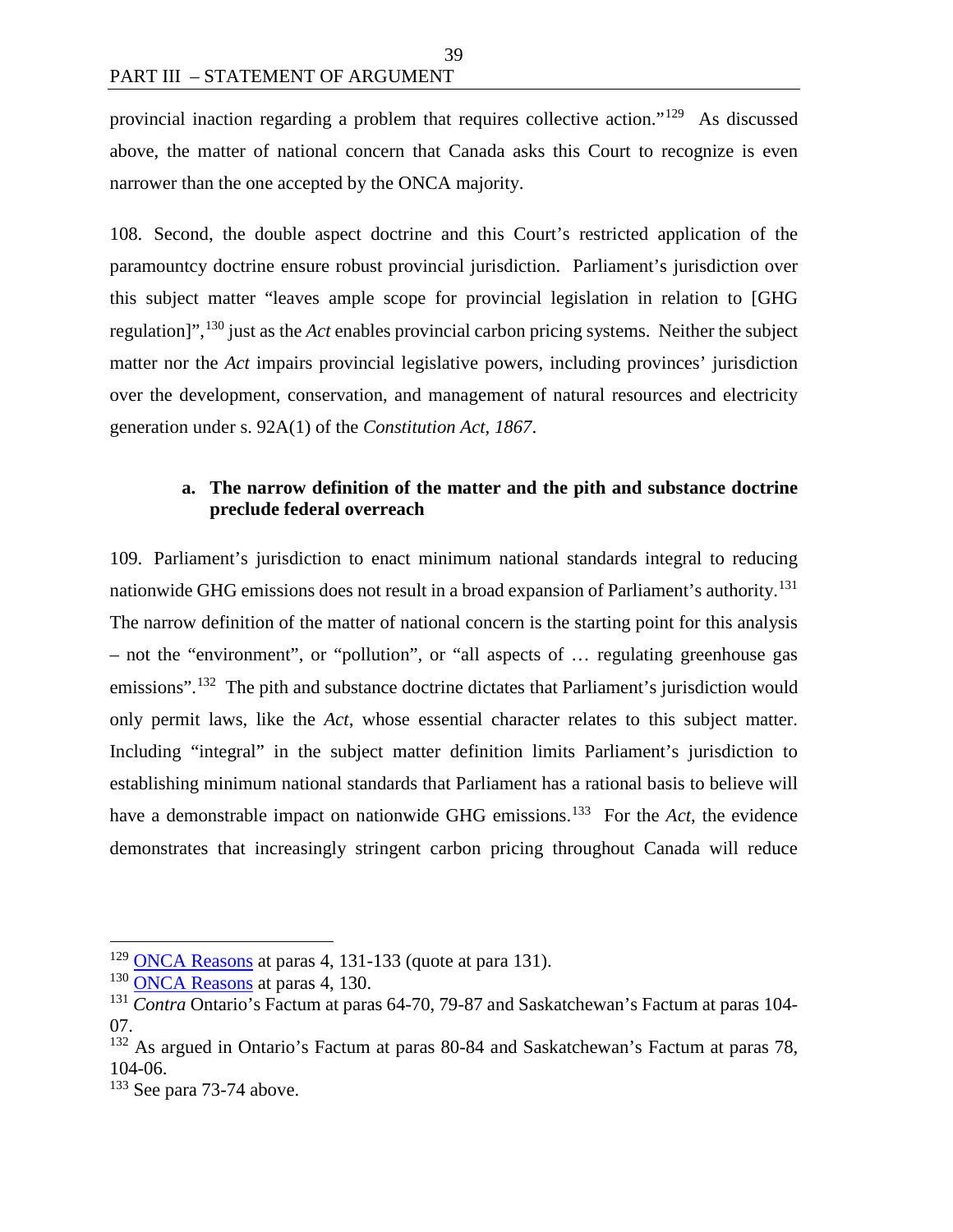provincial inaction regarding a problem that requires collective action."[129] As discussed above, the matter of national concern that Canada asks this Court to recognize is even narrower than the one accepted by the ONCA majority.

108. Second, the double aspect doctrine and this Court's restricted application of the paramountcy doctrine ensure robust provincial jurisdiction. Parliament's jurisdiction over this subject matter "leaves ample scope for provincial legislation in relation to [GHG regulation]",[130] just as the *Act* enables provincial carbon pricing systems. Neither the subject matter nor the *Act* impairs provincial legislative powers, including provinces' jurisdiction over the development, conservation, and management of natural resources and electricity generation under s. 92A(1) of the *Constitution Act, 1867*.

#### a. The narrow definition of the matter and the pith and substance doctrine preclude federal overreach

109. Parliament's jurisdiction to enact minimum national standards integral to reducing nationwide GHG emissions does not result in a broad expansion of Parliament's authority.[131] The narrow definition of the matter of national concern is the starting point for this analysis – not the "environment", or "pollution", or "all aspects of … regulating greenhouse gas emissions".[132] The pith and substance doctrine dictates that Parliament's jurisdiction would only permit laws, like the *Act*, whose essential character relates to this subject matter. Including "integral" in the subject matter definition limits Parliament's jurisdiction to establishing minimum national standards that Parliament has a rational basis to believe will have a demonstrable impact on nationwide GHG emissions.[133] For the *Act*, the evidence demonstrates that increasingly stringent carbon pricing throughout Canada will reduce

---

[129] ONCA Reasons at paras 4, 131-133 (quote at para 131).

[130] ONCA Reasons at paras 4, 130.

[131] *Contra* Ontario's Factum at paras 64-70, 79-87 and Saskatchewan's Factum at paras 104-07.

[132] As argued in Ontario's Factum at paras 80-84 and Saskatchewan's Factum at paras 78, 104-06.

[133] See para 73-74 above.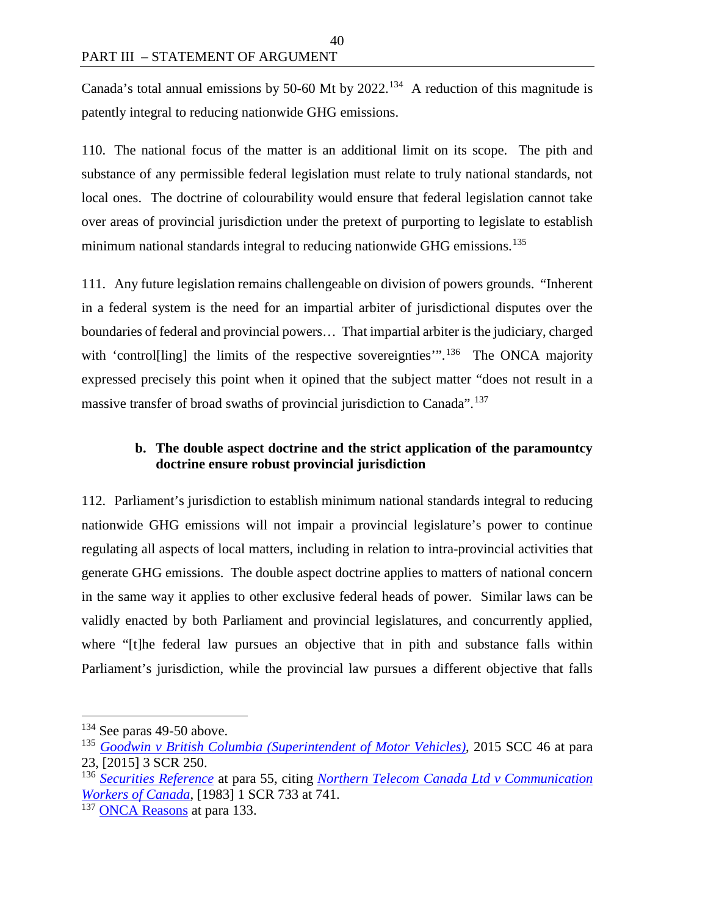Canada's total annual emissions by 50-60 Mt by 2022.[134] A reduction of this magnitude is patently integral to reducing nationwide GHG emissions.

110. The national focus of the matter is an additional limit on its scope. The pith and substance of any permissible federal legislation must relate to truly national standards, not local ones. The doctrine of colourability would ensure that federal legislation cannot take over areas of provincial jurisdiction under the pretext of purporting to legislate to establish minimum national standards integral to reducing nationwide GHG emissions.[135]

111. Any future legislation remains challengeable on division of powers grounds. "Inherent in a federal system is the need for an impartial arbiter of jurisdictional disputes over the boundaries of federal and provincial powers… That impartial arbiter is the judiciary, charged with 'control[ling] the limits of the respective sovereignties'".[136] The ONCA majority expressed precisely this point when it opined that the subject matter "does not result in a massive transfer of broad swaths of provincial jurisdiction to Canada".[137]

#### b. The double aspect doctrine and the strict application of the paramountcy doctrine ensure robust provincial jurisdiction

112. Parliament's jurisdiction to establish minimum national standards integral to reducing nationwide GHG emissions will not impair a provincial legislature's power to continue regulating all aspects of local matters, including in relation to intra-provincial activities that generate GHG emissions. The double aspect doctrine applies to matters of national concern in the same way it applies to other exclusive federal heads of power. Similar laws can be validly enacted by both Parliament and provincial legislatures, and concurrently applied, where "[t]he federal law pursues an objective that in pith and substance falls within Parliament's jurisdiction, while the provincial law pursues a different objective that falls

---

[134] See paras 49-50 above.

[135] *Goodwin v British Columbia (Superintendent of Motor Vehicles)*, 2015 SCC 46 at para 23, [2015] 3 SCR 250.

[136] *Securities Reference* at para 55, citing *Northern Telecom Canada Ltd v Communication Workers of Canada*, [1983] 1 SCR 733 at 741.

[137] ONCA Reasons at para 133.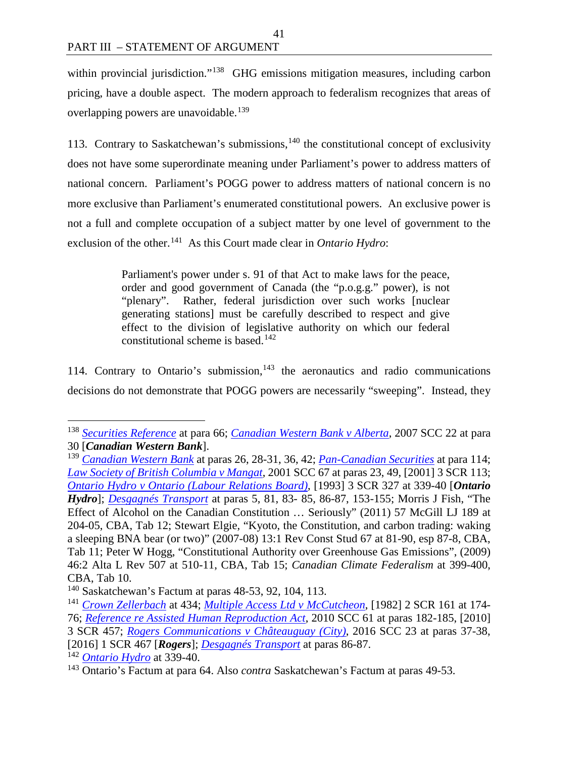within provincial jurisdiction."[138] GHG emissions mitigation measures, including carbon pricing, have a double aspect. The modern approach to federalism recognizes that areas of overlapping powers are unavoidable.[139]

113. Contrary to Saskatchewan's submissions,[140] the constitutional concept of exclusivity does not have some superordinate meaning under Parliament's power to address matters of national concern. Parliament's POGG power to address matters of national concern is no more exclusive than Parliament's enumerated constitutional powers. An exclusive power is not a full and complete occupation of a subject matter by one level of government to the exclusion of the other.[141] As this Court made clear in *Ontario Hydro*:

> Parliament's power under s. 91 of that Act to make laws for the peace, order and good government of Canada (the "p.o.g.g." power), is not "plenary". Rather, federal jurisdiction over such works [nuclear generating stations] must be carefully described to respect and give effect to the division of legislative authority on which our federal constitutional scheme is based.[142]

114. Contrary to Ontario's submission,[143] the aeronautics and radio communications decisions do not demonstrate that POGG powers are necessarily "sweeping". Instead, they

---

[138] *Securities Reference* at para 66; *Canadian Western Bank v Alberta*, 2007 SCC 22 at para 30 [***Canadian Western Bank***].

[139] *Canadian Western Bank* at paras 26, 28-31, 36, 42; *Pan-Canadian Securities* at para 114; *Law Society of British Columbia v Mangat*, 2001 SCC 67 at paras 23, 49, [2001] 3 SCR 113; *Ontario Hydro v Ontario (Labour Relations Board)*, [1993] 3 SCR 327 at 339-40 [***Ontario Hydro***]; *Desgagnés Transport* at paras 5, 81, 83- 85, 86-87, 153-155; Morris J Fish, "The Effect of Alcohol on the Canadian Constitution … Seriously" (2011) 57 McGill LJ 189 at 204-05, CBA, Tab 12; Stewart Elgie, "Kyoto, the Constitution, and carbon trading: waking a sleeping BNA bear (or two)" (2007-08) 13:1 Rev Const Stud 67 at 81-90, esp 87-8, CBA, Tab 11; Peter W Hogg, "Constitutional Authority over Greenhouse Gas Emissions", (2009) 46:2 Alta L Rev 507 at 510-11, CBA, Tab 15; *Canadian Climate Federalism* at 399-400, CBA, Tab 10.

[140] Saskatchewan's Factum at paras 48-53, 92, 104, 113.

[141] *Crown Zellerbach* at 434; *Multiple Access Ltd v McCutcheon*, [1982] 2 SCR 161 at 174-76; *Reference re Assisted Human Reproduction Act*, 2010 SCC 61 at paras 182-185, [2010] 3 SCR 457; *Rogers Communications v Châteauguay (City)*, 2016 SCC 23 at paras 37-38, [2016] 1 SCR 467 [***Rogers***]; *Desgagnés Transport* at paras 86-87.

[142] *Ontario Hydro* at 339-40.

[143] Ontario's Factum at para 64. Also *contra* Saskatchewan's Factum at paras 49-53.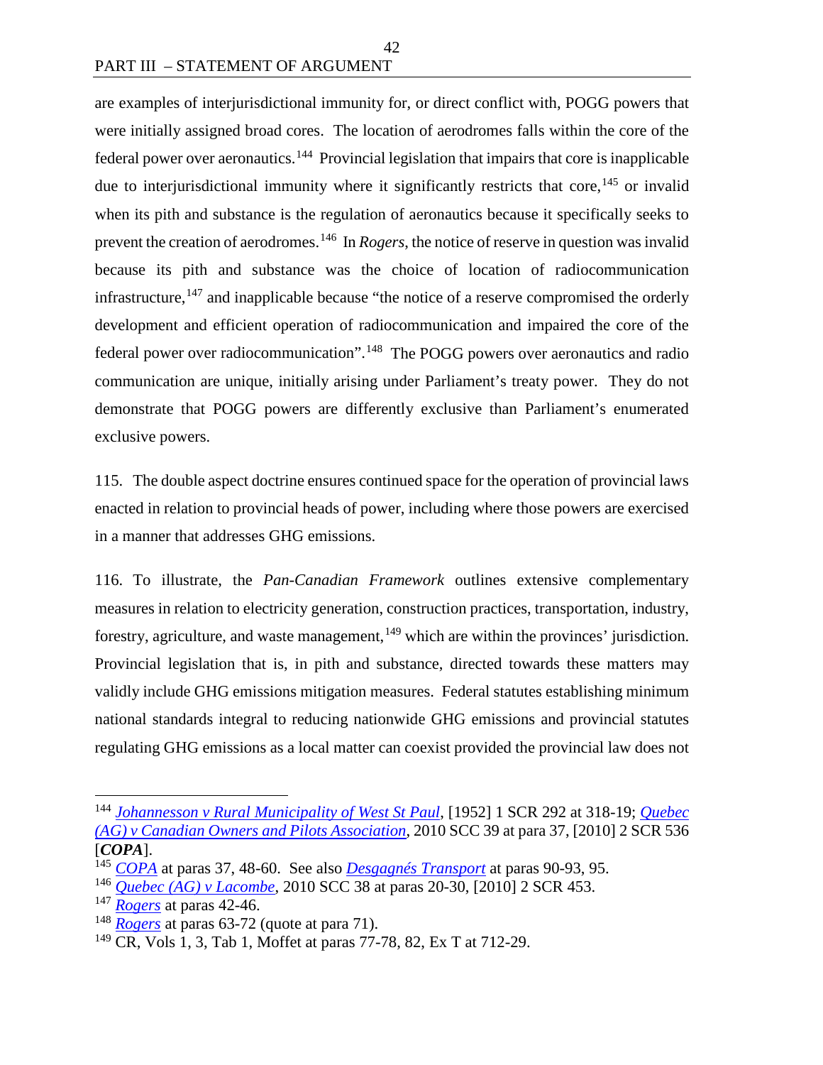are examples of interjurisdictional immunity for, or direct conflict with, POGG powers that were initially assigned broad cores. The location of aerodromes falls within the core of the federal power over aeronautics.[144] Provincial legislation that impairs that core is inapplicable due to interjurisdictional immunity where it significantly restricts that core,[145] or invalid when its pith and substance is the regulation of aeronautics because it specifically seeks to prevent the creation of aerodromes.[146] In *Rogers*, the notice of reserve in question was invalid because its pith and substance was the choice of location of radiocommunication infrastructure,[147] and inapplicable because "the notice of a reserve compromised the orderly development and efficient operation of radiocommunication and impaired the core of the federal power over radiocommunication".[148] The POGG powers over aeronautics and radio communication are unique, initially arising under Parliament's treaty power. They do not demonstrate that POGG powers are differently exclusive than Parliament's enumerated exclusive powers.

115. The double aspect doctrine ensures continued space for the operation of provincial laws enacted in relation to provincial heads of power, including where those powers are exercised in a manner that addresses GHG emissions.

116. To illustrate, the *Pan-Canadian Framework* outlines extensive complementary measures in relation to electricity generation, construction practices, transportation, industry, forestry, agriculture, and waste management,[149] which are within the provinces' jurisdiction. Provincial legislation that is, in pith and substance, directed towards these matters may validly include GHG emissions mitigation measures. Federal statutes establishing minimum national standards integral to reducing nationwide GHG emissions and provincial statutes regulating GHG emissions as a local matter can coexist provided the provincial law does not

---

[144] *Johannesson v Rural Municipality of West St Paul*, [1952] 1 SCR 292 at 318-19; *Quebec (AG) v Canadian Owners and Pilots Association*, 2010 SCC 39 at para 37, [2010] 2 SCR 536 [***COPA***].

[145] *COPA* at paras 37, 48-60. See also *Desgagnés Transport* at paras 90-93, 95.

[146] *Quebec (AG) v Lacombe*, 2010 SCC 38 at paras 20-30, [2010] 2 SCR 453.

[147] *Rogers* at paras 42-46.

[148] *Rogers* at paras 63-72 (quote at para 71).

[149] CR, Vols 1, 3, Tab 1, Moffet at paras 77-78, 82, Ex T at 712-29.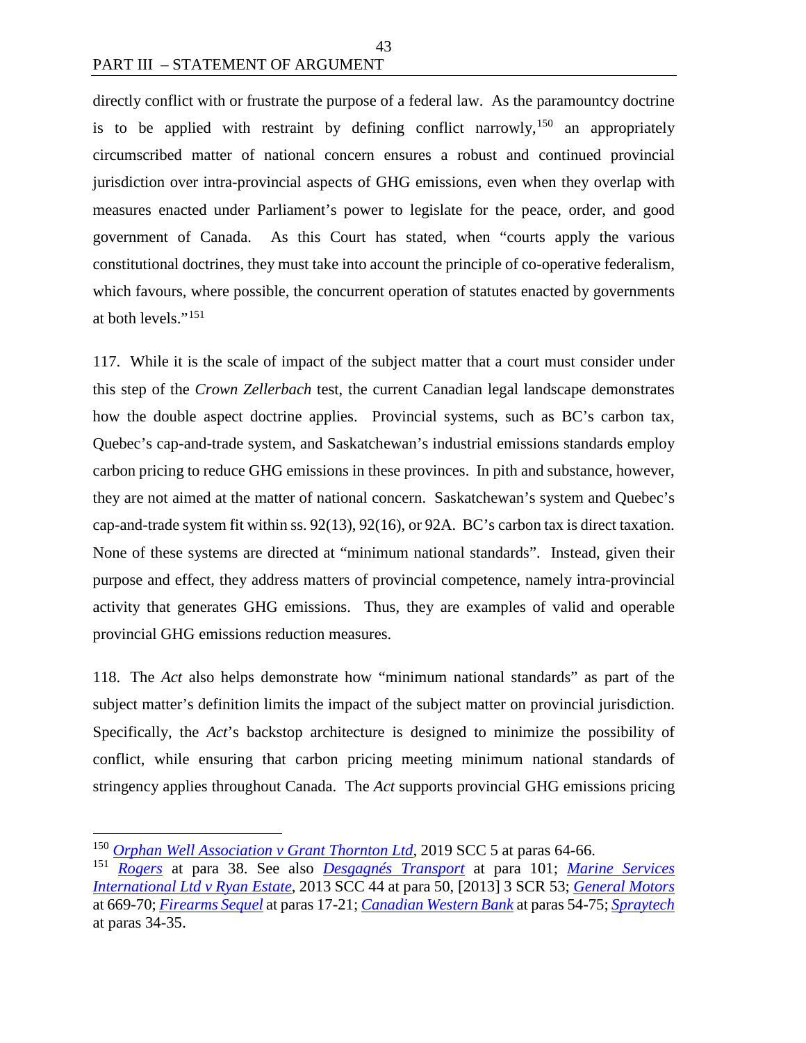directly conflict with or frustrate the purpose of a federal law. As the paramountcy doctrine is to be applied with restraint by defining conflict narrowly,[150] an appropriately circumscribed matter of national concern ensures a robust and continued provincial jurisdiction over intra-provincial aspects of GHG emissions, even when they overlap with measures enacted under Parliament's power to legislate for the peace, order, and good government of Canada. As this Court has stated, when "courts apply the various constitutional doctrines, they must take into account the principle of co-operative federalism, which favours, where possible, the concurrent operation of statutes enacted by governments at both levels."[151]

117. While it is the scale of impact of the subject matter that a court must consider under this step of the *Crown Zellerbach* test, the current Canadian legal landscape demonstrates how the double aspect doctrine applies. Provincial systems, such as BC's carbon tax, Quebec's cap-and-trade system, and Saskatchewan's industrial emissions standards employ carbon pricing to reduce GHG emissions in these provinces. In pith and substance, however, they are not aimed at the matter of national concern. Saskatchewan's system and Quebec's cap-and-trade system fit within ss. 92(13), 92(16), or 92A. BC's carbon tax is direct taxation. None of these systems are directed at "minimum national standards". Instead, given their purpose and effect, they address matters of provincial competence, namely intra-provincial activity that generates GHG emissions. Thus, they are examples of valid and operable provincial GHG emissions reduction measures.

118. The *Act* also helps demonstrate how "minimum national standards" as part of the subject matter's definition limits the impact of the subject matter on provincial jurisdiction. Specifically, the *Act*'s backstop architecture is designed to minimize the possibility of conflict, while ensuring that carbon pricing meeting minimum national standards of stringency applies throughout Canada. The *Act* supports provincial GHG emissions pricing

---

[150] *Orphan Well Association v Grant Thornton Ltd*, 2019 SCC 5 at paras 64-66.

[151] *Rogers* at para 38. See also *Desgagnés Transport* at para 101; *Marine Services International Ltd v Ryan Estate*, 2013 SCC 44 at para 50, [2013] 3 SCR 53; *General Motors* at 669-70; *Firearms Sequel* at paras 17-21; *Canadian Western Bank* at paras 54-75; *Spraytech* at paras 34-35.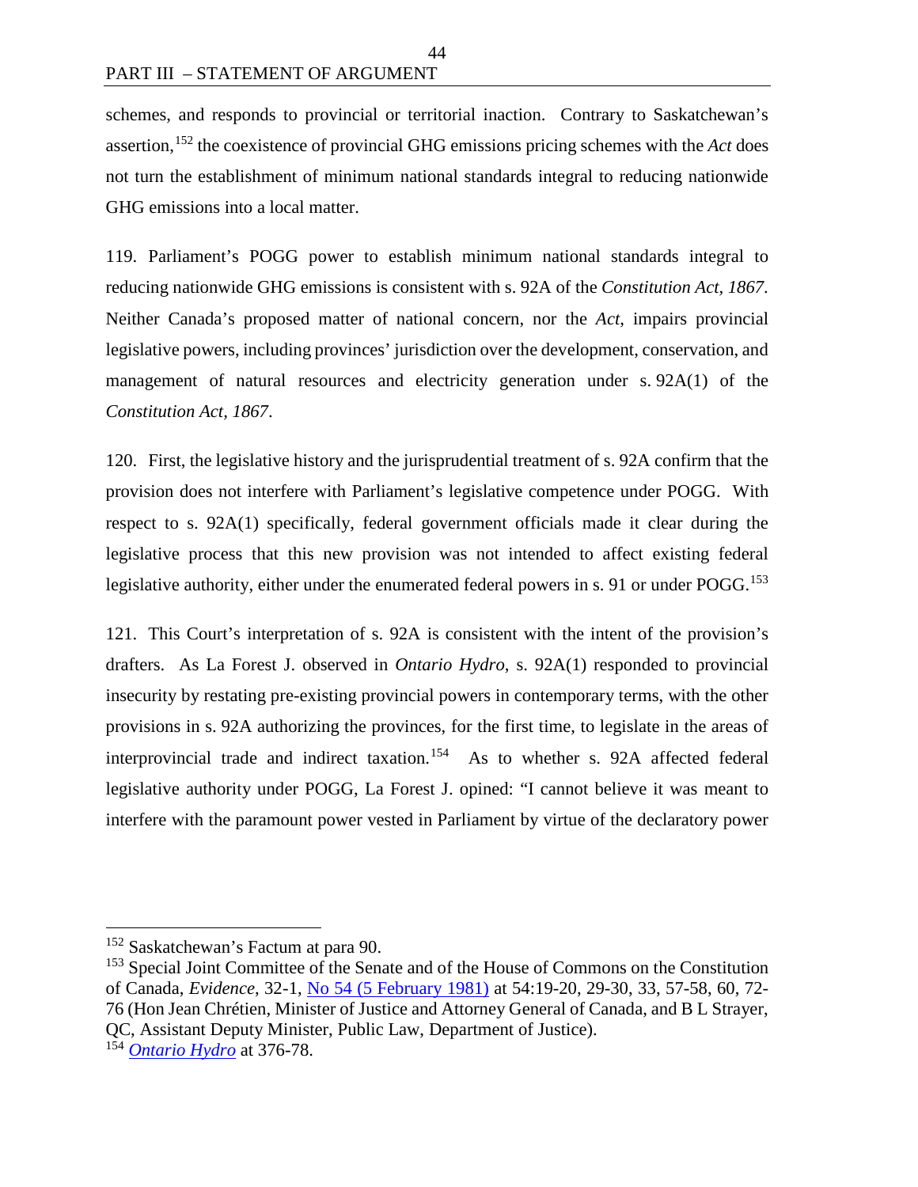schemes, and responds to provincial or territorial inaction. Contrary to Saskatchewan's assertion,[152] the coexistence of provincial GHG emissions pricing schemes with the *Act* does not turn the establishment of minimum national standards integral to reducing nationwide GHG emissions into a local matter.

119. Parliament's POGG power to establish minimum national standards integral to reducing nationwide GHG emissions is consistent with s. 92A of the *Constitution Act, 1867*. Neither Canada's proposed matter of national concern, nor the *Act*, impairs provincial legislative powers, including provinces' jurisdiction over the development, conservation, and management of natural resources and electricity generation under s. 92A(1) of the *Constitution Act, 1867*.

120. First, the legislative history and the jurisprudential treatment of s. 92A confirm that the provision does not interfere with Parliament's legislative competence under POGG. With respect to s. 92A(1) specifically, federal government officials made it clear during the legislative process that this new provision was not intended to affect existing federal legislative authority, either under the enumerated federal powers in s. 91 or under POGG.[153]

121. This Court's interpretation of s. 92A is consistent with the intent of the provision's drafters. As La Forest J. observed in *Ontario Hydro*, s. 92A(1) responded to provincial insecurity by restating pre-existing provincial powers in contemporary terms, with the other provisions in s. 92A authorizing the provinces, for the first time, to legislate in the areas of interprovincial trade and indirect taxation.[154] As to whether s. 92A affected federal legislative authority under POGG, La Forest J. opined: "I cannot believe it was meant to interfere with the paramount power vested in Parliament by virtue of the declaratory power

---

[152] Saskatchewan's Factum at para 90.

[153] Special Joint Committee of the Senate and of the House of Commons on the Constitution of Canada, *Evidence*, 32-1, No 54 (5 February 1981) at 54:19-20, 29-30, 33, 57-58, 60, 72-76 (Hon Jean Chrétien, Minister of Justice and Attorney General of Canada, and B L Strayer, QC, Assistant Deputy Minister, Public Law, Department of Justice).

[154] *Ontario Hydro* at 376-78.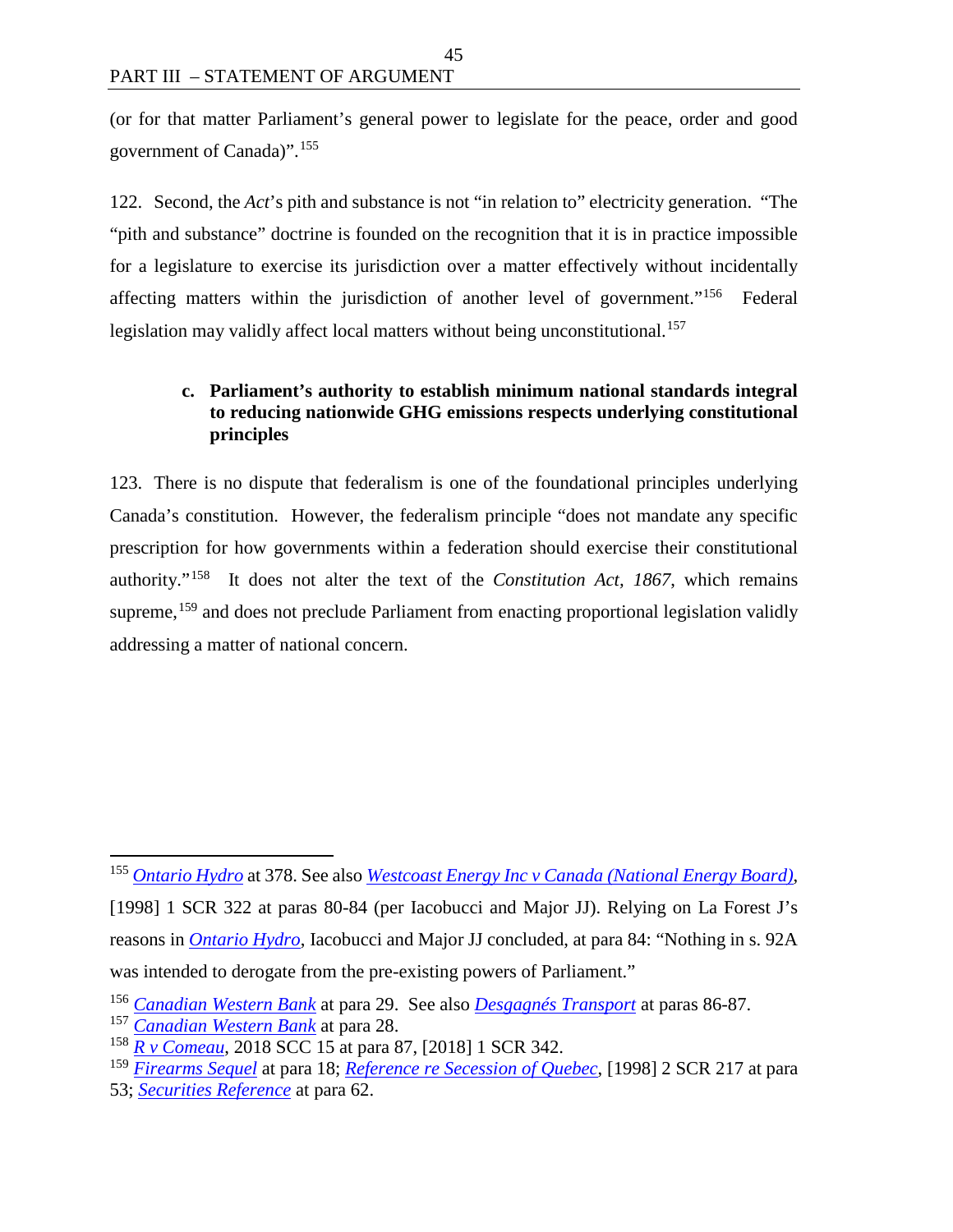(or for that matter Parliament's general power to legislate for the peace, order and good government of Canada)".[155]

122. Second, the *Act*'s pith and substance is not "in relation to" electricity generation. "The "pith and substance" doctrine is founded on the recognition that it is in practice impossible for a legislature to exercise its jurisdiction over a matter effectively without incidentally affecting matters within the jurisdiction of another level of government."[156] Federal legislation may validly affect local matters without being unconstitutional.[157]

### c. Parliament's authority to establish minimum national standards integral to reducing nationwide GHG emissions respects underlying constitutional principles

123. There is no dispute that federalism is one of the foundational principles underlying Canada's constitution. However, the federalism principle "does not mandate any specific prescription for how governments within a federation should exercise their constitutional authority."[158] It does not alter the text of the *Constitution Act, 1867*, which remains supreme,[159] and does not preclude Parliament from enacting proportional legislation validly addressing a matter of national concern.

---

[155] *Ontario Hydro* at 378. See also *Westcoast Energy Inc v Canada (National Energy Board)*, [1998] 1 SCR 322 at paras 80-84 (per Iacobucci and Major JJ). Relying on La Forest J's reasons in *Ontario Hydro*, Iacobucci and Major JJ concluded, at para 84: "Nothing in s. 92A was intended to derogate from the pre-existing powers of Parliament."

[156] *Canadian Western Bank* at para 29. See also *Desgagnés Transport* at paras 86-87.

[157] *Canadian Western Bank* at para 28.

[158] *R v Comeau*, 2018 SCC 15 at para 87, [2018] 1 SCR 342.

[159] *Firearms Sequel* at para 18; *Reference re Secession of Quebec*, [1998] 2 SCR 217 at para 53; *Securities Reference* at para 62.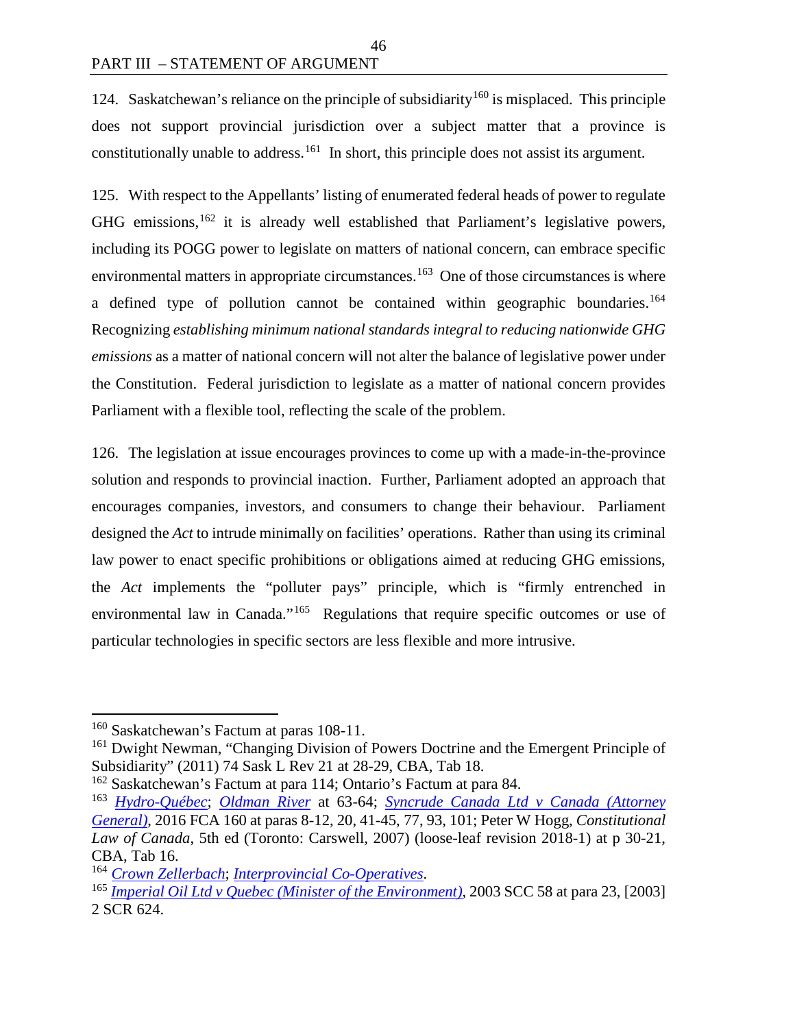124. Saskatchewan's reliance on the principle of subsidiarity[160] is misplaced. This principle does not support provincial jurisdiction over a subject matter that a province is constitutionally unable to address.[161] In short, this principle does not assist its argument.

125. With respect to the Appellants' listing of enumerated federal heads of power to regulate GHG emissions,[162] it is already well established that Parliament's legislative powers, including its POGG power to legislate on matters of national concern, can embrace specific environmental matters in appropriate circumstances.[163] One of those circumstances is where a defined type of pollution cannot be contained within geographic boundaries.[164] Recognizing *establishing minimum national standards integral to reducing nationwide GHG emissions* as a matter of national concern will not alter the balance of legislative power under the Constitution. Federal jurisdiction to legislate as a matter of national concern provides Parliament with a flexible tool, reflecting the scale of the problem.

126. The legislation at issue encourages provinces to come up with a made-in-the-province solution and responds to provincial inaction. Further, Parliament adopted an approach that encourages companies, investors, and consumers to change their behaviour. Parliament designed the *Act* to intrude minimally on facilities' operations. Rather than using its criminal law power to enact specific prohibitions or obligations aimed at reducing GHG emissions, the *Act* implements the "polluter pays" principle, which is "firmly entrenched in environmental law in Canada."[165] Regulations that require specific outcomes or use of particular technologies in specific sectors are less flexible and more intrusive.

---

[160] Saskatchewan's Factum at paras 108-11.

[161] Dwight Newman, "Changing Division of Powers Doctrine and the Emergent Principle of Subsidiarity" (2011) 74 Sask L Rev 21 at 28-29, CBA, Tab 18.

[162] Saskatchewan's Factum at para 114; Ontario's Factum at para 84.

[163] *Hydro-Québec*; *Oldman River* at 63-64; *Syncrude Canada Ltd v Canada (Attorney General)*, 2016 FCA 160 at paras 8-12, 20, 41-45, 77, 93, 101; Peter W Hogg, *Constitutional Law of Canada*, 5th ed (Toronto: Carswell, 2007) (loose-leaf revision 2018-1) at p 30-21, CBA, Tab 16.

[164] *Crown Zellerbach*; *Interprovincial Co-Operatives*.

[165] *Imperial Oil Ltd v Quebec (Minister of the Environment)*, 2003 SCC 58 at para 23, [2003] 2 SCR 624.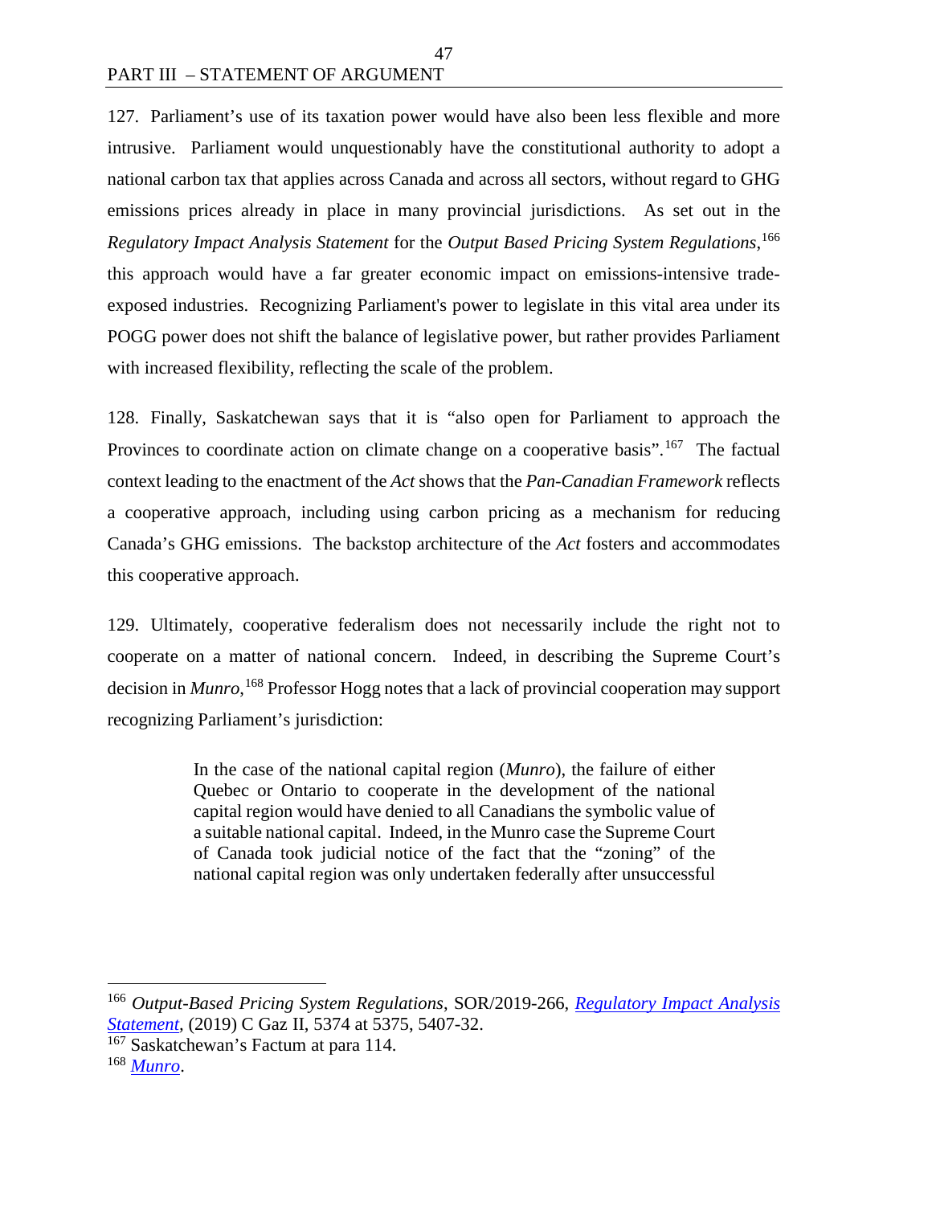127. Parliament's use of its taxation power would have also been less flexible and more intrusive. Parliament would unquestionably have the constitutional authority to adopt a national carbon tax that applies across Canada and across all sectors, without regard to GHG emissions prices already in place in many provincial jurisdictions. As set out in the *Regulatory Impact Analysis Statement* for the *Output Based Pricing System Regulations*,[166] this approach would have a far greater economic impact on emissions-intensive trade-exposed industries. Recognizing Parliament's power to legislate in this vital area under its POGG power does not shift the balance of legislative power, but rather provides Parliament with increased flexibility, reflecting the scale of the problem.

128. Finally, Saskatchewan says that it is "also open for Parliament to approach the Provinces to coordinate action on climate change on a cooperative basis".[167] The factual context leading to the enactment of the *Act* shows that the *Pan-Canadian Framework* reflects a cooperative approach, including using carbon pricing as a mechanism for reducing Canada's GHG emissions. The backstop architecture of the *Act* fosters and accommodates this cooperative approach.

129. Ultimately, cooperative federalism does not necessarily include the right not to cooperate on a matter of national concern. Indeed, in describing the Supreme Court's decision in *Munro*,[168] Professor Hogg notes that a lack of provincial cooperation may support recognizing Parliament's jurisdiction:

> In the case of the national capital region (*Munro*), the failure of either Quebec or Ontario to cooperate in the development of the national capital region would have denied to all Canadians the symbolic value of a suitable national capital. Indeed, in the Munro case the Supreme Court of Canada took judicial notice of the fact that the "zoning" of the national capital region was only undertaken federally after unsuccessful

---

[166] *Output-Based Pricing System Regulations*, SOR/2019-266, *Regulatory Impact Analysis Statement*, (2019) C Gaz II, 5374 at 5375, 5407-32.

[167] Saskatchewan's Factum at para 114.

[168] *Munro*.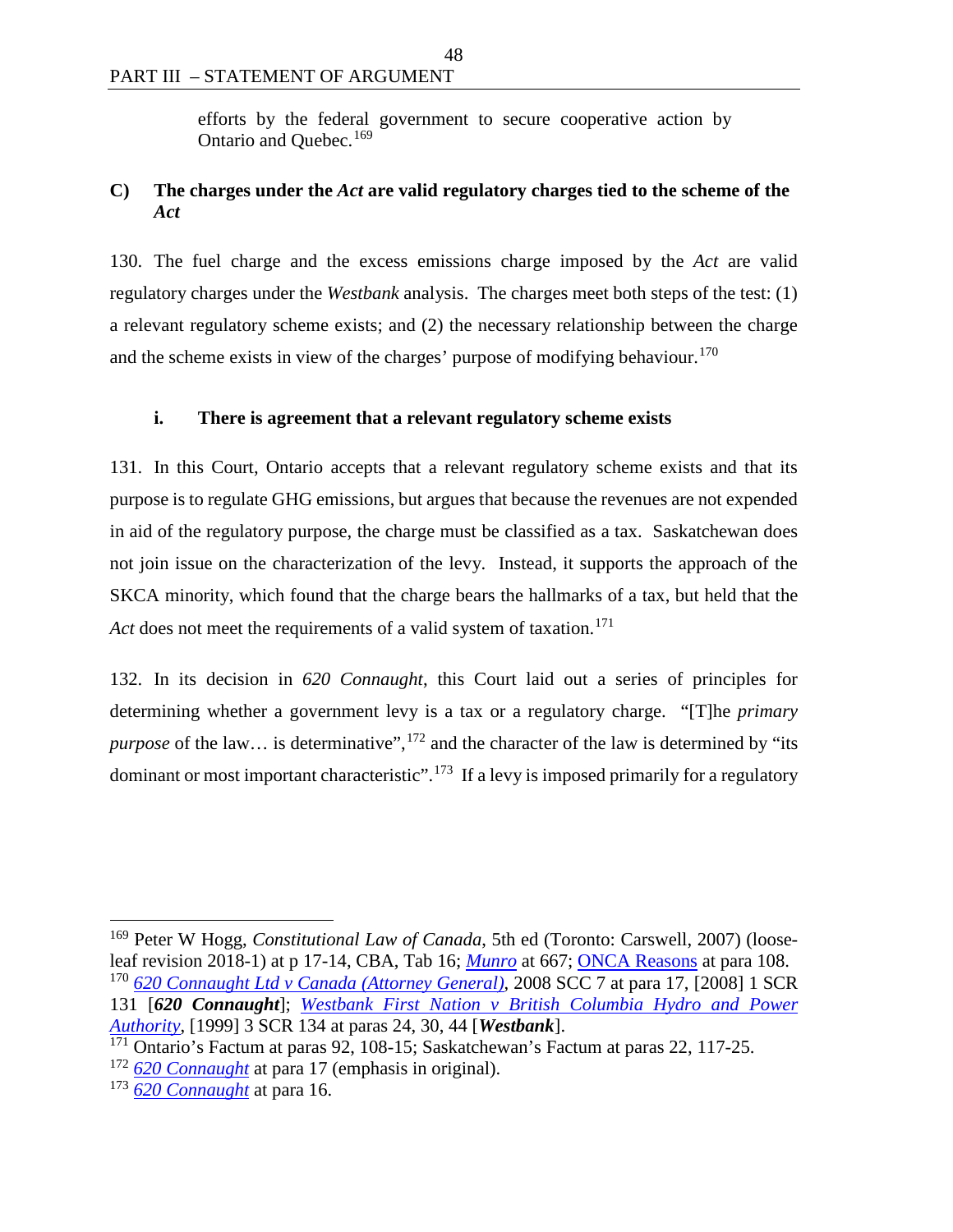efforts by the federal government to secure cooperative action by Ontario and Quebec.[169]

## C) The charges under the *Act* are valid regulatory charges tied to the scheme of the *Act*

130. The fuel charge and the excess emissions charge imposed by the *Act* are valid regulatory charges under the *Westbank* analysis. The charges meet both steps of the test: (1) a relevant regulatory scheme exists; and (2) the necessary relationship between the charge and the scheme exists in view of the charges' purpose of modifying behaviour.[170]

### i. There is agreement that a relevant regulatory scheme exists

131. In this Court, Ontario accepts that a relevant regulatory scheme exists and that its purpose is to regulate GHG emissions, but argues that because the revenues are not expended in aid of the regulatory purpose, the charge must be classified as a tax. Saskatchewan does not join issue on the characterization of the levy. Instead, it supports the approach of the SKCA minority, which found that the charge bears the hallmarks of a tax, but held that the *Act* does not meet the requirements of a valid system of taxation.[171]

132. In its decision in *620 Connaught*, this Court laid out a series of principles for determining whether a government levy is a tax or a regulatory charge. "[T]he *primary purpose* of the law… is determinative",[172] and the character of the law is determined by "its dominant or most important characteristic".[173] If a levy is imposed primarily for a regulatory

---

[169] Peter W Hogg, *Constitutional Law of Canada*, 5th ed (Toronto: Carswell, 2007) (loose-leaf revision 2018-1) at p 17-14, CBA, Tab 16; *Munro* at 667; ONCA Reasons at para 108.

[170] *620 Connaught Ltd v Canada (Attorney General)*, 2008 SCC 7 at para 17, [2008] 1 SCR 131 [***620 Connaught***]; *Westbank First Nation v British Columbia Hydro and Power Authority*, [1999] 3 SCR 134 at paras 24, 30, 44 [***Westbank***].

[171] Ontario's Factum at paras 92, 108-15; Saskatchewan's Factum at paras 22, 117-25.

[172] *620 Connaught* at para 17 (emphasis in original).

[173] *620 Connaught* at para 16.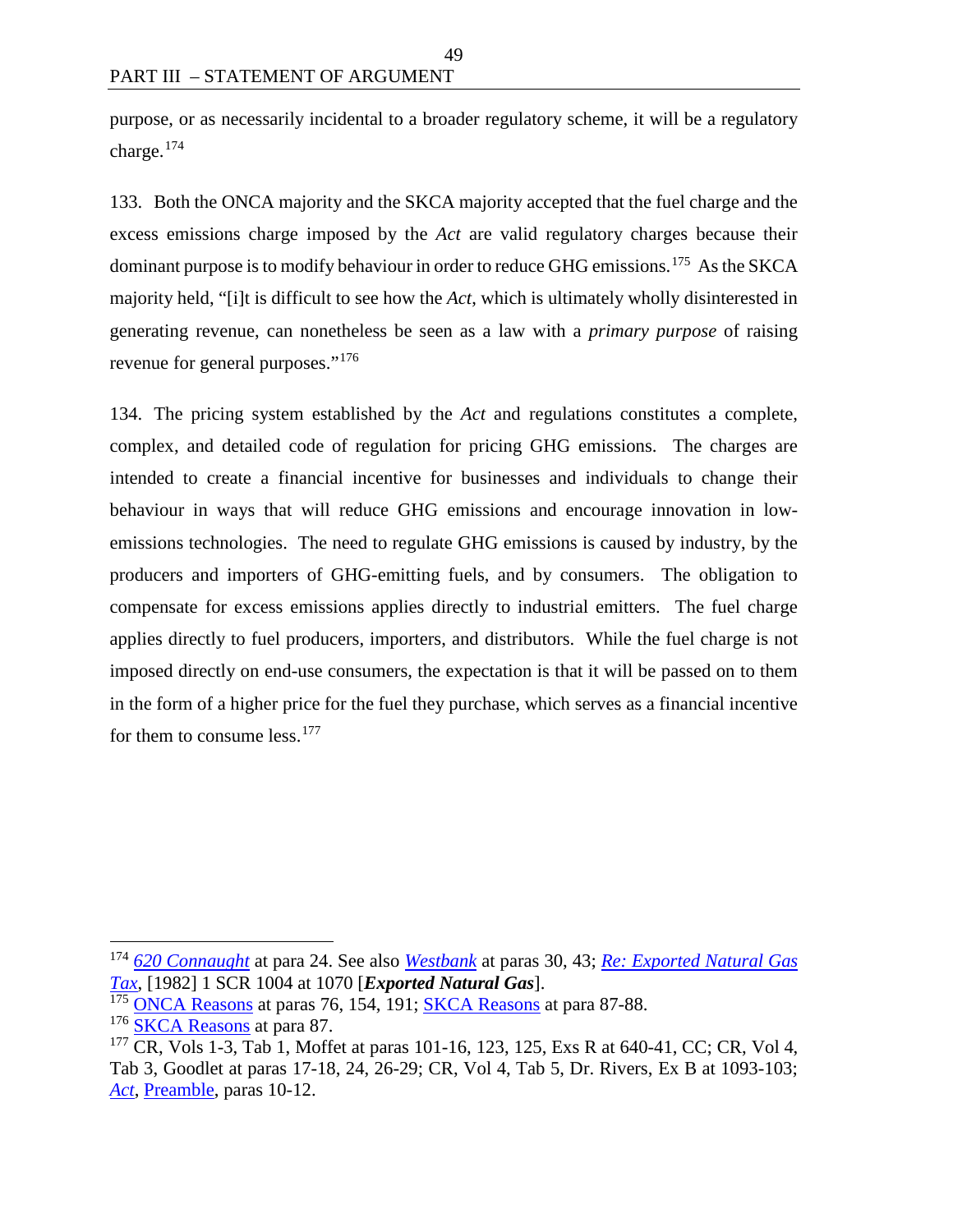purpose, or as necessarily incidental to a broader regulatory scheme, it will be a regulatory charge.[174]

133. Both the ONCA majority and the SKCA majority accepted that the fuel charge and the excess emissions charge imposed by the *Act* are valid regulatory charges because their dominant purpose is to modify behaviour in order to reduce GHG emissions.[175] As the SKCA majority held, "[i]t is difficult to see how the *Act*, which is ultimately wholly disinterested in generating revenue, can nonetheless be seen as a law with a *primary purpose* of raising revenue for general purposes."[176]

134. The pricing system established by the *Act* and regulations constitutes a complete, complex, and detailed code of regulation for pricing GHG emissions. The charges are intended to create a financial incentive for businesses and individuals to change their behaviour in ways that will reduce GHG emissions and encourage innovation in low-emissions technologies. The need to regulate GHG emissions is caused by industry, by the producers and importers of GHG-emitting fuels, and by consumers. The obligation to compensate for excess emissions applies directly to industrial emitters. The fuel charge applies directly to fuel producers, importers, and distributors. While the fuel charge is not imposed directly on end-use consumers, the expectation is that it will be passed on to them in the form of a higher price for the fuel they purchase, which serves as a financial incentive for them to consume less.[177]

---

[174] *620 Connaught* at para 24. See also *Westbank* at paras 30, 43; *Re: Exported Natural Gas Tax*, [1982] 1 SCR 1004 at 1070 [***Exported Natural Gas***].

[175] ONCA Reasons at paras 76, 154, 191; SKCA Reasons at para 87-88.

[176] SKCA Reasons at para 87.

[177] CR, Vols 1-3, Tab 1, Moffet at paras 101-16, 123, 125, Exs R at 640-41, CC; CR, Vol 4, Tab 3, Goodlet at paras 17-18, 24, 26-29; CR, Vol 4, Tab 5, Dr. Rivers, Ex B at 1093-103; *Act*, Preamble, paras 10-12.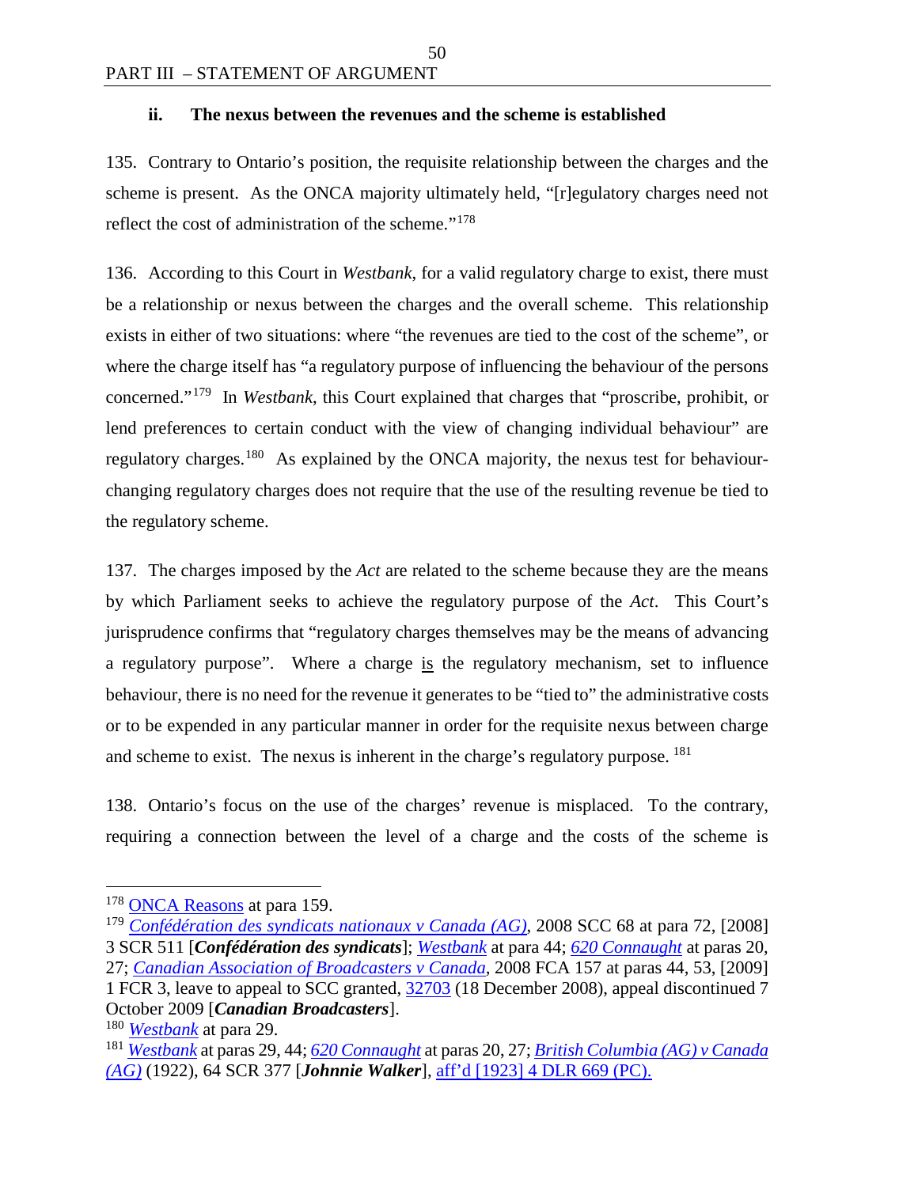### ii. The nexus between the revenues and the scheme is established

135. Contrary to Ontario's position, the requisite relationship between the charges and the scheme is present. As the ONCA majority ultimately held, "[r]egulatory charges need not reflect the cost of administration of the scheme."[178]

136. According to this Court in *Westbank*, for a valid regulatory charge to exist, there must be a relationship or nexus between the charges and the overall scheme. This relationship exists in either of two situations: where "the revenues are tied to the cost of the scheme", or where the charge itself has "a regulatory purpose of influencing the behaviour of the persons concerned."[179] In *Westbank*, this Court explained that charges that "proscribe, prohibit, or lend preferences to certain conduct with the view of changing individual behaviour" are regulatory charges.[180] As explained by the ONCA majority, the nexus test for behaviour-changing regulatory charges does not require that the use of the resulting revenue be tied to the regulatory scheme.

137. The charges imposed by the *Act* are related to the scheme because they are the means by which Parliament seeks to achieve the regulatory purpose of the *Act*. This Court's jurisprudence confirms that "regulatory charges themselves may be the means of advancing a regulatory purpose". Where a charge is the regulatory mechanism, set to influence behaviour, there is no need for the revenue it generates to be "tied to" the administrative costs or to be expended in any particular manner in order for the requisite nexus between charge and scheme to exist. The nexus is inherent in the charge's regulatory purpose.[181]

138. Ontario's focus on the use of the charges' revenue is misplaced. To the contrary, requiring a connection between the level of a charge and the costs of the scheme is

---

[178] ONCA Reasons at para 159.

[179] *Confédération des syndicats nationaux v Canada (AG)*, 2008 SCC 68 at para 72, [2008] 3 SCR 511 [***Confédération des syndicats***]; *Westbank* at para 44; *620 Connaught* at paras 20, 27; *Canadian Association of Broadcasters v Canada*, 2008 FCA 157 at paras 44, 53, [2009] 1 FCR 3, leave to appeal to SCC granted, 32703 (18 December 2008), appeal discontinued 7 October 2009 [***Canadian Broadcasters***].

[180] *Westbank* at para 29.

[181] *Westbank* at paras 29, 44; *620 Connaught* at paras 20, 27; *British Columbia (AG) v Canada (AG)* (1922), 64 SCR 377 [***Johnnie Walker***], aff'd [1923] 4 DLR 669 (PC).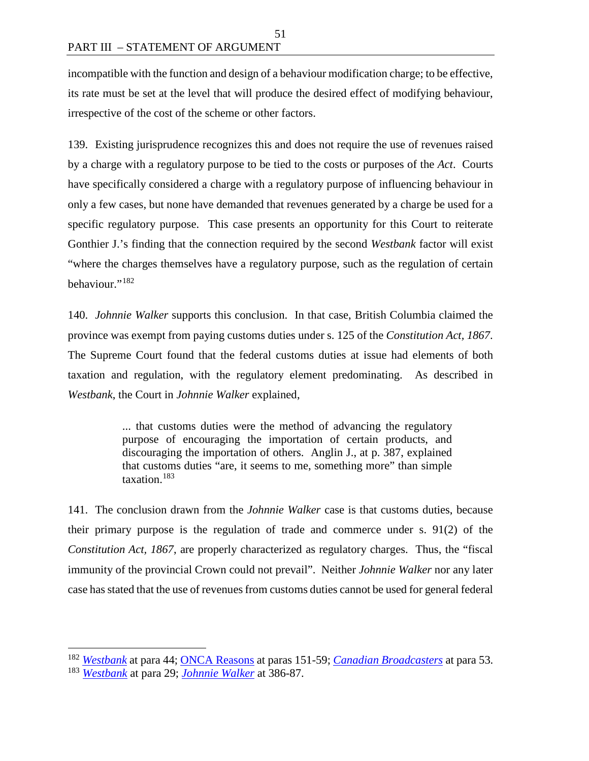incompatible with the function and design of a behaviour modification charge; to be effective, its rate must be set at the level that will produce the desired effect of modifying behaviour, irrespective of the cost of the scheme or other factors.

139. Existing jurisprudence recognizes this and does not require the use of revenues raised by a charge with a regulatory purpose to be tied to the costs or purposes of the *Act*. Courts have specifically considered a charge with a regulatory purpose of influencing behaviour in only a few cases, but none have demanded that revenues generated by a charge be used for a specific regulatory purpose. This case presents an opportunity for this Court to reiterate Gonthier J.'s finding that the connection required by the second *Westbank* factor will exist "where the charges themselves have a regulatory purpose, such as the regulation of certain behaviour."[182]

140. *Johnnie Walker* supports this conclusion. In that case, British Columbia claimed the province was exempt from paying customs duties under s. 125 of the *Constitution Act, 1867*. The Supreme Court found that the federal customs duties at issue had elements of both taxation and regulation, with the regulatory element predominating. As described in *Westbank*, the Court in *Johnnie Walker* explained,

> ... that customs duties were the method of advancing the regulatory purpose of encouraging the importation of certain products, and discouraging the importation of others. Anglin J., at p. 387, explained that customs duties "are, it seems to me, something more" than simple taxation.[183]

141. The conclusion drawn from the *Johnnie Walker* case is that customs duties, because their primary purpose is the regulation of trade and commerce under s. 91(2) of the *Constitution Act, 1867*, are properly characterized as regulatory charges. Thus, the "fiscal immunity of the provincial Crown could not prevail". Neither *Johnnie Walker* nor any later case has stated that the use of revenues from customs duties cannot be used for general federal

---

[182] *Westbank* at para 44; ONCA Reasons at paras 151-59; *Canadian Broadcasters* at para 53.

[183] *Westbank* at para 29; *Johnnie Walker* at 386-87.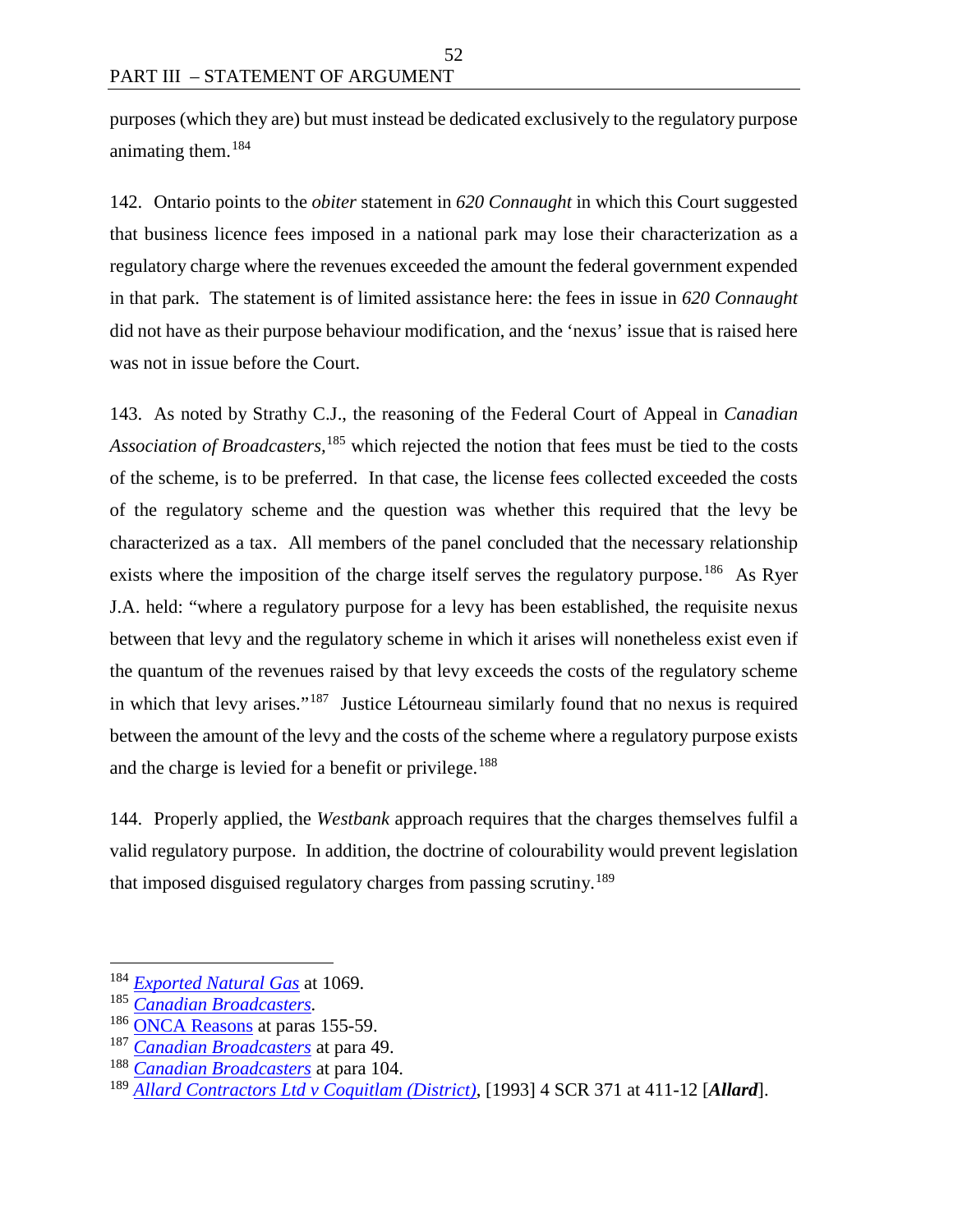purposes (which they are) but must instead be dedicated exclusively to the regulatory purpose animating them.[184]

142. Ontario points to the *obiter* statement in *620 Connaught* in which this Court suggested that business licence fees imposed in a national park may lose their characterization as a regulatory charge where the revenues exceeded the amount the federal government expended in that park. The statement is of limited assistance here: the fees in issue in *620 Connaught* did not have as their purpose behaviour modification, and the 'nexus' issue that is raised here was not in issue before the Court.

143. As noted by Strathy C.J., the reasoning of the Federal Court of Appeal in *Canadian Association of Broadcasters*,[185] which rejected the notion that fees must be tied to the costs of the scheme, is to be preferred. In that case, the license fees collected exceeded the costs of the regulatory scheme and the question was whether this required that the levy be characterized as a tax. All members of the panel concluded that the necessary relationship exists where the imposition of the charge itself serves the regulatory purpose.[186] As Ryer J.A. held: "where a regulatory purpose for a levy has been established, the requisite nexus between that levy and the regulatory scheme in which it arises will nonetheless exist even if the quantum of the revenues raised by that levy exceeds the costs of the regulatory scheme in which that levy arises."[187] Justice Létourneau similarly found that no nexus is required between the amount of the levy and the costs of the scheme where a regulatory purpose exists and the charge is levied for a benefit or privilege.[188]

144. Properly applied, the *Westbank* approach requires that the charges themselves fulfil a valid regulatory purpose. In addition, the doctrine of colourability would prevent legislation that imposed disguised regulatory charges from passing scrutiny.[189]

---

[184] *Exported Natural Gas* at 1069.
[185] *Canadian Broadcasters*.
[186] ONCA Reasons at paras 155-59.
[187] *Canadian Broadcasters* at para 49.
[188] *Canadian Broadcasters* at para 104.
[189] *Allard Contractors Ltd v Coquitlam (District)*, [1993] 4 SCR 371 at 411-12 [***Allard***].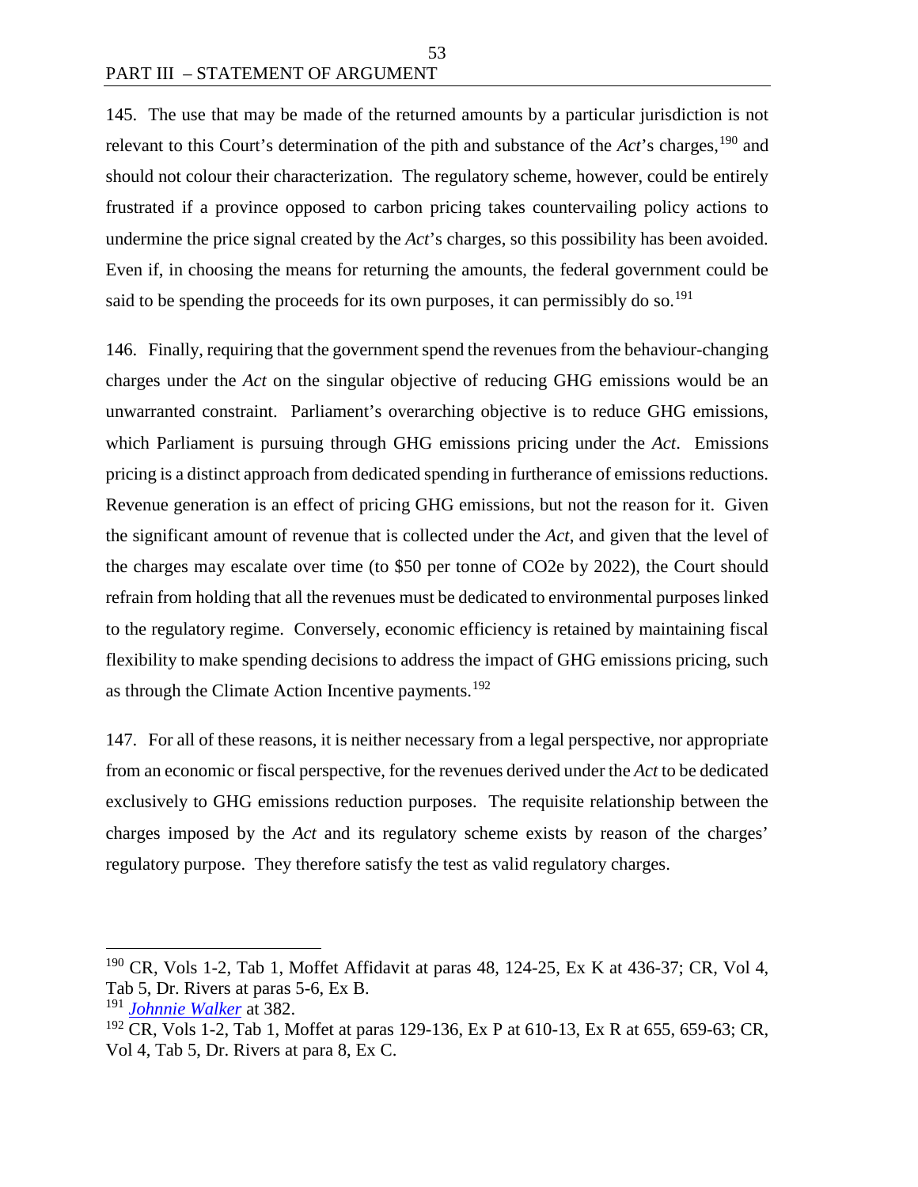145. The use that may be made of the returned amounts by a particular jurisdiction is not relevant to this Court's determination of the pith and substance of the *Act*'s charges,[190] and should not colour their characterization. The regulatory scheme, however, could be entirely frustrated if a province opposed to carbon pricing takes countervailing policy actions to undermine the price signal created by the *Act*'s charges, so this possibility has been avoided. Even if, in choosing the means for returning the amounts, the federal government could be said to be spending the proceeds for its own purposes, it can permissibly do so.[191]

146. Finally, requiring that the government spend the revenues from the behaviour-changing charges under the *Act* on the singular objective of reducing GHG emissions would be an unwarranted constraint. Parliament's overarching objective is to reduce GHG emissions, which Parliament is pursuing through GHG emissions pricing under the *Act*. Emissions pricing is a distinct approach from dedicated spending in furtherance of emissions reductions. Revenue generation is an effect of pricing GHG emissions, but not the reason for it. Given the significant amount of revenue that is collected under the *Act*, and given that the level of the charges may escalate over time (to $50 per tonne of CO2e by 2022), the Court should refrain from holding that all the revenues must be dedicated to environmental purposes linked to the regulatory regime. Conversely, economic efficiency is retained by maintaining fiscal flexibility to make spending decisions to address the impact of GHG emissions pricing, such as through the Climate Action Incentive payments.[192]

147. For all of these reasons, it is neither necessary from a legal perspective, nor appropriate from an economic or fiscal perspective, for the revenues derived under the *Act* to be dedicated exclusively to GHG emissions reduction purposes. The requisite relationship between the charges imposed by the *Act* and its regulatory scheme exists by reason of the charges' regulatory purpose. They therefore satisfy the test as valid regulatory charges.

---

[190] CR, Vols 1-2, Tab 1, Moffet Affidavit at paras 48, 124-25, Ex K at 436-37; CR, Vol 4, Tab 5, Dr. Rivers at paras 5-6, Ex B.

[191] *Johnnie Walker* at 382.

[192] CR, Vols 1-2, Tab 1, Moffet at paras 129-136, Ex P at 610-13, Ex R at 655, 659-63; CR, Vol 4, Tab 5, Dr. Rivers at para 8, Ex C.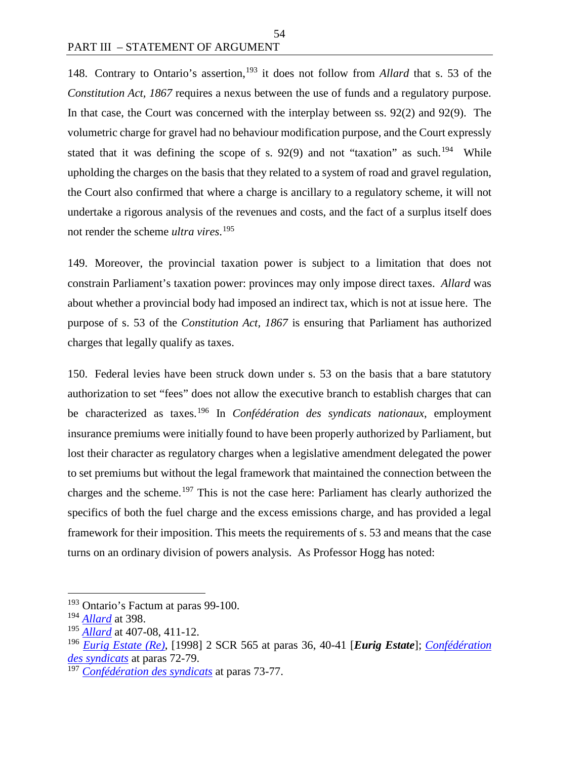148. Contrary to Ontario's assertion,[193] it does not follow from *Allard* that s. 53 of the *Constitution Act, 1867* requires a nexus between the use of funds and a regulatory purpose. In that case, the Court was concerned with the interplay between ss. 92(2) and 92(9). The volumetric charge for gravel had no behaviour modification purpose, and the Court expressly stated that it was defining the scope of s. 92(9) and not "taxation" as such.[194] While upholding the charges on the basis that they related to a system of road and gravel regulation, the Court also confirmed that where a charge is ancillary to a regulatory scheme, it will not undertake a rigorous analysis of the revenues and costs, and the fact of a surplus itself does not render the scheme *ultra vires*.[195]

149. Moreover, the provincial taxation power is subject to a limitation that does not constrain Parliament's taxation power: provinces may only impose direct taxes. *Allard* was about whether a provincial body had imposed an indirect tax, which is not at issue here. The purpose of s. 53 of the *Constitution Act, 1867* is ensuring that Parliament has authorized charges that legally qualify as taxes.

150. Federal levies have been struck down under s. 53 on the basis that a bare statutory authorization to set "fees" does not allow the executive branch to establish charges that can be characterized as taxes.[196] In *Confédération des syndicats nationaux*, employment insurance premiums were initially found to have been properly authorized by Parliament, but lost their character as regulatory charges when a legislative amendment delegated the power to set premiums but without the legal framework that maintained the connection between the charges and the scheme.[197] This is not the case here: Parliament has clearly authorized the specifics of both the fuel charge and the excess emissions charge, and has provided a legal framework for their imposition. This meets the requirements of s. 53 and means that the case turns on an ordinary division of powers analysis. As Professor Hogg has noted:

---

[193] Ontario's Factum at paras 99-100.

[194] *Allard* at 398.

[195] *Allard* at 407-08, 411-12.

[196] *Eurig Estate (Re)*, [1998] 2 SCR 565 at paras 36, 40-41 [***Eurig Estate***]; *Confédération des syndicats* at paras 72-79.

[197] *Confédération des syndicats* at paras 73-77.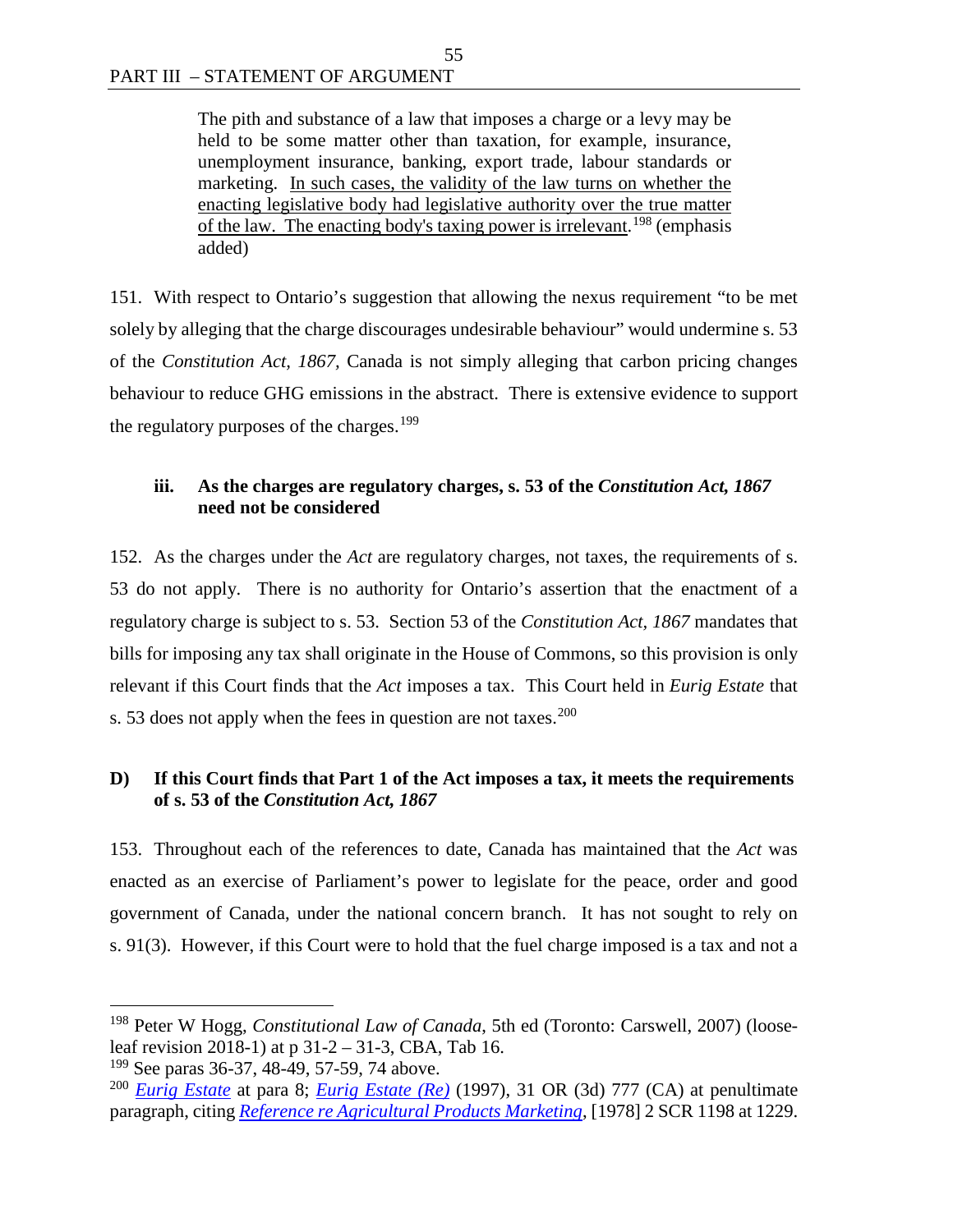> The pith and substance of a law that imposes a charge or a levy may be held to be some matter other than taxation, for example, insurance, unemployment insurance, banking, export trade, labour standards or marketing. <u>In such cases, the validity of the law turns on whether the enacting legislative body had legislative authority over the true matter of the law. The enacting body's taxing power is irrelevant.</u>[198] (emphasis added)

151. With respect to Ontario's suggestion that allowing the nexus requirement "to be met solely by alleging that the charge discourages undesirable behaviour" would undermine s. 53 of the *Constitution Act, 1867,* Canada is not simply alleging that carbon pricing changes behaviour to reduce GHG emissions in the abstract. There is extensive evidence to support the regulatory purposes of the charges.[199]

#### iii. As the charges are regulatory charges, s. 53 of the *Constitution Act, 1867* need not be considered

152. As the charges under the *Act* are regulatory charges, not taxes, the requirements of s. 53 do not apply. There is no authority for Ontario's assertion that the enactment of a regulatory charge is subject to s. 53. Section 53 of the *Constitution Act, 1867* mandates that bills for imposing any tax shall originate in the House of Commons, so this provision is only relevant if this Court finds that the *Act* imposes a tax. This Court held in *Eurig Estate* that s. 53 does not apply when the fees in question are not taxes.[200]

### D) If this Court finds that Part 1 of the Act imposes a tax, it meets the requirements of s. 53 of the *Constitution Act, 1867*

153. Throughout each of the references to date, Canada has maintained that the *Act* was enacted as an exercise of Parliament's power to legislate for the peace, order and good government of Canada, under the national concern branch. It has not sought to rely on s. 91(3). However, if this Court were to hold that the fuel charge imposed is a tax and not a

---

[198] Peter W Hogg, *Constitutional Law of Canada*, 5th ed (Toronto: Carswell, 2007) (loose-leaf revision 2018-1) at p 31-2 – 31-3, CBA, Tab 16.

[199] See paras 36-37, 48-49, 57-59, 74 above.

[200] *Eurig Estate* at para 8; *Eurig Estate (Re)* (1997), 31 OR (3d) 777 (CA) at penultimate paragraph, citing *Reference re Agricultural Products Marketing*, [1978] 2 SCR 1198 at 1229.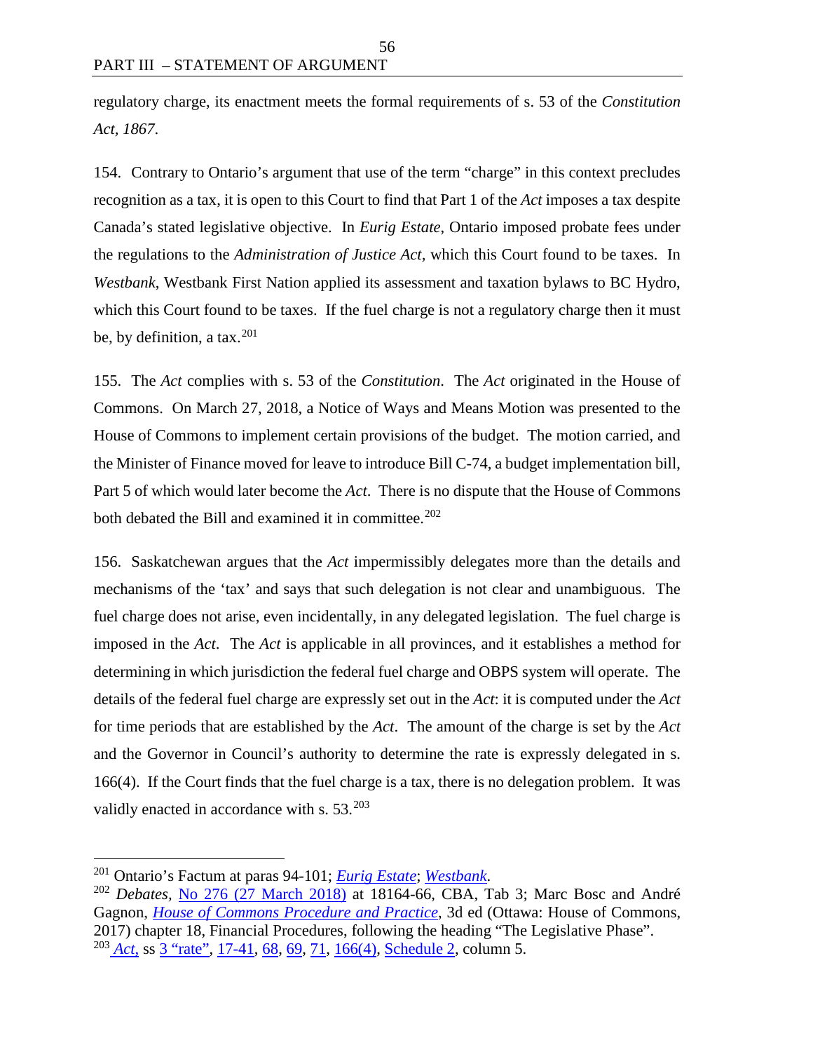regulatory charge, its enactment meets the formal requirements of s. 53 of the *Constitution Act, 1867*.

154. Contrary to Ontario's argument that use of the term "charge" in this context precludes recognition as a tax, it is open to this Court to find that Part 1 of the *Act* imposes a tax despite Canada's stated legislative objective. In *Eurig Estate*, Ontario imposed probate fees under the regulations to the *Administration of Justice Act*, which this Court found to be taxes. In *Westbank*, Westbank First Nation applied its assessment and taxation bylaws to BC Hydro, which this Court found to be taxes. If the fuel charge is not a regulatory charge then it must be, by definition, a tax.[201]

155. The *Act* complies with s. 53 of the *Constitution*. The *Act* originated in the House of Commons. On March 27, 2018, a Notice of Ways and Means Motion was presented to the House of Commons to implement certain provisions of the budget. The motion carried, and the Minister of Finance moved for leave to introduce Bill C-74, a budget implementation bill, Part 5 of which would later become the *Act*. There is no dispute that the House of Commons both debated the Bill and examined it in committee.[202]

156. Saskatchewan argues that the *Act* impermissibly delegates more than the details and mechanisms of the 'tax' and says that such delegation is not clear and unambiguous. The fuel charge does not arise, even incidentally, in any delegated legislation. The fuel charge is imposed in the *Act*. The *Act* is applicable in all provinces, and it establishes a method for determining in which jurisdiction the federal fuel charge and OBPS system will operate. The details of the federal fuel charge are expressly set out in the *Act*: it is computed under the *Act* for time periods that are established by the *Act*. The amount of the charge is set by the *Act* and the Governor in Council's authority to determine the rate is expressly delegated in s. 166(4). If the Court finds that the fuel charge is a tax, there is no delegation problem. It was validly enacted in accordance with s. 53.[203]

---

[201] Ontario's Factum at paras 94-101; *Eurig Estate*; *Westbank*.

[202] *Debates*, No 276 (27 March 2018) at 18164-66, CBA, Tab 3; Marc Bosc and André Gagnon, *House of Commons Procedure and Practice*, 3d ed (Ottawa: House of Commons, 2017) chapter 18, Financial Procedures, following the heading "The Legislative Phase".

[203] *Act*, ss 3 "rate", 17-41, 68, 69, 71, 166(4), Schedule 2, column 5.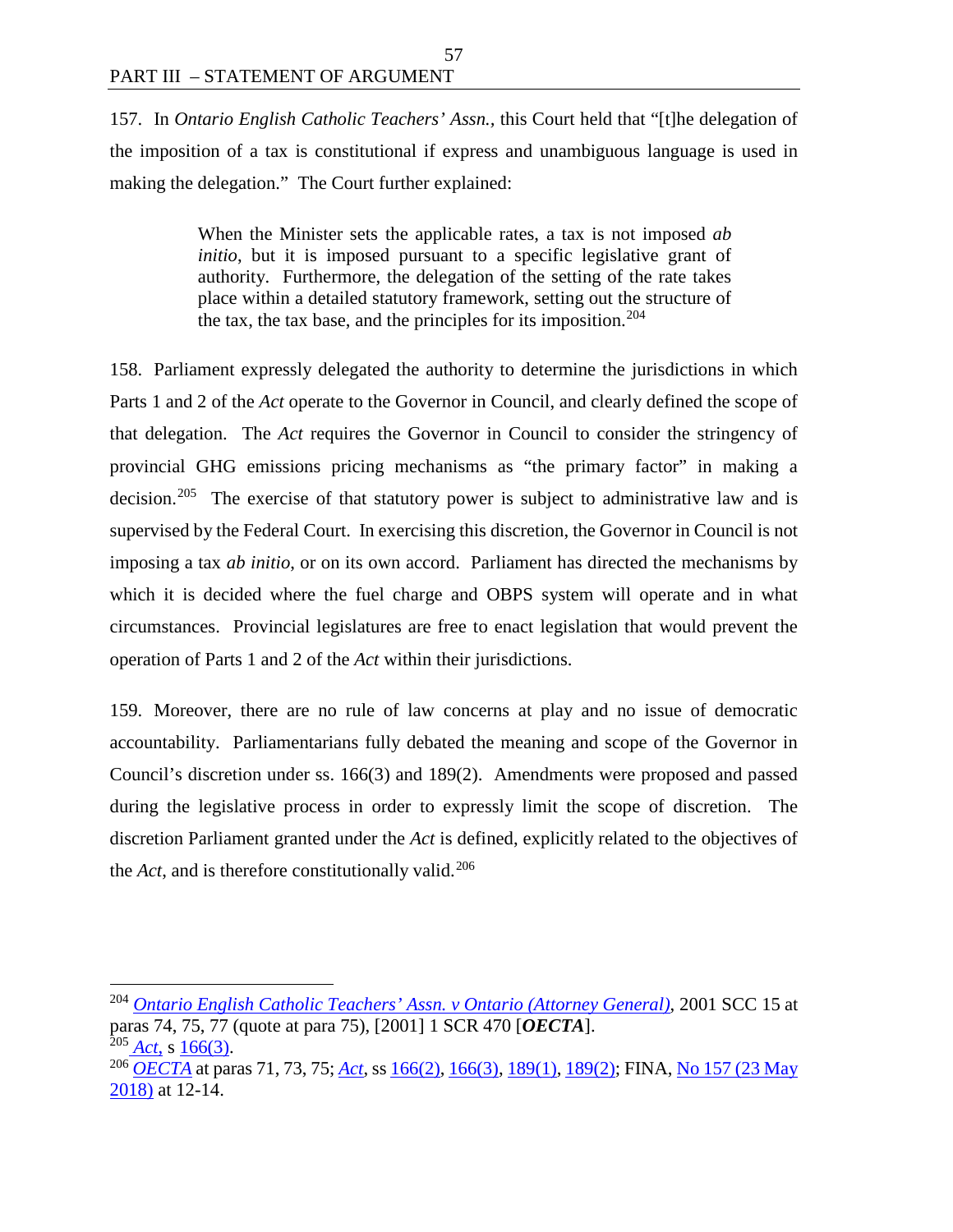157. In *Ontario English Catholic Teachers' Assn.*, this Court held that "[t]he delegation of the imposition of a tax is constitutional if express and unambiguous language is used in making the delegation." The Court further explained:

> When the Minister sets the applicable rates, a tax is not imposed *ab initio*, but it is imposed pursuant to a specific legislative grant of authority. Furthermore, the delegation of the setting of the rate takes place within a detailed statutory framework, setting out the structure of the tax, the tax base, and the principles for its imposition.[204]

158. Parliament expressly delegated the authority to determine the jurisdictions in which Parts 1 and 2 of the *Act* operate to the Governor in Council, and clearly defined the scope of that delegation. The *Act* requires the Governor in Council to consider the stringency of provincial GHG emissions pricing mechanisms as "the primary factor" in making a decision.[205] The exercise of that statutory power is subject to administrative law and is supervised by the Federal Court. In exercising this discretion, the Governor in Council is not imposing a tax *ab initio*, or on its own accord. Parliament has directed the mechanisms by which it is decided where the fuel charge and OBPS system will operate and in what circumstances. Provincial legislatures are free to enact legislation that would prevent the operation of Parts 1 and 2 of the *Act* within their jurisdictions.

159. Moreover, there are no rule of law concerns at play and no issue of democratic accountability. Parliamentarians fully debated the meaning and scope of the Governor in Council's discretion under ss. 166(3) and 189(2). Amendments were proposed and passed during the legislative process in order to expressly limit the scope of discretion. The discretion Parliament granted under the *Act* is defined, explicitly related to the objectives of the *Act*, and is therefore constitutionally valid.[206]

---

[204] *Ontario English Catholic Teachers' Assn. v Ontario (Attorney General)*, 2001 SCC 15 at paras 74, 75, 77 (quote at para 75), [2001] 1 SCR 470 [***OECTA***].

[205] *Act*, s 166(3).

[206] *OECTA* at paras 71, 73, 75; *Act*, ss 166(2), 166(3), 189(1), 189(2); FINA, No 157 (23 May 2018) at 12-14.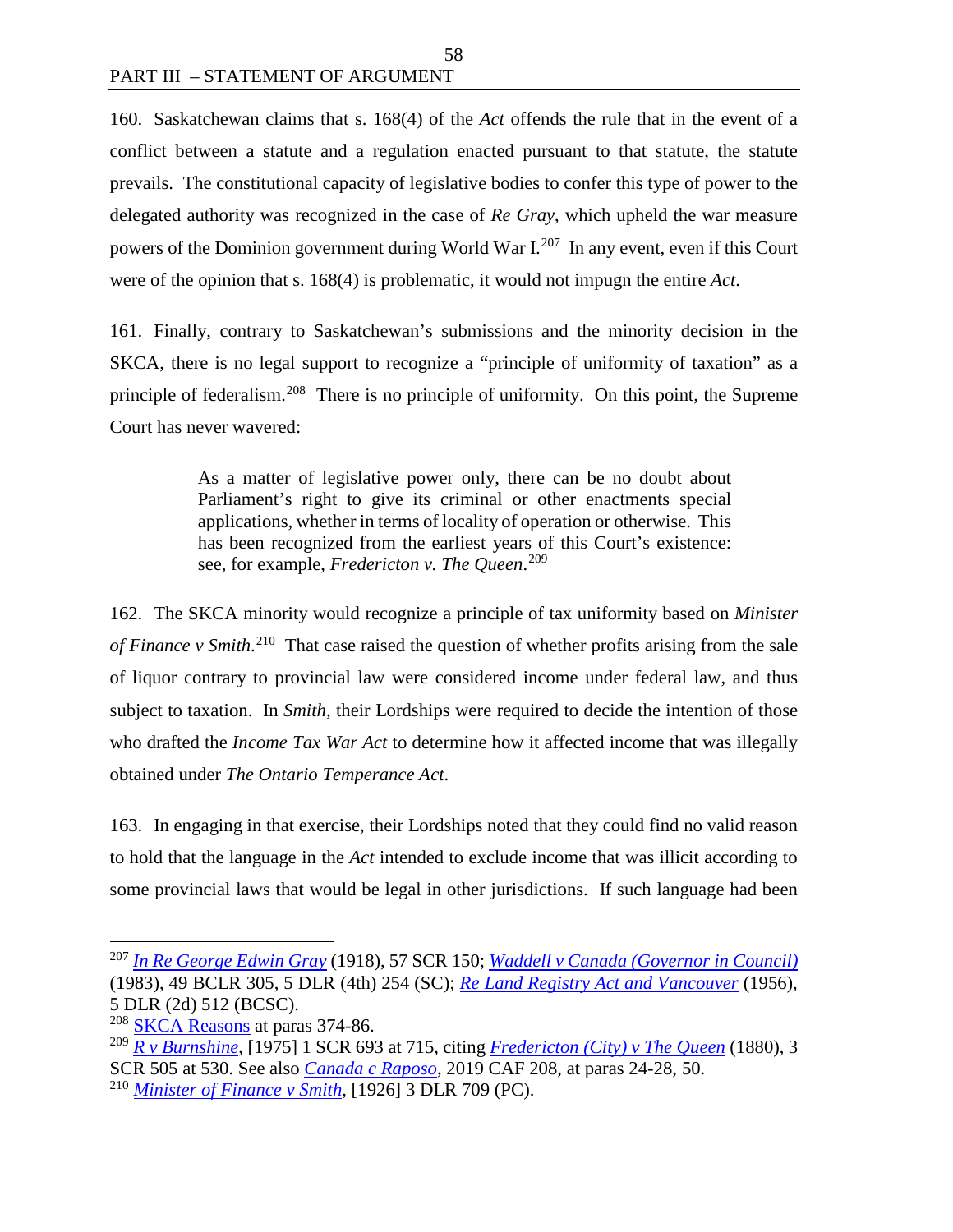160. Saskatchewan claims that s. 168(4) of the *Act* offends the rule that in the event of a conflict between a statute and a regulation enacted pursuant to that statute, the statute prevails. The constitutional capacity of legislative bodies to confer this type of power to the delegated authority was recognized in the case of *Re Gray*, which upheld the war measure powers of the Dominion government during World War I.[207] In any event, even if this Court were of the opinion that s. 168(4) is problematic, it would not impugn the entire *Act*.

161. Finally, contrary to Saskatchewan's submissions and the minority decision in the SKCA, there is no legal support to recognize a "principle of uniformity of taxation" as a principle of federalism.[208] There is no principle of uniformity. On this point, the Supreme Court has never wavered:

> As a matter of legislative power only, there can be no doubt about Parliament's right to give its criminal or other enactments special applications, whether in terms of locality of operation or otherwise. This has been recognized from the earliest years of this Court's existence: see, for example, *Fredericton v. The Queen*.[209]

162. The SKCA minority would recognize a principle of tax uniformity based on *Minister of Finance v Smith*.[210] That case raised the question of whether profits arising from the sale of liquor contrary to provincial law were considered income under federal law, and thus subject to taxation. In *Smith,* their Lordships were required to decide the intention of those who drafted the *Income Tax War Act* to determine how it affected income that was illegally obtained under *The Ontario Temperance Act*.

163. In engaging in that exercise, their Lordships noted that they could find no valid reason to hold that the language in the *Act* intended to exclude income that was illicit according to some provincial laws that would be legal in other jurisdictions. If such language had been

---

[207] *In Re George Edwin Gray* (1918), 57 SCR 150; *Waddell v Canada (Governor in Council)* (1983), 49 BCLR 305, 5 DLR (4th) 254 (SC); *Re Land Registry Act and Vancouver* (1956), 5 DLR (2d) 512 (BCSC).

[208] SKCA Reasons at paras 374-86.

[209] *R v Burnshine*, [1975] 1 SCR 693 at 715, citing *Fredericton (City) v The Queen* (1880), 3 SCR 505 at 530. See also *Canada c Raposo*, 2019 CAF 208, at paras 24-28, 50.

[210] *Minister of Finance v Smith*, [1926] 3 DLR 709 (PC).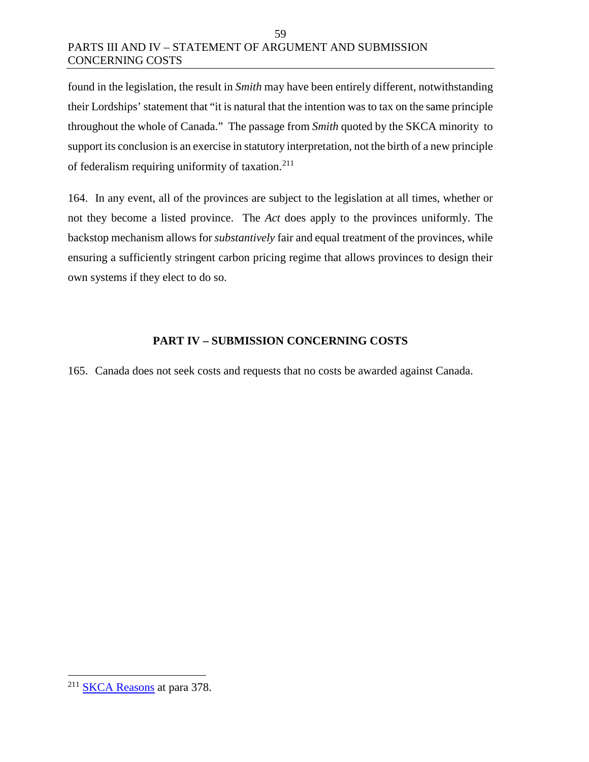found in the legislation, the result in *Smith* may have been entirely different, notwithstanding their Lordships' statement that "it is natural that the intention was to tax on the same principle throughout the whole of Canada." The passage from *Smith* quoted by the SKCA minority to support its conclusion is an exercise in statutory interpretation, not the birth of a new principle of federalism requiring uniformity of taxation.[211]

164. In any event, all of the provinces are subject to the legislation at all times, whether or not they become a listed province. The *Act* does apply to the provinces uniformly. The backstop mechanism allows for *substantively* fair and equal treatment of the provinces, while ensuring a sufficiently stringent carbon pricing regime that allows provinces to design their own systems if they elect to do so.

## PART IV – SUBMISSION CONCERNING COSTS

165. Canada does not seek costs and requests that no costs be awarded against Canada.

---

[211] SKCA Reasons at para 378.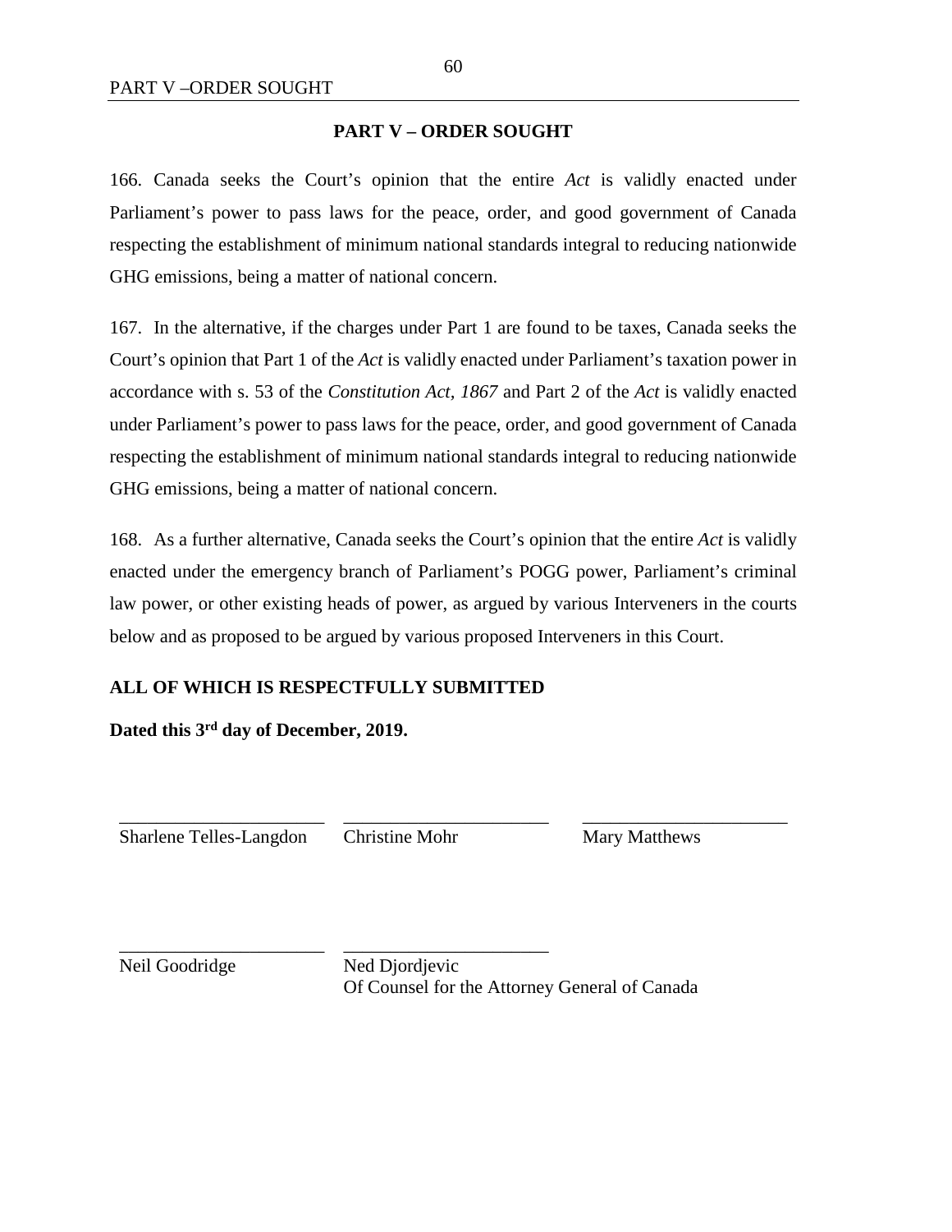## PART V – ORDER SOUGHT

166. Canada seeks the Court's opinion that the entire *Act* is validly enacted under Parliament's power to pass laws for the peace, order, and good government of Canada respecting the establishment of minimum national standards integral to reducing nationwide GHG emissions, being a matter of national concern.

167. In the alternative, if the charges under Part 1 are found to be taxes, Canada seeks the Court's opinion that Part 1 of the *Act* is validly enacted under Parliament's taxation power in accordance with s. 53 of the *Constitution Act, 1867* and Part 2 of the *Act* is validly enacted under Parliament's power to pass laws for the peace, order, and good government of Canada respecting the establishment of minimum national standards integral to reducing nationwide GHG emissions, being a matter of national concern.

168. As a further alternative, Canada seeks the Court's opinion that the entire *Act* is validly enacted under the emergency branch of Parliament's POGG power, Parliament's criminal law power, or other existing heads of power, as argued by various Interveners in the courts below and as proposed to be argued by various proposed Interveners in this Court.

**ALL OF WHICH IS RESPECTFULLY SUBMITTED**

**Dated this 3rd day of December, 2019.**

\_\_\_\_\_\_\_\_\_\_\_\_\_\_\_\_\_\_\_\_\_\_ Sharlene Telles-Langdon

\_\_\_\_\_\_\_\_\_\_\_\_\_\_\_\_\_\_\_\_\_\_ Christine Mohr

\_\_\_\_\_\_\_\_\_\_\_\_\_\_\_\_\_\_\_\_\_\_ Mary Matthews

\_\_\_\_\_\_\_\_\_\_\_\_\_\_\_\_\_\_\_\_\_\_ Neil Goodridge

\_\_\_\_\_\_\_\_\_\_\_\_\_\_\_\_\_\_\_\_\_\_ Ned Djordjevic

Of Counsel for the Attorney General of Canada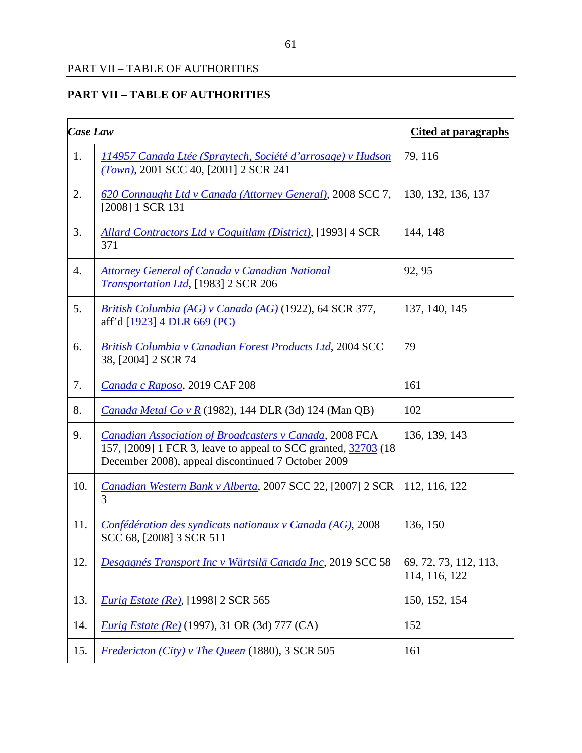## PART VII – TABLE OF AUTHORITIES

| | *Case Law* | Cited at paragraphs |
|---|---|---|
| 1. | *114957 Canada Ltée (Spraytech, Société d'arrosage) v Hudson (Town)*, 2001 SCC 40, [2001] 2 SCR 241 | 79, 116 |
| 2. | *620 Connaught Ltd v Canada (Attorney General)*, 2008 SCC 7, [2008] 1 SCR 131 | 130, 132, 136, 137 |
| 3. | *Allard Contractors Ltd v Coquitlam (District)*, [1993] 4 SCR 371 | 144, 148 |
| 4. | *Attorney General of Canada v Canadian National Transportation Ltd*, [1983] 2 SCR 206 | 92, 95 |
| 5. | *British Columbia (AG) v Canada (AG)* (1922), 64 SCR 377, aff'd [1923] 4 DLR 669 (PC) | 137, 140, 145 |
| 6. | *British Columbia v Canadian Forest Products Ltd*, 2004 SCC 38, [2004] 2 SCR 74 | 79 |
| 7. | *Canada c Raposo*, 2019 CAF 208 | 161 |
| 8. | *Canada Metal Co v R* (1982), 144 DLR (3d) 124 (Man QB) | 102 |
| 9. | *Canadian Association of Broadcasters v Canada*, 2008 FCA 157, [2009] 1 FCR 3, leave to appeal to SCC granted, 32703 (18 December 2008), appeal discontinued 7 October 2009 | 136, 139, 143 |
| 10. | *Canadian Western Bank v Alberta*, 2007 SCC 22, [2007] 2 SCR 3 | 112, 116, 122 |
| 11. | *Confédération des syndicats nationaux v Canada (AG)*, 2008 SCC 68, [2008] 3 SCR 511 | 136, 150 |
| 12. | *Desgagnés Transport Inc v Wärtsilä Canada Inc*, 2019 SCC 58 | 69, 72, 73, 112, 113, 114, 116, 122 |
| 13. | *Eurig Estate (Re)*, [1998] 2 SCR 565 | 150, 152, 154 |
| 14. | *Eurig Estate (Re)* (1997), 31 OR (3d) 777 (CA) | 152 |
| 15. | *Fredericton (City) v The Queen* (1880), 3 SCR 505 | 161 |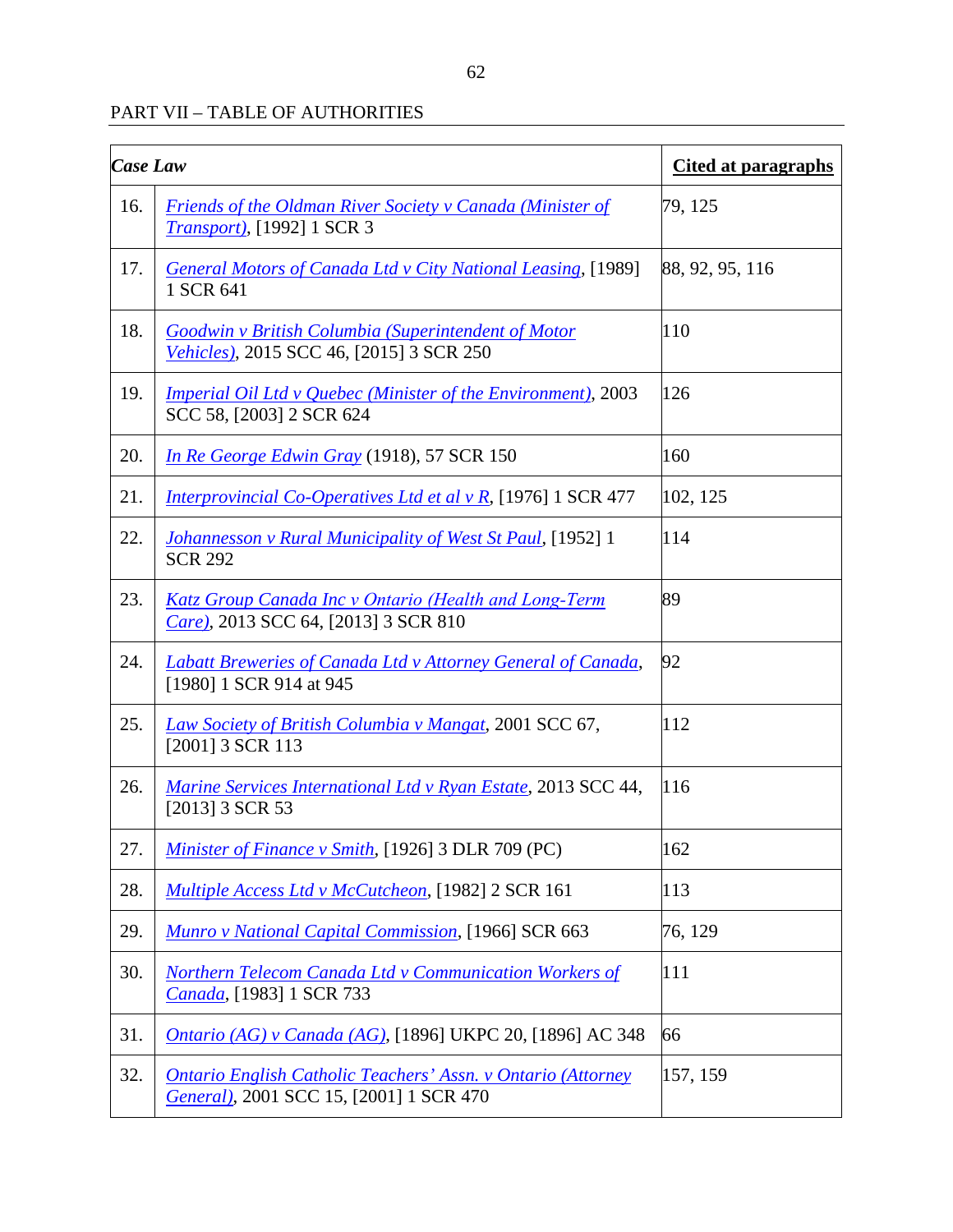PART VII – TABLE OF AUTHORITIES

| *Case Law* | | **Cited at paragraphs** |
|---|---|---|
| 16. | *Friends of the Oldman River Society v Canada (Minister of Transport)*, [1992] 1 SCR 3 | 79, 125 |
| 17. | *General Motors of Canada Ltd v City National Leasing*, [1989] 1 SCR 641 | 88, 92, 95, 116 |
| 18. | *Goodwin v British Columbia (Superintendent of Motor Vehicles)*, 2015 SCC 46, [2015] 3 SCR 250 | 110 |
| 19. | *Imperial Oil Ltd v Quebec (Minister of the Environment)*, 2003 SCC 58, [2003] 2 SCR 624 | 126 |
| 20. | *In Re George Edwin Gray* (1918), 57 SCR 150 | 160 |
| 21. | *Interprovincial Co-Operatives Ltd et al v R*, [1976] 1 SCR 477 | 102, 125 |
| 22. | *Johannesson v Rural Municipality of West St Paul*, [1952] 1 SCR 292 | 114 |
| 23. | *Katz Group Canada Inc v Ontario (Health and Long-Term Care)*, 2013 SCC 64, [2013] 3 SCR 810 | 89 |
| 24. | *Labatt Breweries of Canada Ltd v Attorney General of Canada*, [1980] 1 SCR 914 at 945 | 92 |
| 25. | *Law Society of British Columbia v Mangat*, 2001 SCC 67, [2001] 3 SCR 113 | 112 |
| 26. | *Marine Services International Ltd v Ryan Estate*, 2013 SCC 44, [2013] 3 SCR 53 | 116 |
| 27. | *Minister of Finance v Smith*, [1926] 3 DLR 709 (PC) | 162 |
| 28. | *Multiple Access Ltd v McCutcheon*, [1982] 2 SCR 161 | 113 |
| 29. | *Munro v National Capital Commission*, [1966] SCR 663 | 76, 129 |
| 30. | *Northern Telecom Canada Ltd v Communication Workers of Canada*, [1983] 1 SCR 733 | 111 |
| 31. | *Ontario (AG) v Canada (AG)*, [1896] UKPC 20, [1896] AC 348 | 66 |
| 32. | *Ontario English Catholic Teachers' Assn. v Ontario (Attorney General)*, 2001 SCC 15, [2001] 1 SCR 470 | 157, 159 |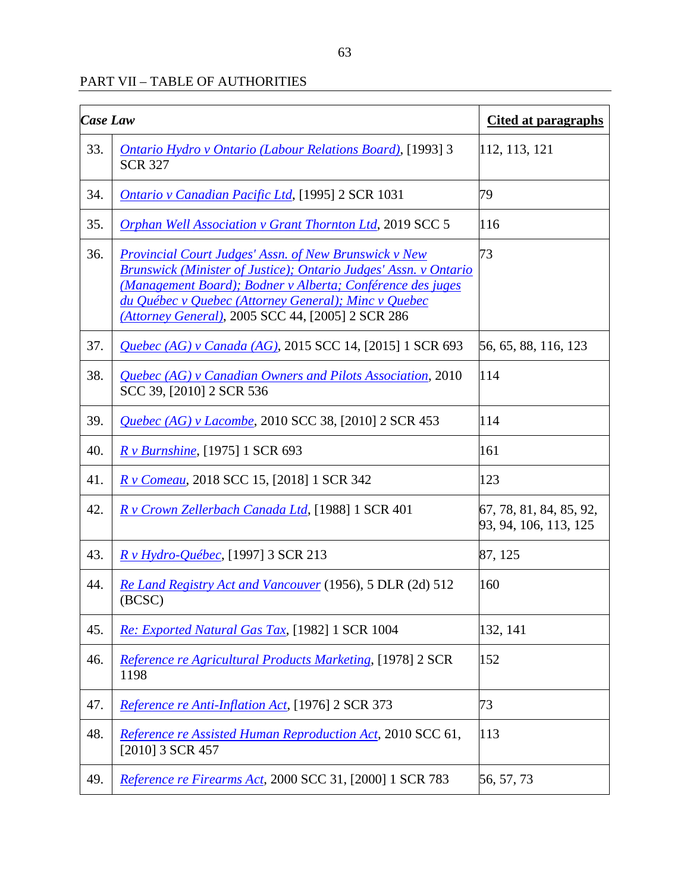## PART VII – TABLE OF AUTHORITIES

| | *Case Law* | Cited at paragraphs |
|---|---|---|
| 33. | *Ontario Hydro v Ontario (Labour Relations Board)*, [1993] 3 SCR 327 | 112, 113, 121 |
| 34. | *Ontario v Canadian Pacific Ltd*, [1995] 2 SCR 1031 | 79 |
| 35. | *Orphan Well Association v Grant Thornton Ltd*, 2019 SCC 5 | 116 |
| 36. | *Provincial Court Judges' Assn. of New Brunswick v New Brunswick (Minister of Justice); Ontario Judges' Assn. v Ontario (Management Board); Bodner v Alberta; Conférence des juges du Québec v Quebec (Attorney General); Minc v Quebec (Attorney General)*, 2005 SCC 44, [2005] 2 SCR 286 | 73 |
| 37. | *Quebec (AG) v Canada (AG)*, 2015 SCC 14, [2015] 1 SCR 693 | 56, 65, 88, 116, 123 |
| 38. | *Quebec (AG) v Canadian Owners and Pilots Association*, 2010 SCC 39, [2010] 2 SCR 536 | 114 |
| 39. | *Quebec (AG) v Lacombe*, 2010 SCC 38, [2010] 2 SCR 453 | 114 |
| 40. | *R v Burnshine*, [1975] 1 SCR 693 | 161 |
| 41. | *R v Comeau*, 2018 SCC 15, [2018] 1 SCR 342 | 123 |
| 42. | *R v Crown Zellerbach Canada Ltd*, [1988] 1 SCR 401 | 67, 78, 81, 84, 85, 92, 93, 94, 106, 113, 125 |
| 43. | *R v Hydro-Québec*, [1997] 3 SCR 213 | 87, 125 |
| 44. | *Re Land Registry Act and Vancouver* (1956), 5 DLR (2d) 512 (BCSC) | 160 |
| 45. | *Re: Exported Natural Gas Tax*, [1982] 1 SCR 1004 | 132, 141 |
| 46. | *Reference re Agricultural Products Marketing*, [1978] 2 SCR 1198 | 152 |
| 47. | *Reference re Anti-Inflation Act*, [1976] 2 SCR 373 | 73 |
| 48. | *Reference re Assisted Human Reproduction Act*, 2010 SCC 61, [2010] 3 SCR 457 | 113 |
| 49. | *Reference re Firearms Act*, 2000 SCC 31, [2000] 1 SCR 783 | 56, 57, 73 |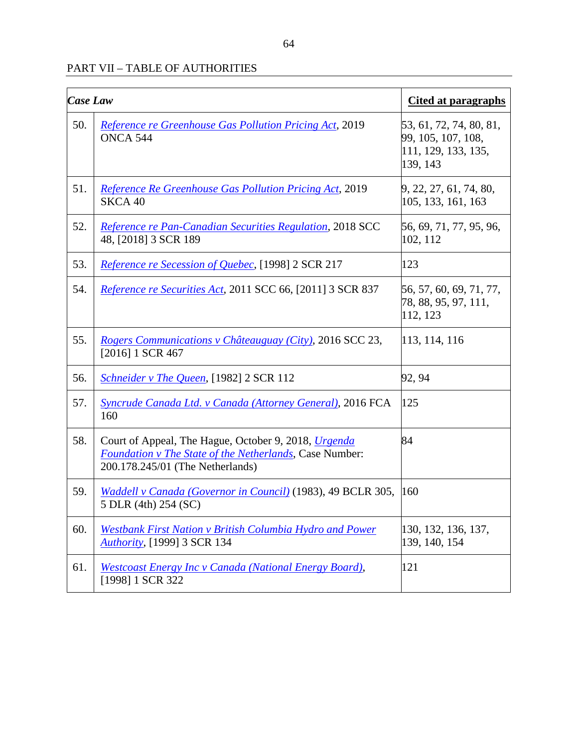PART VII – TABLE OF AUTHORITIES

| | *Case Law* | **Cited at paragraphs** |
|---|---|---|
| 50. | *Reference re Greenhouse Gas Pollution Pricing Act*, 2019 ONCA 544 | 53, 61, 72, 74, 80, 81, 99, 105, 107, 108, 111, 129, 133, 135, 139, 143 |
| 51. | *Reference Re Greenhouse Gas Pollution Pricing Act*, 2019 SKCA 40 | 9, 22, 27, 61, 74, 80, 105, 133, 161, 163 |
| 52. | *Reference re Pan-Canadian Securities Regulation*, 2018 SCC 48, [2018] 3 SCR 189 | 56, 69, 71, 77, 95, 96, 102, 112 |
| 53. | *Reference re Secession of Quebec*, [1998] 2 SCR 217 | 123 |
| 54. | *Reference re Securities Act*, 2011 SCC 66, [2011] 3 SCR 837 | 56, 57, 60, 69, 71, 77, 78, 88, 95, 97, 111, 112, 123 |
| 55. | *Rogers Communications v Châteauguay (City)*, 2016 SCC 23, [2016] 1 SCR 467 | 113, 114, 116 |
| 56. | *Schneider v The Queen*, [1982] 2 SCR 112 | 92, 94 |
| 57. | *Syncrude Canada Ltd. v Canada (Attorney General)*, 2016 FCA 160 | 125 |
| 58. | Court of Appeal, The Hague, October 9, 2018, *Urgenda Foundation v The State of the Netherlands*, Case Number: 200.178.245/01 (The Netherlands) | 84 |
| 59. | *Waddell v Canada (Governor in Council)* (1983), 49 BCLR 305, 5 DLR (4th) 254 (SC) | 160 |
| 60. | *Westbank First Nation v British Columbia Hydro and Power Authority*, [1999] 3 SCR 134 | 130, 132, 136, 137, 139, 140, 154 |
| 61. | *Westcoast Energy Inc v Canada (National Energy Board)*, [1998] 1 SCR 322 | 121 |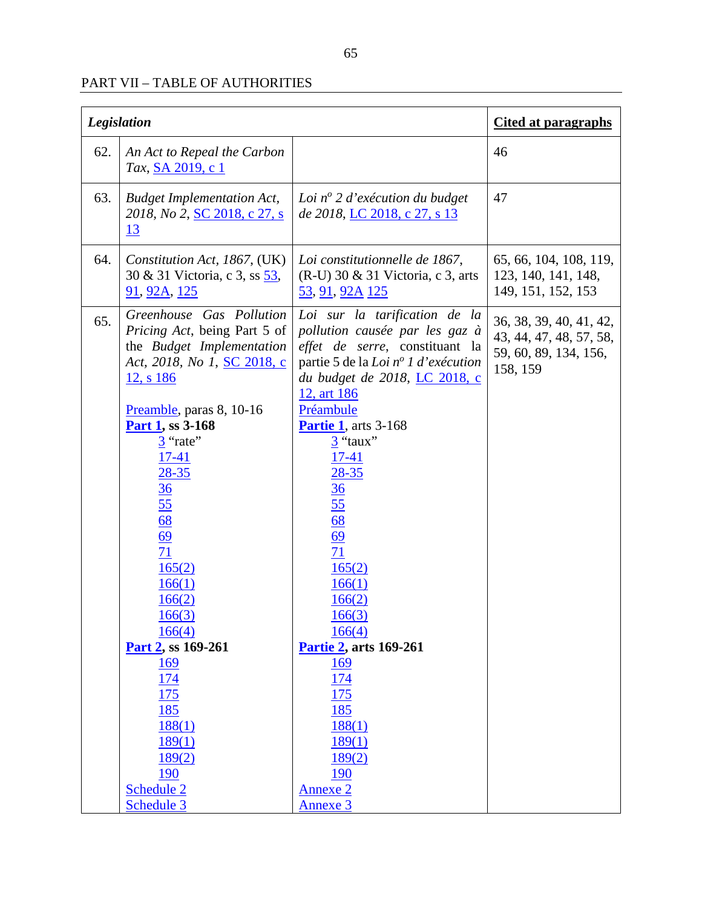## PART VII – TABLE OF AUTHORITIES

| ***Legislation*** | | | **Cited at paragraphs** |
|---|---|---|---|
| 62. | *An Act to Repeal the Carbon Tax*, SA 2019, c 1 | | 46 |
| 63. | *Budget Implementation Act, 2018, No 2*, SC 2018, c 27, s 13 | *Loi n<sup>o</sup> 2 d'exécution du budget de 2018*, LC 2018, c 27, s 13 | 47 |
| 64. | *Constitution Act, 1867*, (UK) 30 & 31 Victoria, c 3, ss 53, 91, 92A, 125 | *Loi constitutionnelle de 1867*, (R-U) 30 & 31 Victoria, c 3, arts 53, 91, 92A 125 | 65, 66, 104, 108, 119, 123, 140, 141, 148, 149, 151, 152, 153 |
| 65. | *Greenhouse Gas Pollution Pricing Act*, being Part 5 of the *Budget Implementation Act, 2018, No 1*, SC 2018, c 12, s 186<br><br>Preamble, paras 8, 10-16<br>**Part 1, ss 3-168**<br>3 "rate"<br>17-41<br>28-35<br>36<br>55<br>68<br>69<br>71<br>165(2)<br>166(1)<br>166(2)<br>166(3)<br>166(4)<br>**Part 2, ss 169-261**<br>169<br>174<br>175<br>185<br>188(1)<br>189(1)<br>189(2)<br>190<br>Schedule 2<br>Schedule 3 | *Loi sur la tarification de la pollution causée par les gaz à effet de serre*, constituant la partie 5 de la *Loi n<sup>o</sup> 1 d'exécution du budget de 2018*, LC 2018, c 12, art 186<br>Préambule<br>**Partie 1**, arts 3-168<br>3 "taux"<br>17-41<br>28-35<br>36<br>55<br>68<br>69<br>71<br>165(2)<br>166(1)<br>166(2)<br>166(3)<br>166(4)<br>**Partie 2, arts 169-261**<br>169<br>174<br>175<br>185<br>188(1)<br>189(1)<br>189(2)<br>190<br>Annexe 2<br>Annexe 3 | 36, 38, 39, 40, 41, 42, 43, 44, 47, 48, 57, 58, 59, 60, 89, 134, 156, 158, 159 |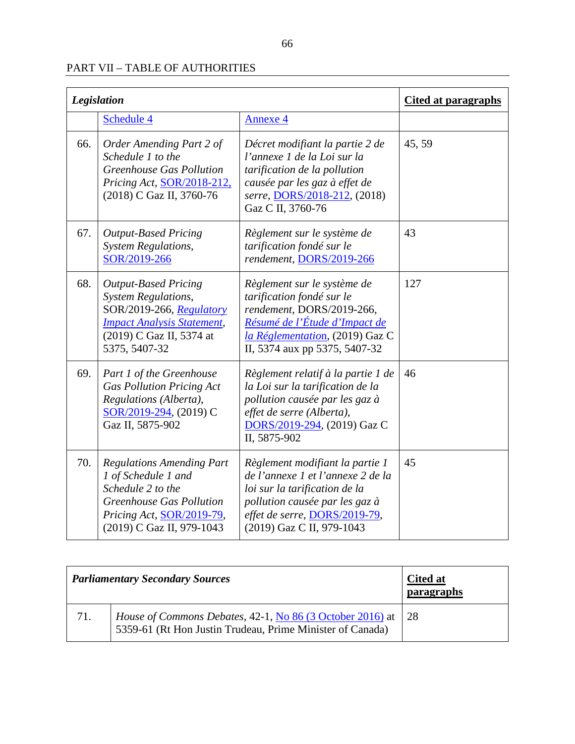PART VII – TABLE OF AUTHORITIES

| ***Legislation*** | | | **Cited at paragraphs** |
|---|---|---|---|
| | Schedule 4 | Annexe 4 | |
| 66. | *Order Amending Part 2 of Schedule 1 to the Greenhouse Gas Pollution Pricing Act*, SOR/2018-212, (2018) C Gaz II, 3760-76 | *Décret modifiant la partie 2 de l'annexe 1 de la Loi sur la tarification de la pollution causée par les gaz à effet de serre*, DORS/2018-212, (2018) Gaz C II, 3760-76 | 45, 59 |
| 67. | *Output-Based Pricing System Regulations*, SOR/2019-266 | *Règlement sur le système de tarification fondé sur le rendement*, DORS/2019-266 | 43 |
| 68. | *Output-Based Pricing System Regulations*, SOR/2019-266, *Regulatory Impact Analysis Statement*, (2019) C Gaz II, 5374 at 5375, 5407-32 | *Règlement sur le système de tarification fondé sur le rendement*, DORS/2019-266, *Résumé de l'Étude d'Impact de la Réglementation*, (2019) Gaz C II, 5374 aux pp 5375, 5407-32 | 127 |
| 69. | *Part 1 of the Greenhouse Gas Pollution Pricing Act Regulations (Alberta)*, SOR/2019-294, (2019) C Gaz II, 5875-902 | *Règlement relatif à la partie 1 de la Loi sur la tarification de la pollution causée par les gaz à effet de serre (Alberta)*, DORS/2019-294, (2019) Gaz C II, 5875-902 | 46 |
| 70. | *Regulations Amending Part 1 of Schedule 1 and Schedule 2 to the Greenhouse Gas Pollution Pricing Act*, SOR/2019-79, (2019) C Gaz II, 979-1043 | *Règlement modifiant la partie 1 de l'annexe 1 et l'annexe 2 de la loi sur la tarification de la pollution causée par les gaz à effet de serre*, DORS/2019-79, (2019) Gaz C II, 979-1043 | 45 |

| ***Parliamentary Secondary Sources*** | | **Cited at paragraphs** |
|---|---|---|
| 71. | *House of Commons Debates*, 42-1, No 86 (3 October 2016) at 5359-61 (Rt Hon Justin Trudeau, Prime Minister of Canada) | 28 |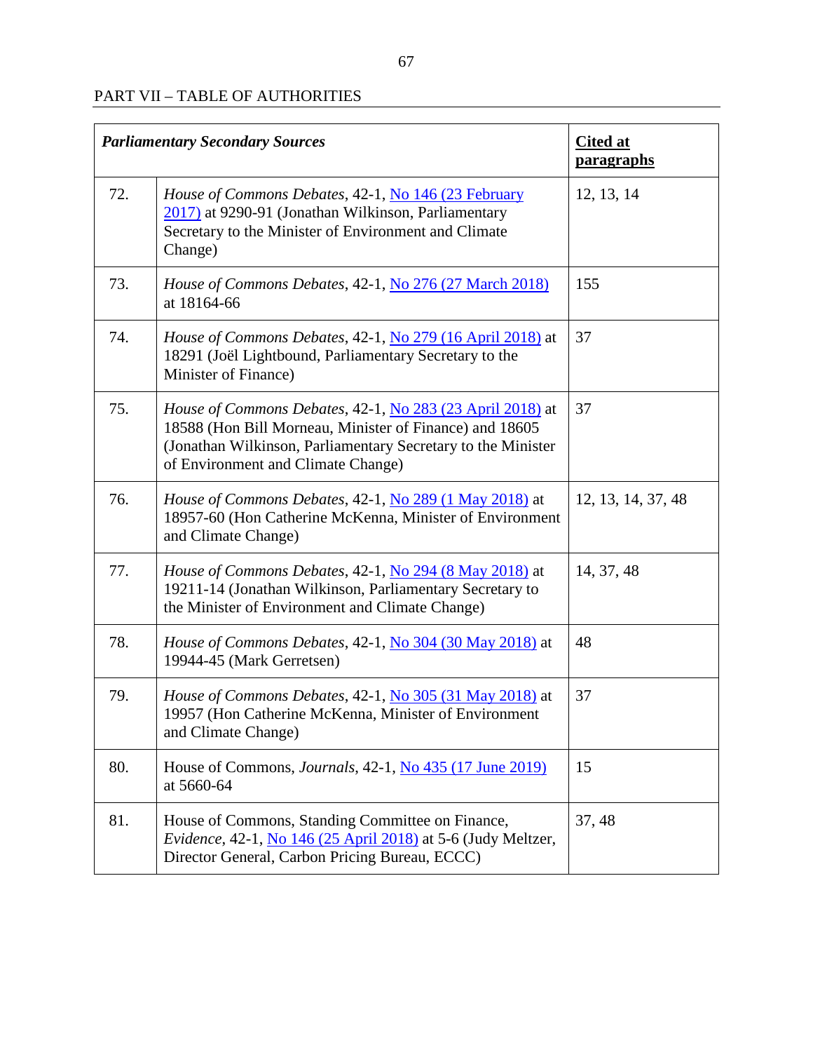PART VII – TABLE OF AUTHORITIES

| ***Parliamentary Secondary Sources*** | | **Cited at paragraphs** |
|---|---|---|
| 72. | *House of Commons Debates*, 42-1, No 146 (23 February 2017) at 9290-91 (Jonathan Wilkinson, Parliamentary Secretary to the Minister of Environment and Climate Change) | 12, 13, 14 |
| 73. | *House of Commons Debates*, 42-1, No 276 (27 March 2018) at 18164-66 | 155 |
| 74. | *House of Commons Debates*, 42-1, No 279 (16 April 2018) at 18291 (Joël Lightbound, Parliamentary Secretary to the Minister of Finance) | 37 |
| 75. | *House of Commons Debates*, 42-1, No 283 (23 April 2018) at 18588 (Hon Bill Morneau, Minister of Finance) and 18605 (Jonathan Wilkinson, Parliamentary Secretary to the Minister of Environment and Climate Change) | 37 |
| 76. | *House of Commons Debates*, 42-1, No 289 (1 May 2018) at 18957-60 (Hon Catherine McKenna, Minister of Environment and Climate Change) | 12, 13, 14, 37, 48 |
| 77. | *House of Commons Debates*, 42-1, No 294 (8 May 2018) at 19211-14 (Jonathan Wilkinson, Parliamentary Secretary to the Minister of Environment and Climate Change) | 14, 37, 48 |
| 78. | *House of Commons Debates*, 42-1, No 304 (30 May 2018) at 19944-45 (Mark Gerretsen) | 48 |
| 79. | *House of Commons Debates*, 42-1, No 305 (31 May 2018) at 19957 (Hon Catherine McKenna, Minister of Environment and Climate Change) | 37 |
| 80. | House of Commons, *Journals*, 42-1, No 435 (17 June 2019) at 5660-64 | 15 |
| 81. | House of Commons, Standing Committee on Finance, *Evidence*, 42-1, No 146 (25 April 2018) at 5-6 (Judy Meltzer, Director General, Carbon Pricing Bureau, ECCC) | 37, 48 |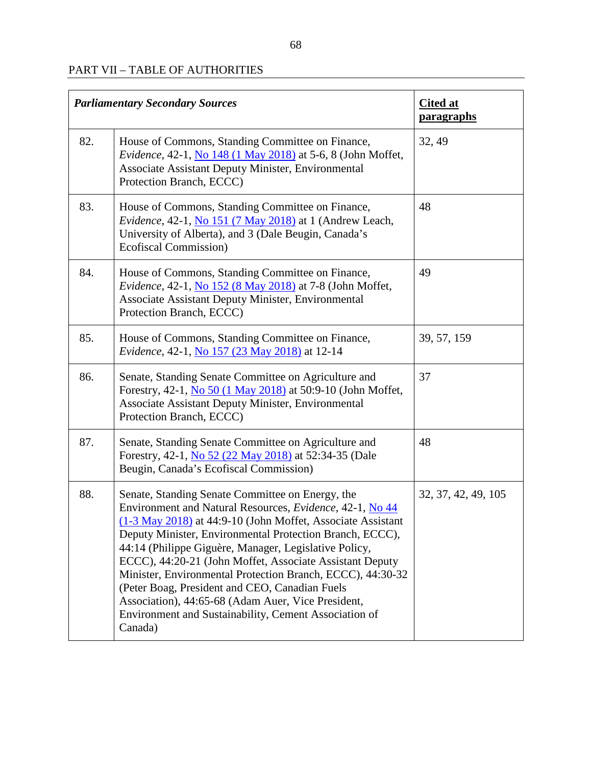PART VII – TABLE OF AUTHORITIES

| | ***Parliamentary Secondary Sources*** | **Cited at paragraphs** |
|---|---|---|
| 82. | House of Commons, Standing Committee on Finance, *Evidence*, 42-1, No 148 (1 May 2018) at 5-6, 8 (John Moffet, Associate Assistant Deputy Minister, Environmental Protection Branch, ECCC) | 32, 49 |
| 83. | House of Commons, Standing Committee on Finance, *Evidence*, 42-1, No 151 (7 May 2018) at 1 (Andrew Leach, University of Alberta), and 3 (Dale Beugin, Canada's Ecofiscal Commission) | 48 |
| 84. | House of Commons, Standing Committee on Finance, *Evidence*, 42-1, No 152 (8 May 2018) at 7-8 (John Moffet, Associate Assistant Deputy Minister, Environmental Protection Branch, ECCC) | 49 |
| 85. | House of Commons, Standing Committee on Finance, *Evidence*, 42-1, No 157 (23 May 2018) at 12-14 | 39, 57, 159 |
| 86. | Senate, Standing Senate Committee on Agriculture and Forestry, 42-1, No 50 (1 May 2018) at 50:9-10 (John Moffet, Associate Assistant Deputy Minister, Environmental Protection Branch, ECCC) | 37 |
| 87. | Senate, Standing Senate Committee on Agriculture and Forestry, 42-1, No 52 (22 May 2018) at 52:34-35 (Dale Beugin, Canada's Ecofiscal Commission) | 48 |
| 88. | Senate, Standing Senate Committee on Energy, the Environment and Natural Resources, *Evidence*, 42-1, No 44 (1-3 May 2018) at 44:9-10 (John Moffet, Associate Assistant Deputy Minister, Environmental Protection Branch, ECCC), 44:14 (Philippe Giguère, Manager, Legislative Policy, ECCC), 44:20-21 (John Moffet, Associate Assistant Deputy Minister, Environmental Protection Branch, ECCC), 44:30-32 (Peter Boag, President and CEO, Canadian Fuels Association), 44:65-68 (Adam Auer, Vice President, Environment and Sustainability, Cement Association of Canada) | 32, 37, 42, 49, 105 |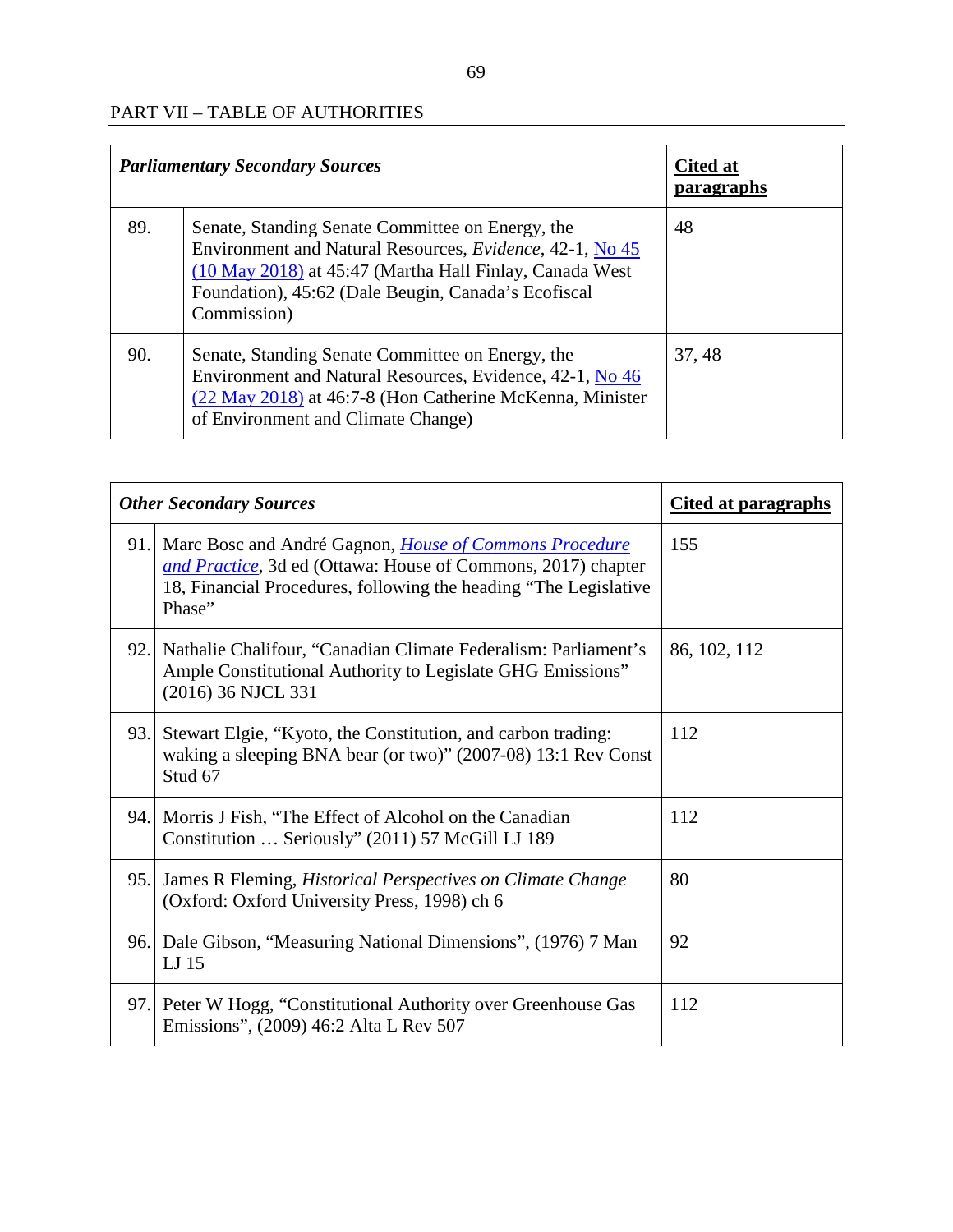PART VII – TABLE OF AUTHORITIES

| ***Parliamentary Secondary Sources*** | | **Cited at paragraphs** |
|---|---|---|
| 89. | Senate, Standing Senate Committee on Energy, the Environment and Natural Resources, *Evidence*, 42-1, No 45 (10 May 2018) at 45:47 (Martha Hall Finlay, Canada West Foundation), 45:62 (Dale Beugin, Canada's Ecofiscal Commission) | 48 |
| 90. | Senate, Standing Senate Committee on Energy, the Environment and Natural Resources, Evidence, 42-1, No 46 (22 May 2018) at 46:7-8 (Hon Catherine McKenna, Minister of Environment and Climate Change) | 37, 48 |

| ***Other Secondary Sources*** | | **Cited at paragraphs** |
|---|---|---|
| 91. | Marc Bosc and André Gagnon, *House of Commons Procedure and Practice*, 3d ed (Ottawa: House of Commons, 2017) chapter 18, Financial Procedures, following the heading "The Legislative Phase" | 155 |
| 92. | Nathalie Chalifour, "Canadian Climate Federalism: Parliament's Ample Constitutional Authority to Legislate GHG Emissions" (2016) 36 NJCL 331 | 86, 102, 112 |
| 93. | Stewart Elgie, "Kyoto, the Constitution, and carbon trading: waking a sleeping BNA bear (or two)" (2007-08) 13:1 Rev Const Stud 67 | 112 |
| 94. | Morris J Fish, "The Effect of Alcohol on the Canadian Constitution … Seriously" (2011) 57 McGill LJ 189 | 112 |
| 95. | James R Fleming, *Historical Perspectives on Climate Change* (Oxford: Oxford University Press, 1998) ch 6 | 80 |
| 96. | Dale Gibson, "Measuring National Dimensions", (1976) 7 Man LJ 15 | 92 |
| 97. | Peter W Hogg, "Constitutional Authority over Greenhouse Gas Emissions", (2009) 46:2 Alta L Rev 507 | 112 |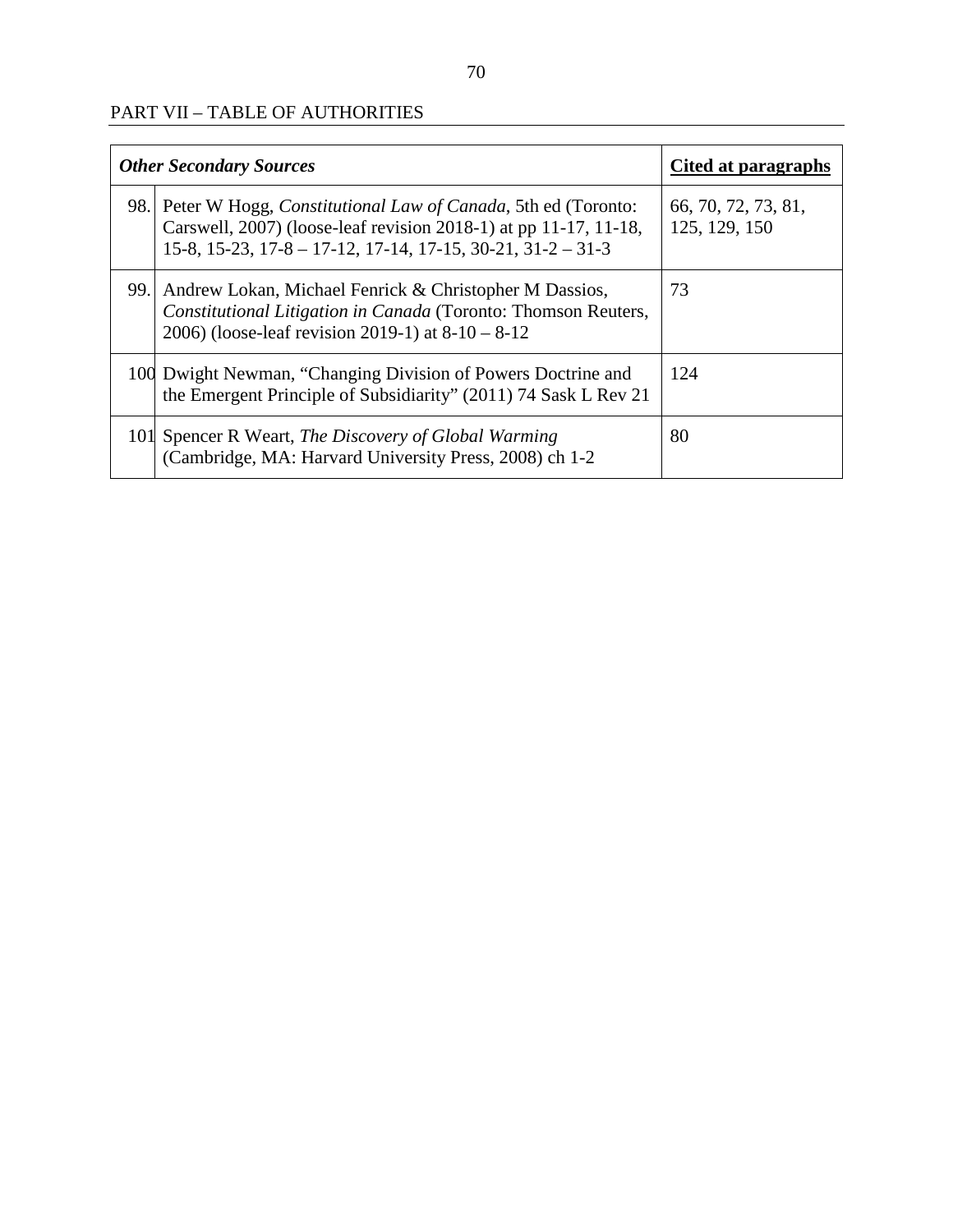PART VII – TABLE OF AUTHORITIES

| | *Other Secondary Sources* | Cited at paragraphs |
|---|---|---|
| 98. | Peter W Hogg, *Constitutional Law of Canada*, 5th ed (Toronto: Carswell, 2007) (loose-leaf revision 2018-1) at pp 11-17, 11-18, 15-8, 15-23, 17-8 – 17-12, 17-14, 17-15, 30-21, 31-2 – 31-3 | 66, 70, 72, 73, 81, 125, 129, 150 |
| 99. | Andrew Lokan, Michael Fenrick & Christopher M Dassios, *Constitutional Litigation in Canada* (Toronto: Thomson Reuters, 2006) (loose-leaf revision 2019-1) at 8-10 – 8-12 | 73 |
| 100 | Dwight Newman, "Changing Division of Powers Doctrine and the Emergent Principle of Subsidiarity" (2011) 74 Sask L Rev 21 | 124 |
| 101 | Spencer R Weart, *The Discovery of Global Warming* (Cambridge, MA: Harvard University Press, 2008) ch 1-2 | 80 |